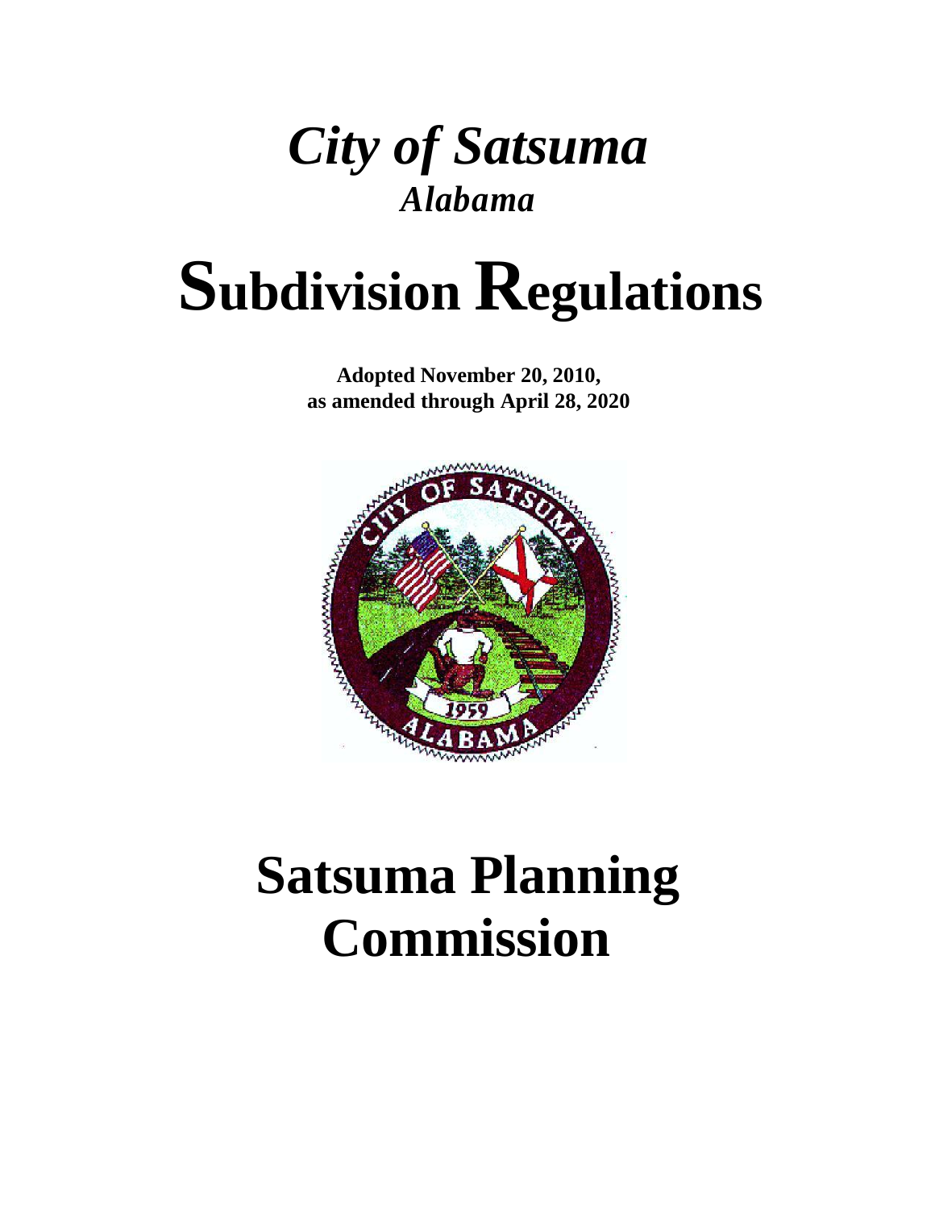# *City of Satsuma*

## *Alabama*

# Subdivision Regulations

**Adopted November 20, 2010,**
**as amended through April 28, 2020**

# Satsuma Planning Commission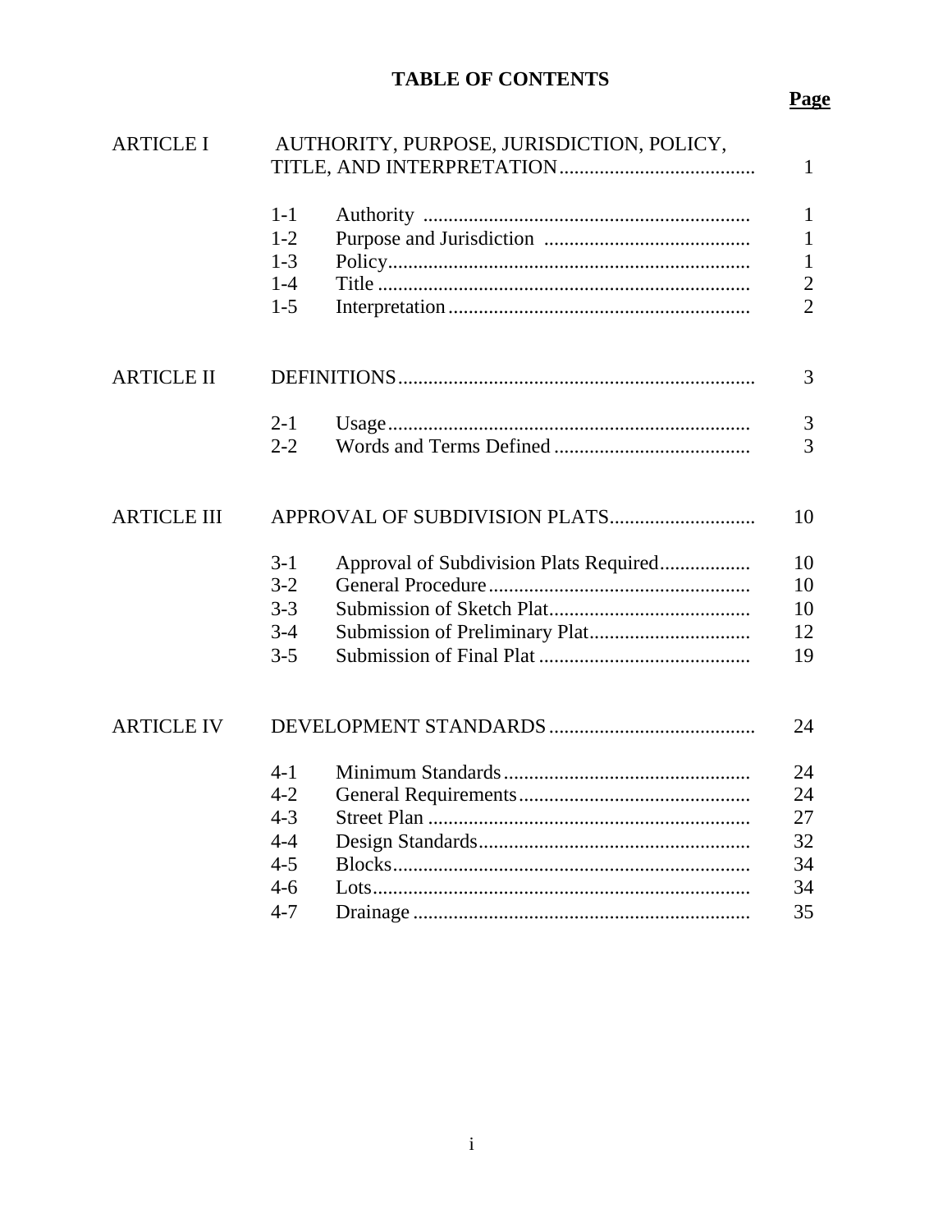# TABLE OF CONTENTS

| | | | Page |
|---|---|---|---|
| ARTICLE I | AUTHORITY, PURPOSE, JURISDICTION, POLICY, TITLE, AND INTERPRETATION | | 1 |
| | 1-1 | Authority | 1 |
| | 1-2 | Purpose and Jurisdiction | 1 |
| | 1-3 | Policy | 1 |
| | 1-4 | Title | 2 |
| | 1-5 | Interpretation | 2 |
| ARTICLE II | DEFINITIONS | | 3 |
| | 2-1 | Usage | 3 |
| | 2-2 | Words and Terms Defined | 3 |
| ARTICLE III | APPROVAL OF SUBDIVISION PLATS | | 10 |
| | 3-1 | Approval of Subdivision Plats Required | 10 |
| | 3-2 | General Procedure | 10 |
| | 3-3 | Submission of Sketch Plat | 10 |
| | 3-4 | Submission of Preliminary Plat | 12 |
| | 3-5 | Submission of Final Plat | 19 |
| ARTICLE IV | DEVELOPMENT STANDARDS | | 24 |
| | 4-1 | Minimum Standards | 24 |
| | 4-2 | General Requirements | 24 |
| | 4-3 | Street Plan | 27 |
| | 4-4 | Design Standards | 32 |
| | 4-5 | Blocks | 34 |
| | 4-6 | Lots | 34 |
| | 4-7 | Drainage | 35 |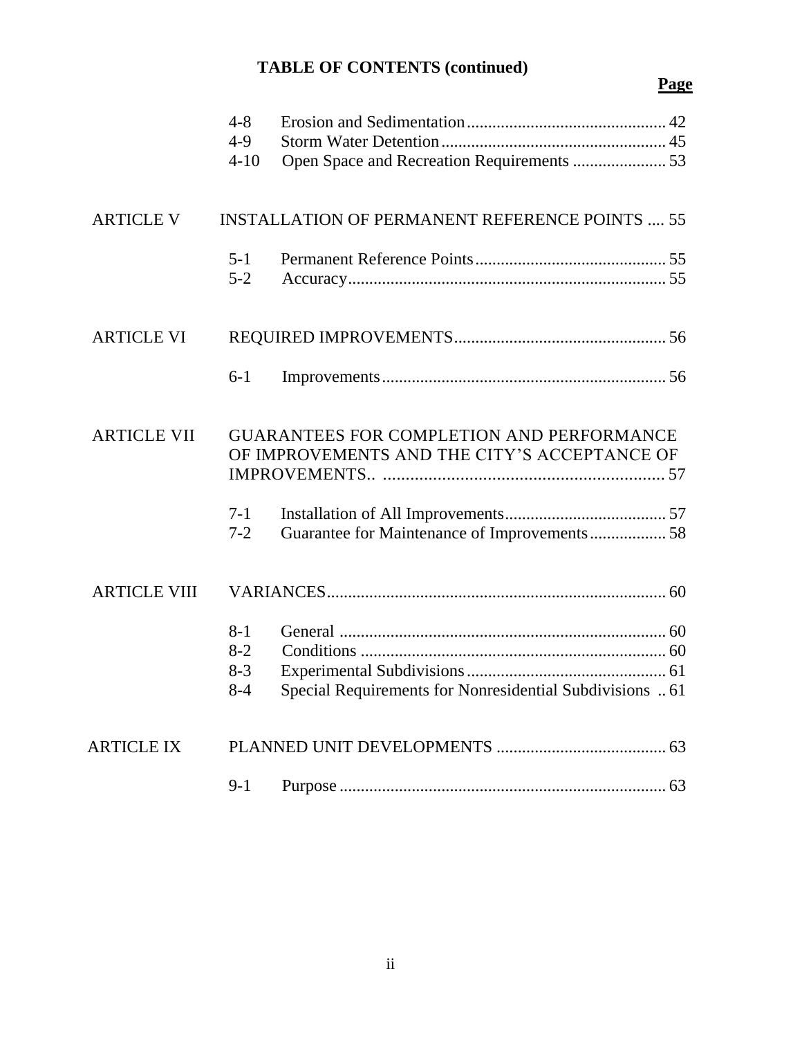**TABLE OF CONTENTS (continued)**

| | | | Page |
|---|---|---|---|
| | 4-8 | Erosion and Sedimentation | 42 |
| | 4-9 | Storm Water Detention | 45 |
| | 4-10 | Open Space and Recreation Requirements | 53 |
| ARTICLE V | INSTALLATION OF PERMANENT REFERENCE POINTS | | 55 |
| | 5-1 | Permanent Reference Points | 55 |
| | 5-2 | Accuracy | 55 |
| ARTICLE VI | REQUIRED IMPROVEMENTS | | 56 |
| | 6-1 | Improvements | 56 |
| ARTICLE VII | GUARANTEES FOR COMPLETION AND PERFORMANCE OF IMPROVEMENTS AND THE CITY'S ACCEPTANCE OF IMPROVEMENTS.. | | 57 |
| | 7-1 | Installation of All Improvements | 57 |
| | 7-2 | Guarantee for Maintenance of Improvements | 58 |
| ARTICLE VIII | VARIANCES | | 60 |
| | 8-1 | General | 60 |
| | 8-2 | Conditions | 60 |
| | 8-3 | Experimental Subdivisions | 61 |
| | 8-4 | Special Requirements for Nonresidential Subdivisions | 61 |
| ARTICLE IX | PLANNED UNIT DEVELOPMENTS | | 63 |
| | 9-1 | Purpose | 63 |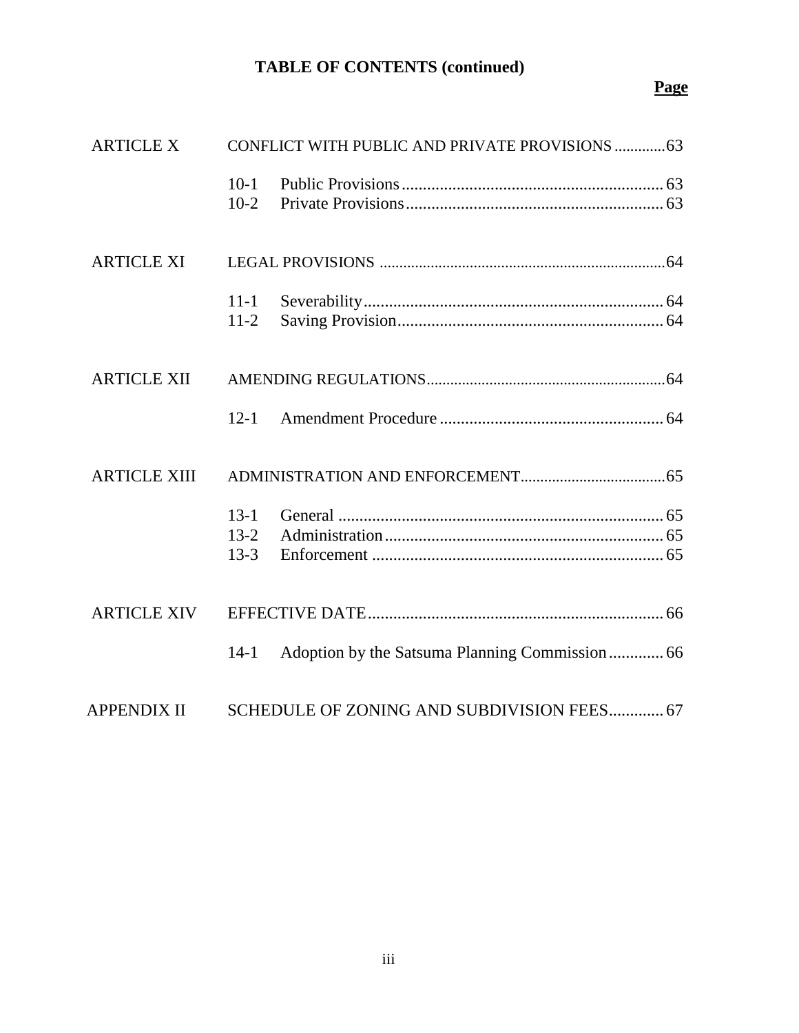**TABLE OF CONTENTS (continued)**

| | | Page |
|---|---|---|
| ARTICLE X | CONFLICT WITH PUBLIC AND PRIVATE PROVISIONS | 63 |
| | 10-1 Public Provisions | 63 |
| | 10-2 Private Provisions | 63 |
| ARTICLE XI | LEGAL PROVISIONS | 64 |
| | 11-1 Severability | 64 |
| | 11-2 Saving Provision | 64 |
| ARTICLE XII | AMENDING REGULATIONS | 64 |
| | 12-1 Amendment Procedure | 64 |
| ARTICLE XIII | ADMINISTRATION AND ENFORCEMENT | 65 |
| | 13-1 General | 65 |
| | 13-2 Administration | 65 |
| | 13-3 Enforcement | 65 |
| ARTICLE XIV | EFFECTIVE DATE | 66 |
| | 14-1 Adoption by the Satsuma Planning Commission | 66 |
| APPENDIX II | SCHEDULE OF ZONING AND SUBDIVISION FEES | 67 |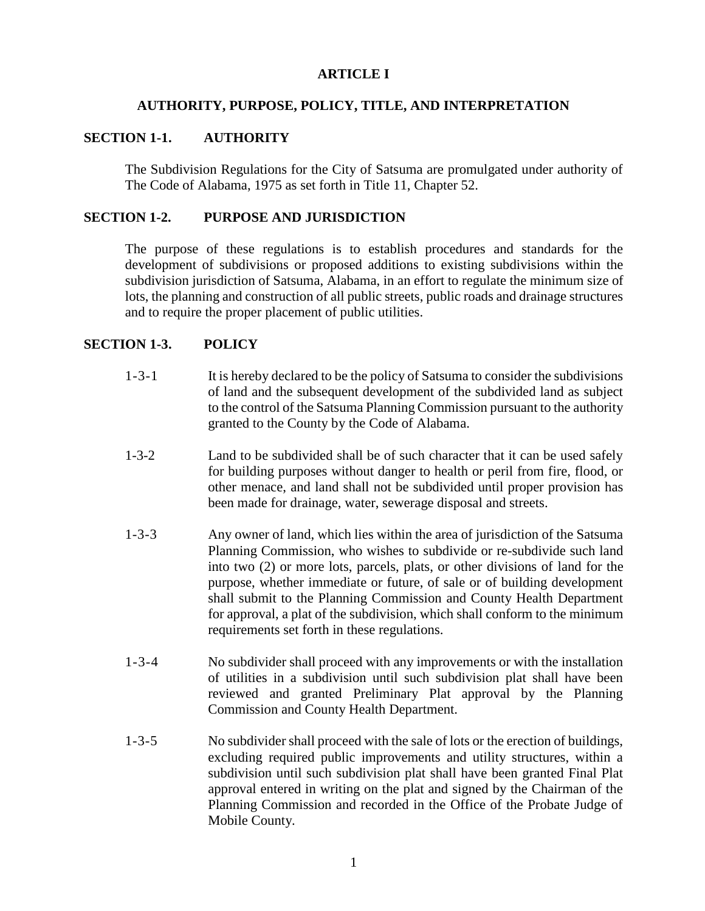# ARTICLE I

## AUTHORITY, PURPOSE, POLICY, TITLE, AND INTERPRETATION

### SECTION 1-1. AUTHORITY

The Subdivision Regulations for the City of Satsuma are promulgated under authority of The Code of Alabama, 1975 as set forth in Title 11, Chapter 52.

### SECTION 1-2. PURPOSE AND JURISDICTION

The purpose of these regulations is to establish procedures and standards for the development of subdivisions or proposed additions to existing subdivisions within the subdivision jurisdiction of Satsuma, Alabama, in an effort to regulate the minimum size of lots, the planning and construction of all public streets, public roads and drainage structures and to require the proper placement of public utilities.

### SECTION 1-3. POLICY

1-3-1 It is hereby declared to be the policy of Satsuma to consider the subdivisions of land and the subsequent development of the subdivided land as subject to the control of the Satsuma Planning Commission pursuant to the authority granted to the County by the Code of Alabama.

1-3-2 Land to be subdivided shall be of such character that it can be used safely for building purposes without danger to health or peril from fire, flood, or other menace, and land shall not be subdivided until proper provision has been made for drainage, water, sewerage disposal and streets.

1-3-3 Any owner of land, which lies within the area of jurisdiction of the Satsuma Planning Commission, who wishes to subdivide or re-subdivide such land into two (2) or more lots, parcels, plats, or other divisions of land for the purpose, whether immediate or future, of sale or of building development shall submit to the Planning Commission and County Health Department for approval, a plat of the subdivision, which shall conform to the minimum requirements set forth in these regulations.

1-3-4 No subdivider shall proceed with any improvements or with the installation of utilities in a subdivision until such subdivision plat shall have been reviewed and granted Preliminary Plat approval by the Planning Commission and County Health Department.

1-3-5 No subdivider shall proceed with the sale of lots or the erection of buildings, excluding required public improvements and utility structures, within a subdivision until such subdivision plat shall have been granted Final Plat approval entered in writing on the plat and signed by the Chairman of the Planning Commission and recorded in the Office of the Probate Judge of Mobile County.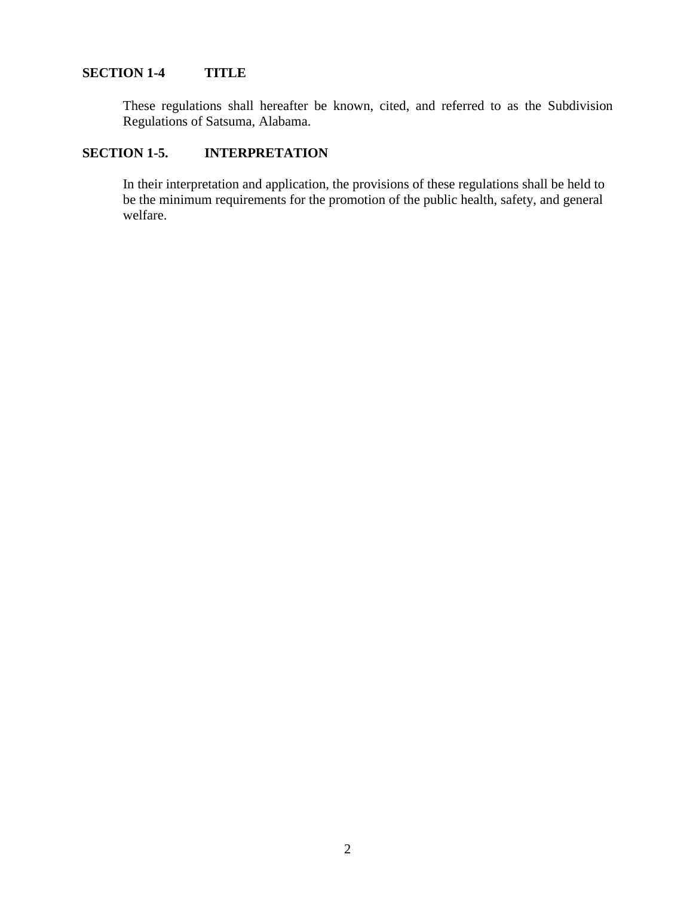## SECTION 1-4 TITLE

These regulations shall hereafter be known, cited, and referred to as the Subdivision Regulations of Satsuma, Alabama.

## SECTION 1-5. INTERPRETATION

In their interpretation and application, the provisions of these regulations shall be held to be the minimum requirements for the promotion of the public health, safety, and general welfare.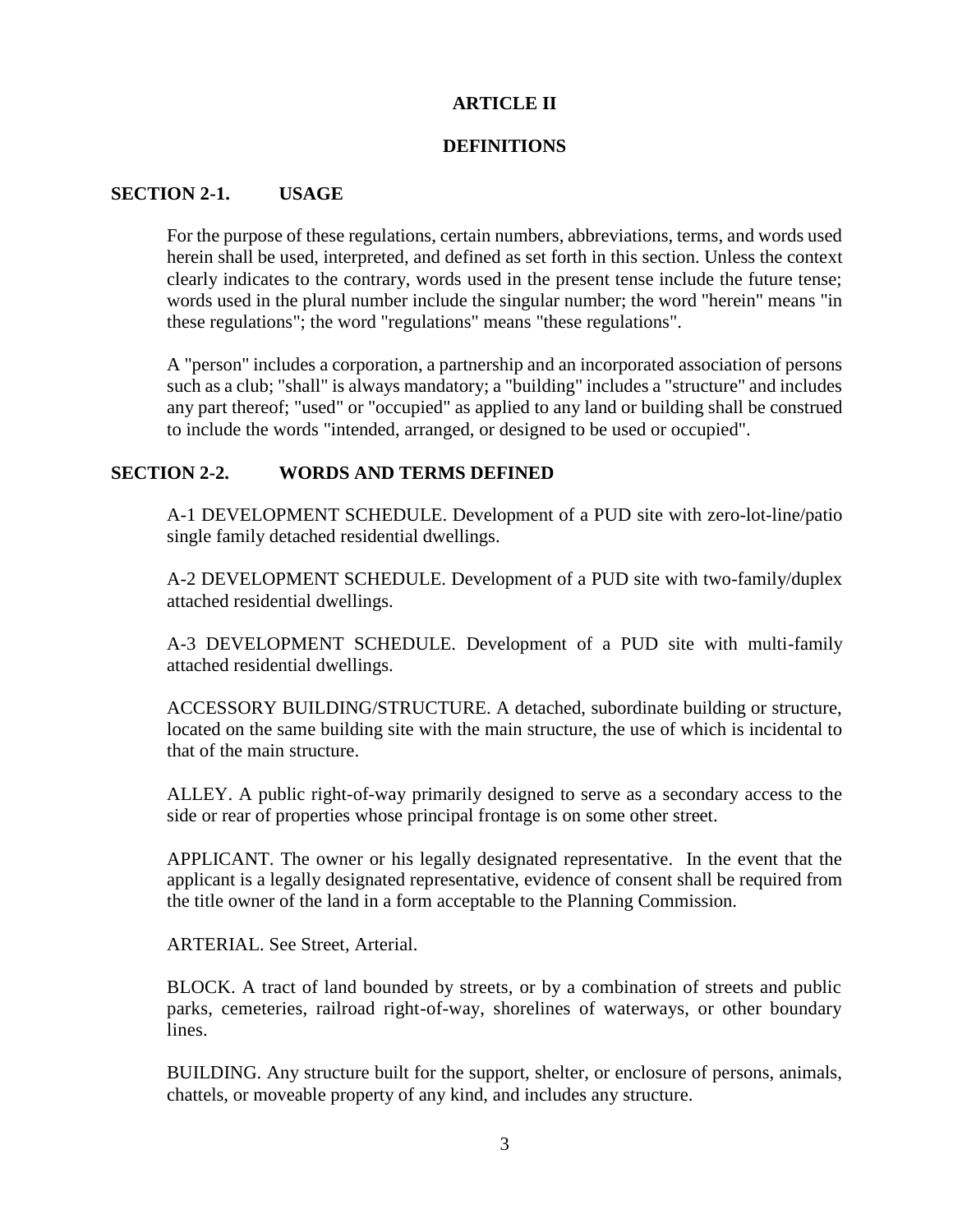# ARTICLE II

## DEFINITIONS

### SECTION 2-1. USAGE

For the purpose of these regulations, certain numbers, abbreviations, terms, and words used herein shall be used, interpreted, and defined as set forth in this section. Unless the context clearly indicates to the contrary, words used in the present tense include the future tense; words used in the plural number include the singular number; the word "herein" means "in these regulations"; the word "regulations" means "these regulations".

A "person" includes a corporation, a partnership and an incorporated association of persons such as a club; "shall" is always mandatory; a "building" includes a "structure" and includes any part thereof; "used" or "occupied" as applied to any land or building shall be construed to include the words "intended, arranged, or designed to be used or occupied".

### SECTION 2-2. WORDS AND TERMS DEFINED

A-1 DEVELOPMENT SCHEDULE. Development of a PUD site with zero-lot-line/patio single family detached residential dwellings.

A-2 DEVELOPMENT SCHEDULE. Development of a PUD site with two-family/duplex attached residential dwellings.

A-3 DEVELOPMENT SCHEDULE. Development of a PUD site with multi-family attached residential dwellings.

ACCESSORY BUILDING/STRUCTURE. A detached, subordinate building or structure, located on the same building site with the main structure, the use of which is incidental to that of the main structure.

ALLEY. A public right-of-way primarily designed to serve as a secondary access to the side or rear of properties whose principal frontage is on some other street.

APPLICANT. The owner or his legally designated representative. In the event that the applicant is a legally designated representative, evidence of consent shall be required from the title owner of the land in a form acceptable to the Planning Commission.

ARTERIAL. See Street, Arterial.

BLOCK. A tract of land bounded by streets, or by a combination of streets and public parks, cemeteries, railroad right-of-way, shorelines of waterways, or other boundary lines.

BUILDING. Any structure built for the support, shelter, or enclosure of persons, animals, chattels, or moveable property of any kind, and includes any structure.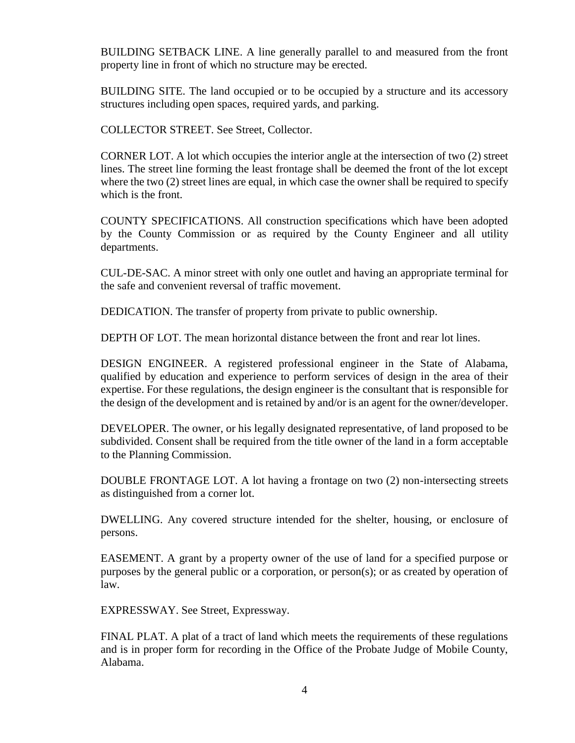BUILDING SETBACK LINE. A line generally parallel to and measured from the front property line in front of which no structure may be erected.

BUILDING SITE. The land occupied or to be occupied by a structure and its accessory structures including open spaces, required yards, and parking.

COLLECTOR STREET. See Street, Collector.

CORNER LOT. A lot which occupies the interior angle at the intersection of two (2) street lines. The street line forming the least frontage shall be deemed the front of the lot except where the two (2) street lines are equal, in which case the owner shall be required to specify which is the front.

COUNTY SPECIFICATIONS. All construction specifications which have been adopted by the County Commission or as required by the County Engineer and all utility departments.

CUL-DE-SAC. A minor street with only one outlet and having an appropriate terminal for the safe and convenient reversal of traffic movement.

DEDICATION. The transfer of property from private to public ownership.

DEPTH OF LOT. The mean horizontal distance between the front and rear lot lines.

DESIGN ENGINEER. A registered professional engineer in the State of Alabama, qualified by education and experience to perform services of design in the area of their expertise. For these regulations, the design engineer is the consultant that is responsible for the design of the development and is retained by and/or is an agent for the owner/developer.

DEVELOPER. The owner, or his legally designated representative, of land proposed to be subdivided. Consent shall be required from the title owner of the land in a form acceptable to the Planning Commission.

DOUBLE FRONTAGE LOT. A lot having a frontage on two (2) non-intersecting streets as distinguished from a corner lot.

DWELLING. Any covered structure intended for the shelter, housing, or enclosure of persons.

EASEMENT. A grant by a property owner of the use of land for a specified purpose or purposes by the general public or a corporation, or person(s); or as created by operation of law.

EXPRESSWAY. See Street, Expressway.

FINAL PLAT. A plat of a tract of land which meets the requirements of these regulations and is in proper form for recording in the Office of the Probate Judge of Mobile County, Alabama.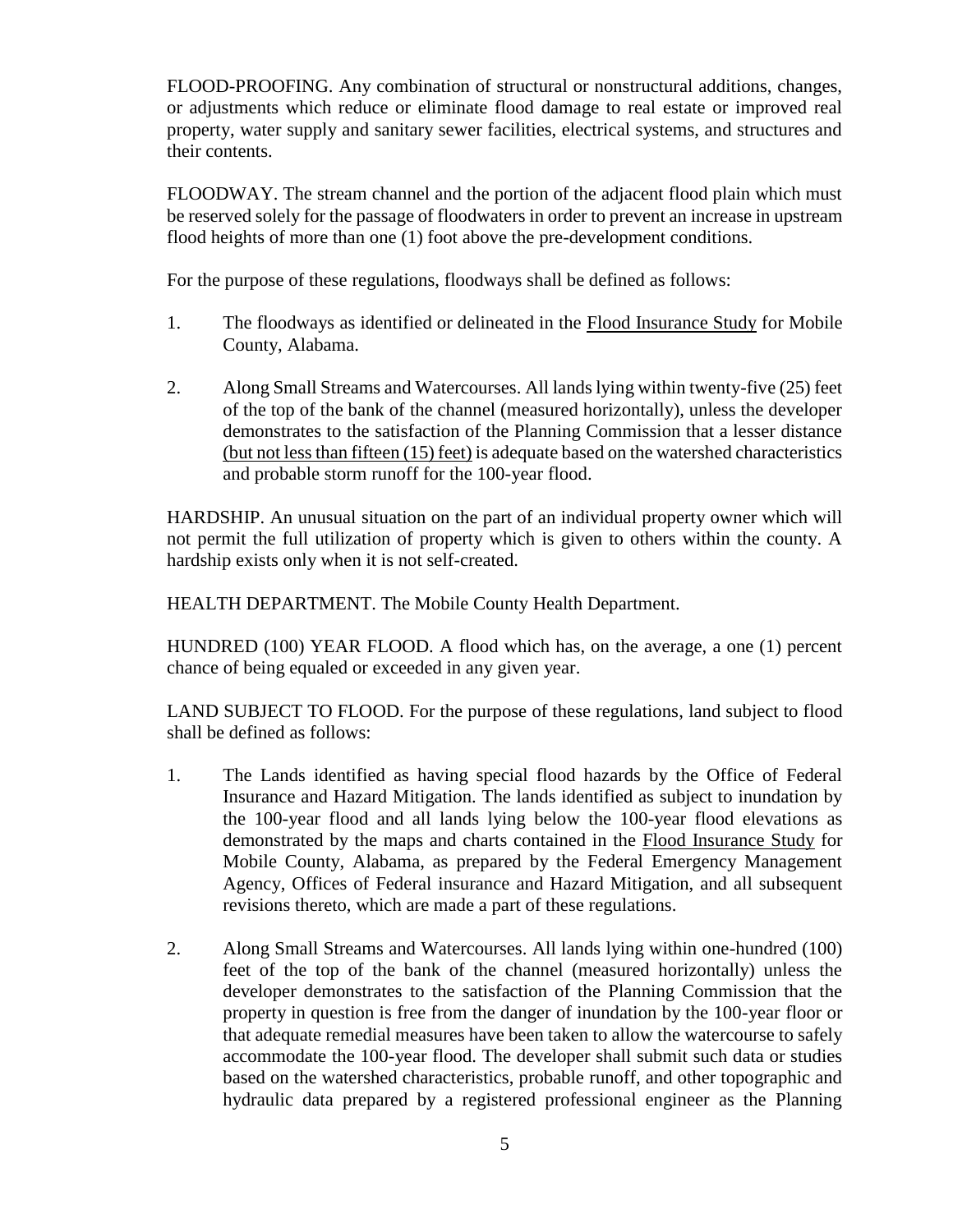FLOOD-PROOFING. Any combination of structural or nonstructural additions, changes, or adjustments which reduce or eliminate flood damage to real estate or improved real property, water supply and sanitary sewer facilities, electrical systems, and structures and their contents.

FLOODWAY. The stream channel and the portion of the adjacent flood plain which must be reserved solely for the passage of floodwaters in order to prevent an increase in upstream flood heights of more than one (1) foot above the pre-development conditions.

For the purpose of these regulations, floodways shall be defined as follows:

1. The floodways as identified or delineated in the <u>Flood Insurance Study</u> for Mobile County, Alabama.

2. Along Small Streams and Watercourses. All lands lying within twenty-five (25) feet of the top of the bank of the channel (measured horizontally), unless the developer demonstrates to the satisfaction of the Planning Commission that a lesser distance <u>(but not less than fifteen (15) feet)</u> is adequate based on the watershed characteristics and probable storm runoff for the 100-year flood.

HARDSHIP. An unusual situation on the part of an individual property owner which will not permit the full utilization of property which is given to others within the county. A hardship exists only when it is not self-created.

HEALTH DEPARTMENT. The Mobile County Health Department.

HUNDRED (100) YEAR FLOOD. A flood which has, on the average, a one (1) percent chance of being equaled or exceeded in any given year.

LAND SUBJECT TO FLOOD. For the purpose of these regulations, land subject to flood shall be defined as follows:

1. The Lands identified as having special flood hazards by the Office of Federal Insurance and Hazard Mitigation. The lands identified as subject to inundation by the 100-year flood and all lands lying below the 100-year flood elevations as demonstrated by the maps and charts contained in the <u>Flood Insurance Study</u> for Mobile County, Alabama, as prepared by the Federal Emergency Management Agency, Offices of Federal insurance and Hazard Mitigation, and all subsequent revisions thereto, which are made a part of these regulations.

2. Along Small Streams and Watercourses. All lands lying within one-hundred (100) feet of the top of the bank of the channel (measured horizontally) unless the developer demonstrates to the satisfaction of the Planning Commission that the property in question is free from the danger of inundation by the 100-year floor or that adequate remedial measures have been taken to allow the watercourse to safely accommodate the 100-year flood. The developer shall submit such data or studies based on the watershed characteristics, probable runoff, and other topographic and hydraulic data prepared by a registered professional engineer as the Planning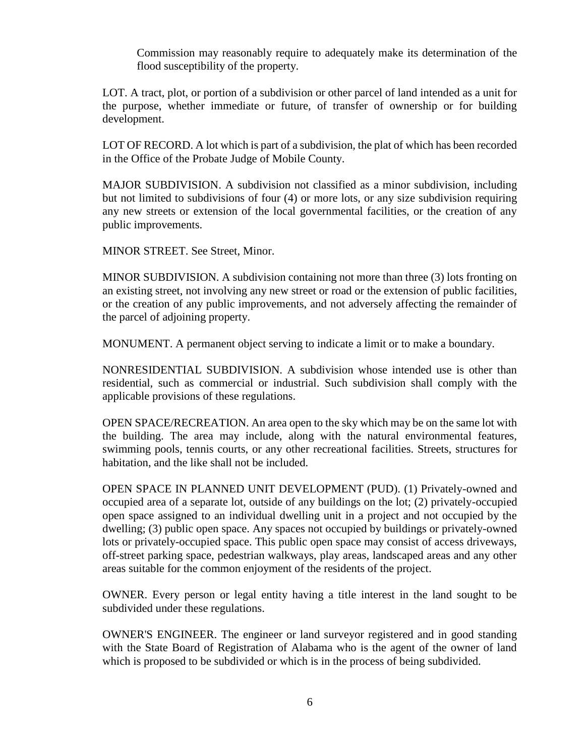Commission may reasonably require to adequately make its determination of the flood susceptibility of the property.

LOT. A tract, plot, or portion of a subdivision or other parcel of land intended as a unit for the purpose, whether immediate or future, of transfer of ownership or for building development.

LOT OF RECORD. A lot which is part of a subdivision, the plat of which has been recorded in the Office of the Probate Judge of Mobile County.

MAJOR SUBDIVISION. A subdivision not classified as a minor subdivision, including but not limited to subdivisions of four (4) or more lots, or any size subdivision requiring any new streets or extension of the local governmental facilities, or the creation of any public improvements.

MINOR STREET. See Street, Minor.

MINOR SUBDIVISION. A subdivision containing not more than three (3) lots fronting on an existing street, not involving any new street or road or the extension of public facilities, or the creation of any public improvements, and not adversely affecting the remainder of the parcel of adjoining property.

MONUMENT. A permanent object serving to indicate a limit or to make a boundary.

NONRESIDENTIAL SUBDIVISION. A subdivision whose intended use is other than residential, such as commercial or industrial. Such subdivision shall comply with the applicable provisions of these regulations.

OPEN SPACE/RECREATION. An area open to the sky which may be on the same lot with the building. The area may include, along with the natural environmental features, swimming pools, tennis courts, or any other recreational facilities. Streets, structures for habitation, and the like shall not be included.

OPEN SPACE IN PLANNED UNIT DEVELOPMENT (PUD). (1) Privately-owned and occupied area of a separate lot, outside of any buildings on the lot; (2) privately-occupied open space assigned to an individual dwelling unit in a project and not occupied by the dwelling; (3) public open space. Any spaces not occupied by buildings or privately-owned lots or privately-occupied space. This public open space may consist of access driveways, off-street parking space, pedestrian walkways, play areas, landscaped areas and any other areas suitable for the common enjoyment of the residents of the project.

OWNER. Every person or legal entity having a title interest in the land sought to be subdivided under these regulations.

OWNER'S ENGINEER. The engineer or land surveyor registered and in good standing with the State Board of Registration of Alabama who is the agent of the owner of land which is proposed to be subdivided or which is in the process of being subdivided.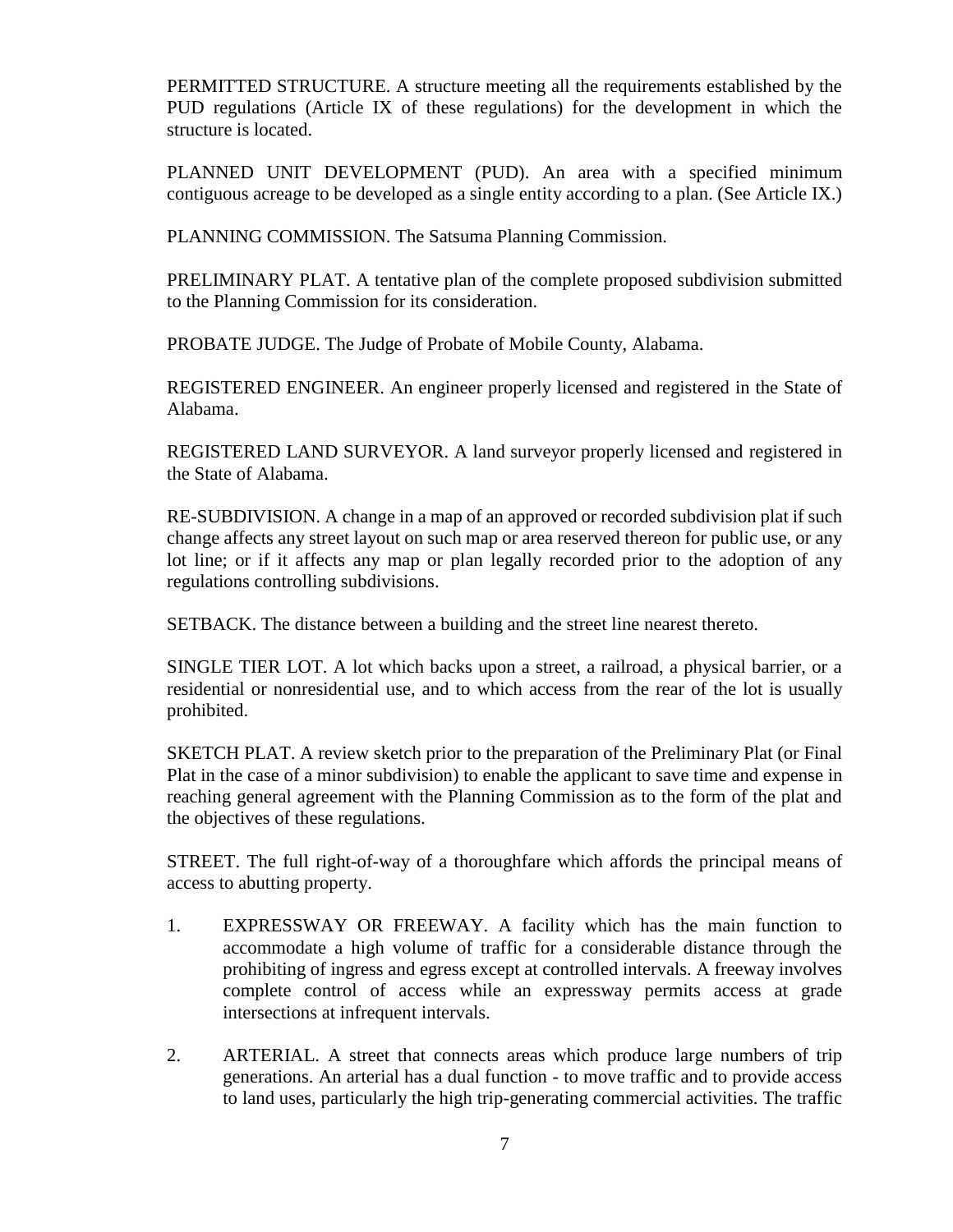PERMITTED STRUCTURE. A structure meeting all the requirements established by the PUD regulations (Article IX of these regulations) for the development in which the structure is located.

PLANNED UNIT DEVELOPMENT (PUD). An area with a specified minimum contiguous acreage to be developed as a single entity according to a plan. (See Article IX.)

PLANNING COMMISSION. The Satsuma Planning Commission.

PRELIMINARY PLAT. A tentative plan of the complete proposed subdivision submitted to the Planning Commission for its consideration.

PROBATE JUDGE. The Judge of Probate of Mobile County, Alabama.

REGISTERED ENGINEER. An engineer properly licensed and registered in the State of Alabama.

REGISTERED LAND SURVEYOR. A land surveyor properly licensed and registered in the State of Alabama.

RE-SUBDIVISION. A change in a map of an approved or recorded subdivision plat if such change affects any street layout on such map or area reserved thereon for public use, or any lot line; or if it affects any map or plan legally recorded prior to the adoption of any regulations controlling subdivisions.

SETBACK. The distance between a building and the street line nearest thereto.

SINGLE TIER LOT. A lot which backs upon a street, a railroad, a physical barrier, or a residential or nonresidential use, and to which access from the rear of the lot is usually prohibited.

SKETCH PLAT. A review sketch prior to the preparation of the Preliminary Plat (or Final Plat in the case of a minor subdivision) to enable the applicant to save time and expense in reaching general agreement with the Planning Commission as to the form of the plat and the objectives of these regulations.

STREET. The full right-of-way of a thoroughfare which affords the principal means of access to abutting property.

1. EXPRESSWAY OR FREEWAY. A facility which has the main function to accommodate a high volume of traffic for a considerable distance through the prohibiting of ingress and egress except at controlled intervals. A freeway involves complete control of access while an expressway permits access at grade intersections at infrequent intervals.

2. ARTERIAL. A street that connects areas which produce large numbers of trip generations. An arterial has a dual function - to move traffic and to provide access to land uses, particularly the high trip-generating commercial activities. The traffic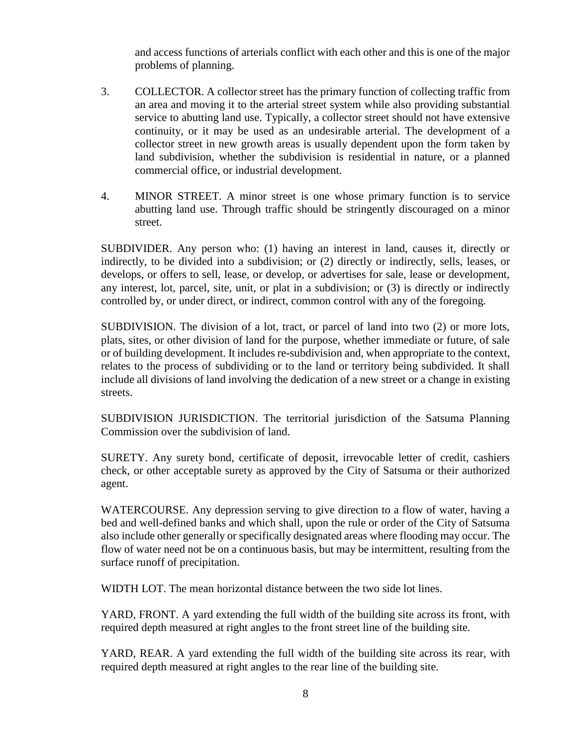and access functions of arterials conflict with each other and this is one of the major problems of planning.

3. COLLECTOR. A collector street has the primary function of collecting traffic from an area and moving it to the arterial street system while also providing substantial service to abutting land use. Typically, a collector street should not have extensive continuity, or it may be used as an undesirable arterial. The development of a collector street in new growth areas is usually dependent upon the form taken by land subdivision, whether the subdivision is residential in nature, or a planned commercial office, or industrial development.

4. MINOR STREET. A minor street is one whose primary function is to service abutting land use. Through traffic should be stringently discouraged on a minor street.

SUBDIVIDER. Any person who: (1) having an interest in land, causes it, directly or indirectly, to be divided into a subdivision; or (2) directly or indirectly, sells, leases, or develops, or offers to sell, lease, or develop, or advertises for sale, lease or development, any interest, lot, parcel, site, unit, or plat in a subdivision; or (3) is directly or indirectly controlled by, or under direct, or indirect, common control with any of the foregoing.

SUBDIVISION. The division of a lot, tract, or parcel of land into two (2) or more lots, plats, sites, or other division of land for the purpose, whether immediate or future, of sale or of building development. It includes re-subdivision and, when appropriate to the context, relates to the process of subdividing or to the land or territory being subdivided. It shall include all divisions of land involving the dedication of a new street or a change in existing streets.

SUBDIVISION JURISDICTION. The territorial jurisdiction of the Satsuma Planning Commission over the subdivision of land.

SURETY. Any surety bond, certificate of deposit, irrevocable letter of credit, cashiers check, or other acceptable surety as approved by the City of Satsuma or their authorized agent.

WATERCOURSE. Any depression serving to give direction to a flow of water, having a bed and well-defined banks and which shall, upon the rule or order of the City of Satsuma also include other generally or specifically designated areas where flooding may occur. The flow of water need not be on a continuous basis, but may be intermittent, resulting from the surface runoff of precipitation.

WIDTH LOT. The mean horizontal distance between the two side lot lines.

YARD, FRONT. A yard extending the full width of the building site across its front, with required depth measured at right angles to the front street line of the building site.

YARD, REAR. A yard extending the full width of the building site across its rear, with required depth measured at right angles to the rear line of the building site.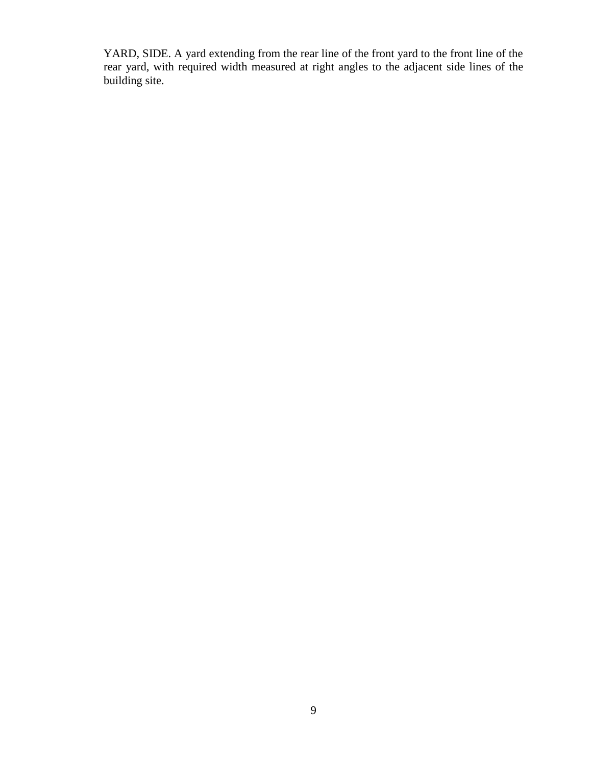YARD, SIDE. A yard extending from the rear line of the front yard to the front line of the rear yard, with required width measured at right angles to the adjacent side lines of the building site.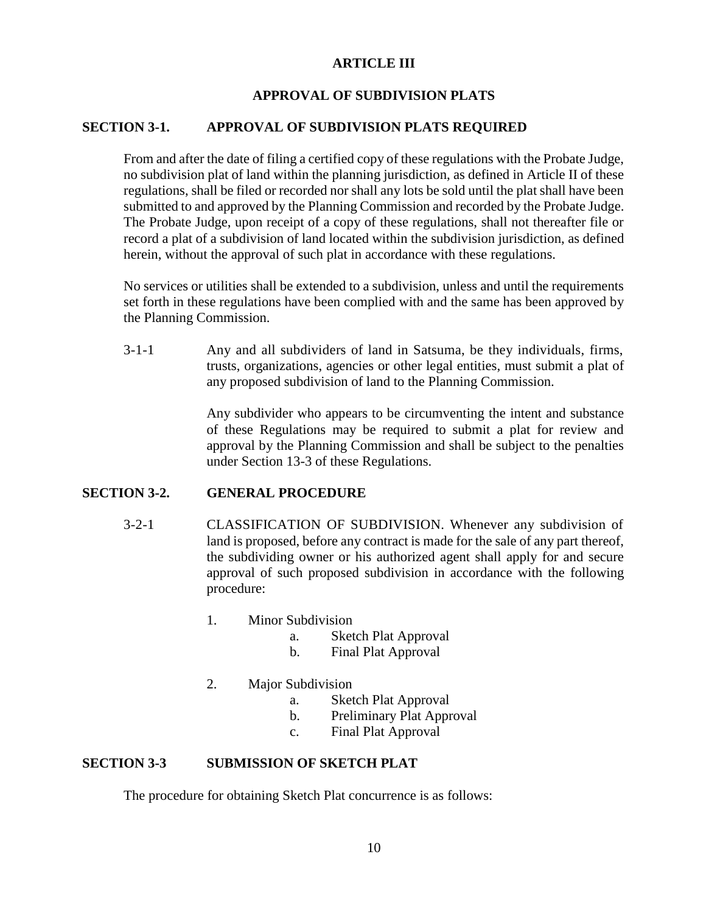# ARTICLE III

## APPROVAL OF SUBDIVISION PLATS

### SECTION 3-1. APPROVAL OF SUBDIVISION PLATS REQUIRED

From and after the date of filing a certified copy of these regulations with the Probate Judge, no subdivision plat of land within the planning jurisdiction, as defined in Article II of these regulations, shall be filed or recorded nor shall any lots be sold until the plat shall have been submitted to and approved by the Planning Commission and recorded by the Probate Judge. The Probate Judge, upon receipt of a copy of these regulations, shall not thereafter file or record a plat of a subdivision of land located within the subdivision jurisdiction, as defined herein, without the approval of such plat in accordance with these regulations.

No services or utilities shall be extended to a subdivision, unless and until the requirements set forth in these regulations have been complied with and the same has been approved by the Planning Commission.

3-1-1 Any and all subdividers of land in Satsuma, be they individuals, firms, trusts, organizations, agencies or other legal entities, must submit a plat of any proposed subdivision of land to the Planning Commission.

Any subdivider who appears to be circumventing the intent and substance of these Regulations may be required to submit a plat for review and approval by the Planning Commission and shall be subject to the penalties under Section 13-3 of these Regulations.

### SECTION 3-2. GENERAL PROCEDURE

3-2-1 CLASSIFICATION OF SUBDIVISION. Whenever any subdivision of land is proposed, before any contract is made for the sale of any part thereof, the subdividing owner or his authorized agent shall apply for and secure approval of such proposed subdivision in accordance with the following procedure:

1. Minor Subdivision
   - a. Sketch Plat Approval
   - b. Final Plat Approval
2. Major Subdivision
   - a. Sketch Plat Approval
   - b. Preliminary Plat Approval
   - c. Final Plat Approval

### SECTION 3-3 SUBMISSION OF SKETCH PLAT

The procedure for obtaining Sketch Plat concurrence is as follows: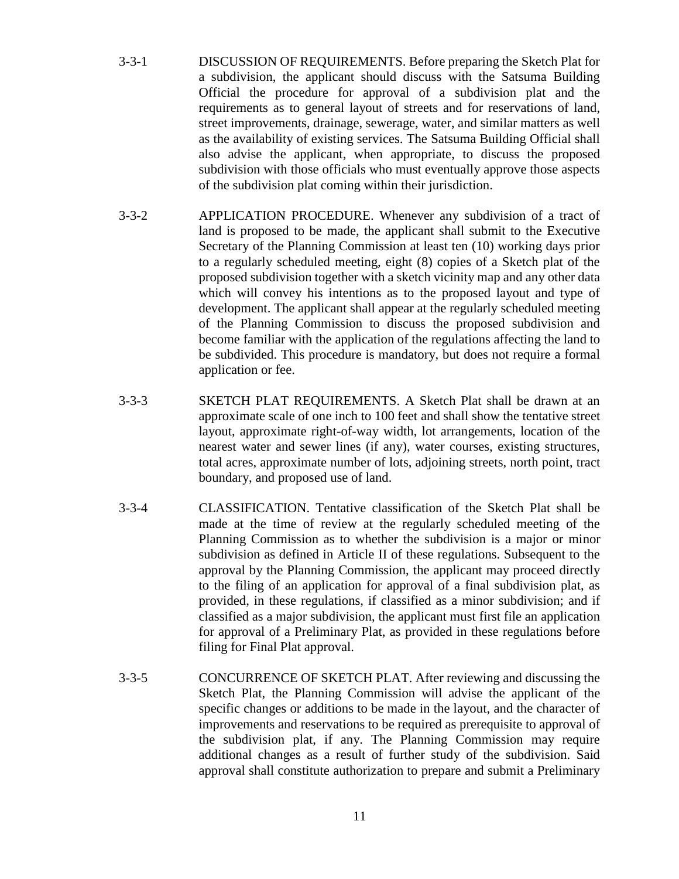3-3-1 DISCUSSION OF REQUIREMENTS. Before preparing the Sketch Plat for a subdivision, the applicant should discuss with the Satsuma Building Official the procedure for approval of a subdivision plat and the requirements as to general layout of streets and for reservations of land, street improvements, drainage, sewerage, water, and similar matters as well as the availability of existing services. The Satsuma Building Official shall also advise the applicant, when appropriate, to discuss the proposed subdivision with those officials who must eventually approve those aspects of the subdivision plat coming within their jurisdiction.

3-3-2 APPLICATION PROCEDURE. Whenever any subdivision of a tract of land is proposed to be made, the applicant shall submit to the Executive Secretary of the Planning Commission at least ten (10) working days prior to a regularly scheduled meeting, eight (8) copies of a Sketch plat of the proposed subdivision together with a sketch vicinity map and any other data which will convey his intentions as to the proposed layout and type of development. The applicant shall appear at the regularly scheduled meeting of the Planning Commission to discuss the proposed subdivision and become familiar with the application of the regulations affecting the land to be subdivided. This procedure is mandatory, but does not require a formal application or fee.

3-3-3 SKETCH PLAT REQUIREMENTS. A Sketch Plat shall be drawn at an approximate scale of one inch to 100 feet and shall show the tentative street layout, approximate right-of-way width, lot arrangements, location of the nearest water and sewer lines (if any), water courses, existing structures, total acres, approximate number of lots, adjoining streets, north point, tract boundary, and proposed use of land.

3-3-4 CLASSIFICATION. Tentative classification of the Sketch Plat shall be made at the time of review at the regularly scheduled meeting of the Planning Commission as to whether the subdivision is a major or minor subdivision as defined in Article II of these regulations. Subsequent to the approval by the Planning Commission, the applicant may proceed directly to the filing of an application for approval of a final subdivision plat, as provided, in these regulations, if classified as a minor subdivision; and if classified as a major subdivision, the applicant must first file an application for approval of a Preliminary Plat, as provided in these regulations before filing for Final Plat approval.

3-3-5 CONCURRENCE OF SKETCH PLAT. After reviewing and discussing the Sketch Plat, the Planning Commission will advise the applicant of the specific changes or additions to be made in the layout, and the character of improvements and reservations to be required as prerequisite to approval of the subdivision plat, if any. The Planning Commission may require additional changes as a result of further study of the subdivision. Said approval shall constitute authorization to prepare and submit a Preliminary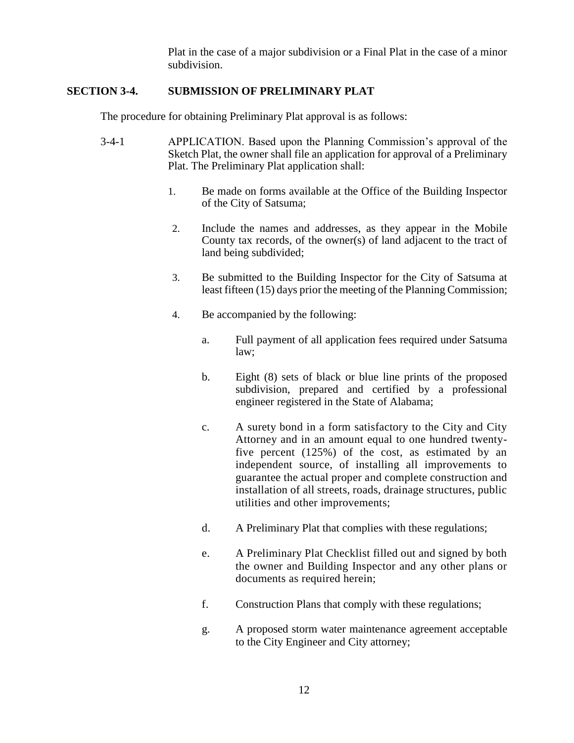Plat in the case of a major subdivision or a Final Plat in the case of a minor subdivision.

## SECTION 3-4. SUBMISSION OF PRELIMINARY PLAT

The procedure for obtaining Preliminary Plat approval is as follows:

3-4-1 APPLICATION. Based upon the Planning Commission's approval of the Sketch Plat, the owner shall file an application for approval of a Preliminary Plat. The Preliminary Plat application shall:

1. Be made on forms available at the Office of the Building Inspector of the City of Satsuma;
2. Include the names and addresses, as they appear in the Mobile County tax records, of the owner(s) of land adjacent to the tract of land being subdivided;
3. Be submitted to the Building Inspector for the City of Satsuma at least fifteen (15) days prior the meeting of the Planning Commission;
4. Be accompanied by the following:
   a. Full payment of all application fees required under Satsuma law;
   b. Eight (8) sets of black or blue line prints of the proposed subdivision, prepared and certified by a professional engineer registered in the State of Alabama;
   c. A surety bond in a form satisfactory to the City and City Attorney and in an amount equal to one hundred twenty-five percent (125%) of the cost, as estimated by an independent source, of installing all improvements to guarantee the actual proper and complete construction and installation of all streets, roads, drainage structures, public utilities and other improvements;
   d. A Preliminary Plat that complies with these regulations;
   e. A Preliminary Plat Checklist filled out and signed by both the owner and Building Inspector and any other plans or documents as required herein;
   f. Construction Plans that comply with these regulations;
   g. A proposed storm water maintenance agreement acceptable to the City Engineer and City attorney;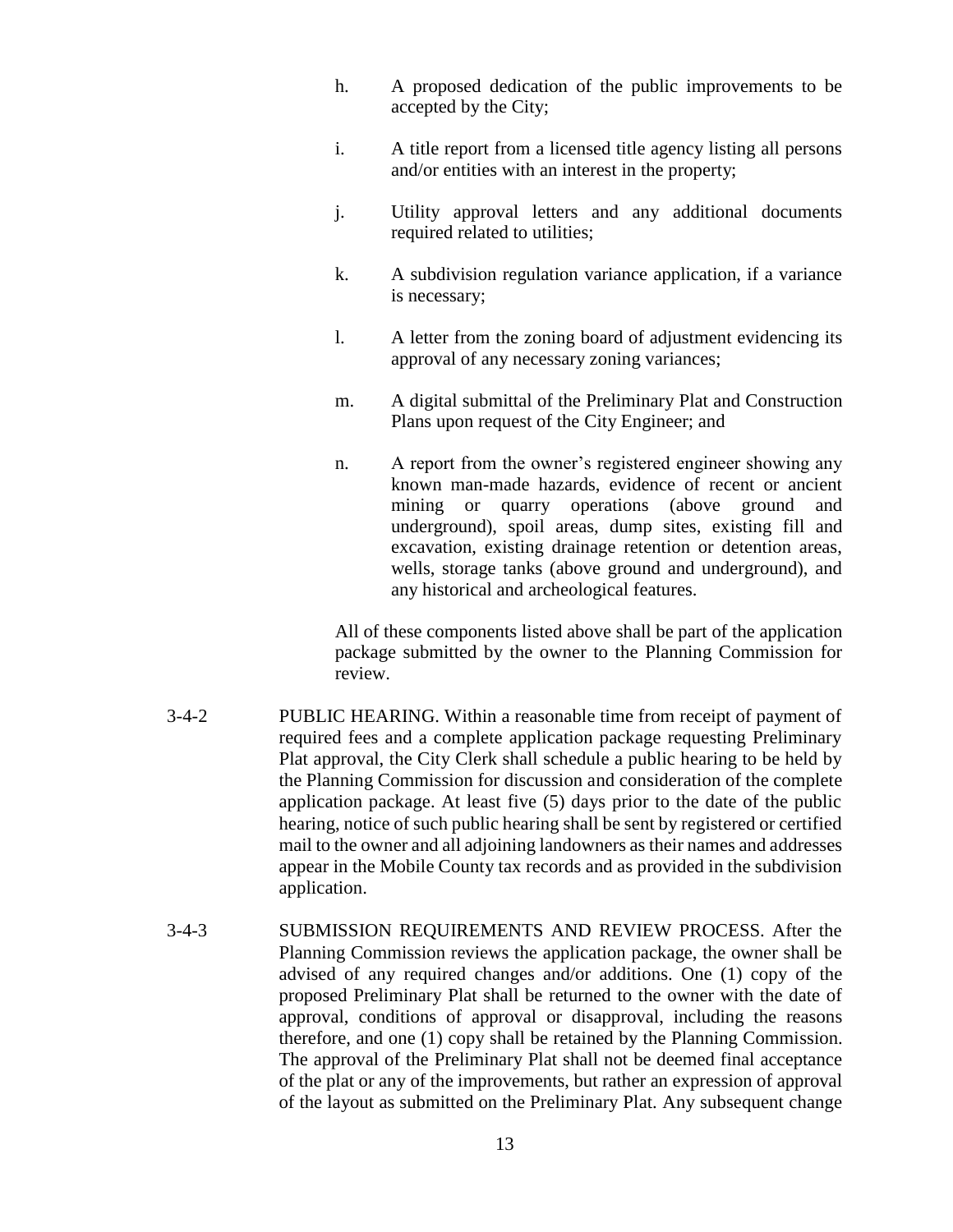h. A proposed dedication of the public improvements to be accepted by the City;

i. A title report from a licensed title agency listing all persons and/or entities with an interest in the property;

j. Utility approval letters and any additional documents required related to utilities;

k. A subdivision regulation variance application, if a variance is necessary;

l. A letter from the zoning board of adjustment evidencing its approval of any necessary zoning variances;

m. A digital submittal of the Preliminary Plat and Construction Plans upon request of the City Engineer; and

n. A report from the owner's registered engineer showing any known man-made hazards, evidence of recent or ancient mining or quarry operations (above ground and underground), spoil areas, dump sites, existing fill and excavation, existing drainage retention or detention areas, wells, storage tanks (above ground and underground), and any historical and archeological features.

All of these components listed above shall be part of the application package submitted by the owner to the Planning Commission for review.

3-4-2 PUBLIC HEARING. Within a reasonable time from receipt of payment of required fees and a complete application package requesting Preliminary Plat approval, the City Clerk shall schedule a public hearing to be held by the Planning Commission for discussion and consideration of the complete application package. At least five (5) days prior to the date of the public hearing, notice of such public hearing shall be sent by registered or certified mail to the owner and all adjoining landowners as their names and addresses appear in the Mobile County tax records and as provided in the subdivision application.

3-4-3 SUBMISSION REQUIREMENTS AND REVIEW PROCESS. After the Planning Commission reviews the application package, the owner shall be advised of any required changes and/or additions. One (1) copy of the proposed Preliminary Plat shall be returned to the owner with the date of approval, conditions of approval or disapproval, including the reasons therefore, and one (1) copy shall be retained by the Planning Commission. The approval of the Preliminary Plat shall not be deemed final acceptance of the plat or any of the improvements, but rather an expression of approval of the layout as submitted on the Preliminary Plat. Any subsequent change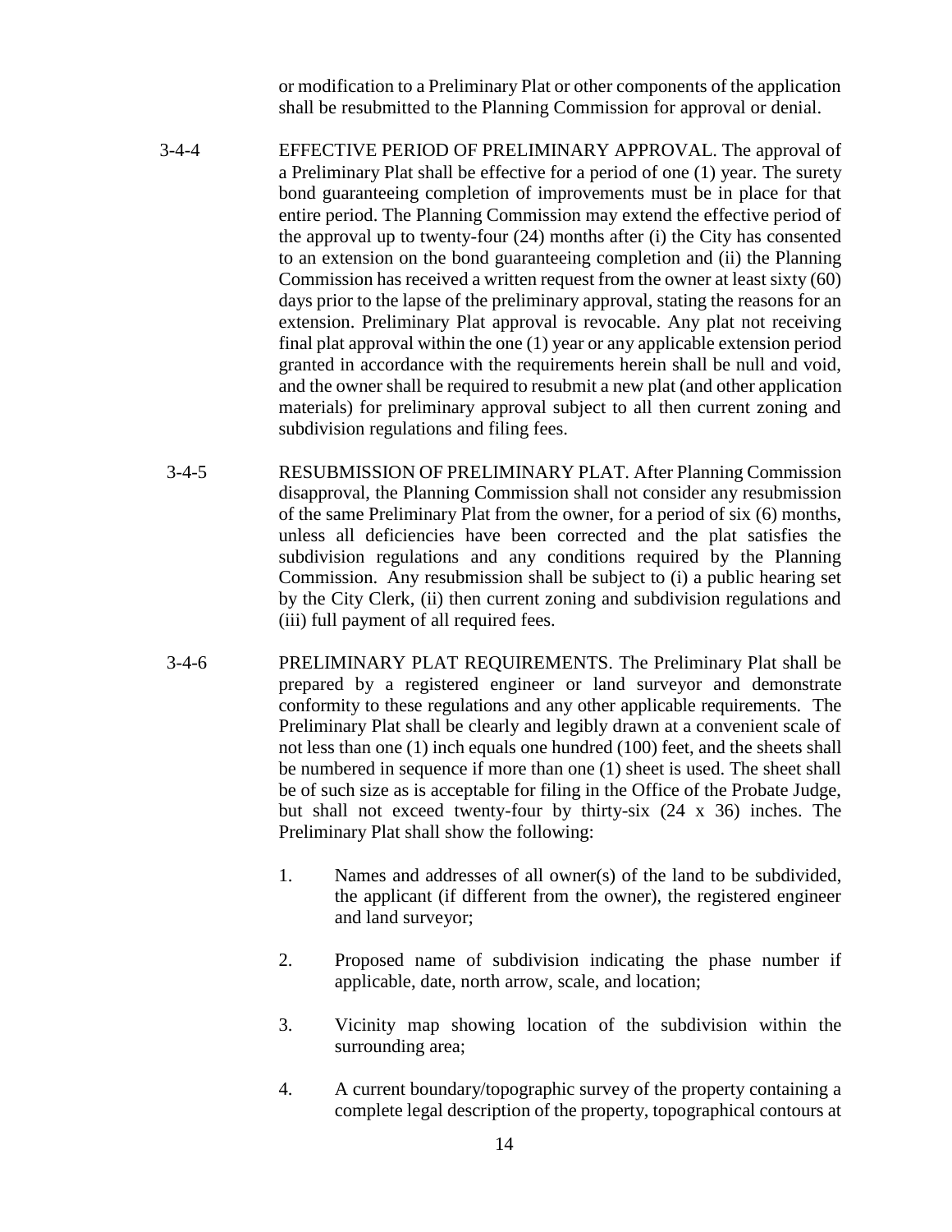or modification to a Preliminary Plat or other components of the application shall be resubmitted to the Planning Commission for approval or denial.

3-4-4 EFFECTIVE PERIOD OF PRELIMINARY APPROVAL. The approval of a Preliminary Plat shall be effective for a period of one (1) year. The surety bond guaranteeing completion of improvements must be in place for that entire period. The Planning Commission may extend the effective period of the approval up to twenty-four (24) months after (i) the City has consented to an extension on the bond guaranteeing completion and (ii) the Planning Commission has received a written request from the owner at least sixty (60) days prior to the lapse of the preliminary approval, stating the reasons for an extension. Preliminary Plat approval is revocable. Any plat not receiving final plat approval within the one (1) year or any applicable extension period granted in accordance with the requirements herein shall be null and void, and the owner shall be required to resubmit a new plat (and other application materials) for preliminary approval subject to all then current zoning and subdivision regulations and filing fees.

3-4-5 RESUBMISSION OF PRELIMINARY PLAT. After Planning Commission disapproval, the Planning Commission shall not consider any resubmission of the same Preliminary Plat from the owner, for a period of six (6) months, unless all deficiencies have been corrected and the plat satisfies the subdivision regulations and any conditions required by the Planning Commission. Any resubmission shall be subject to (i) a public hearing set by the City Clerk, (ii) then current zoning and subdivision regulations and (iii) full payment of all required fees.

3-4-6 PRELIMINARY PLAT REQUIREMENTS. The Preliminary Plat shall be prepared by a registered engineer or land surveyor and demonstrate conformity to these regulations and any other applicable requirements. The Preliminary Plat shall be clearly and legibly drawn at a convenient scale of not less than one (1) inch equals one hundred (100) feet, and the sheets shall be numbered in sequence if more than one (1) sheet is used. The sheet shall be of such size as is acceptable for filing in the Office of the Probate Judge, but shall not exceed twenty-four by thirty-six (24 x 36) inches. The Preliminary Plat shall show the following:

1. Names and addresses of all owner(s) of the land to be subdivided, the applicant (if different from the owner), the registered engineer and land surveyor;

2. Proposed name of subdivision indicating the phase number if applicable, date, north arrow, scale, and location;

3. Vicinity map showing location of the subdivision within the surrounding area;

4. A current boundary/topographic survey of the property containing a complete legal description of the property, topographical contours at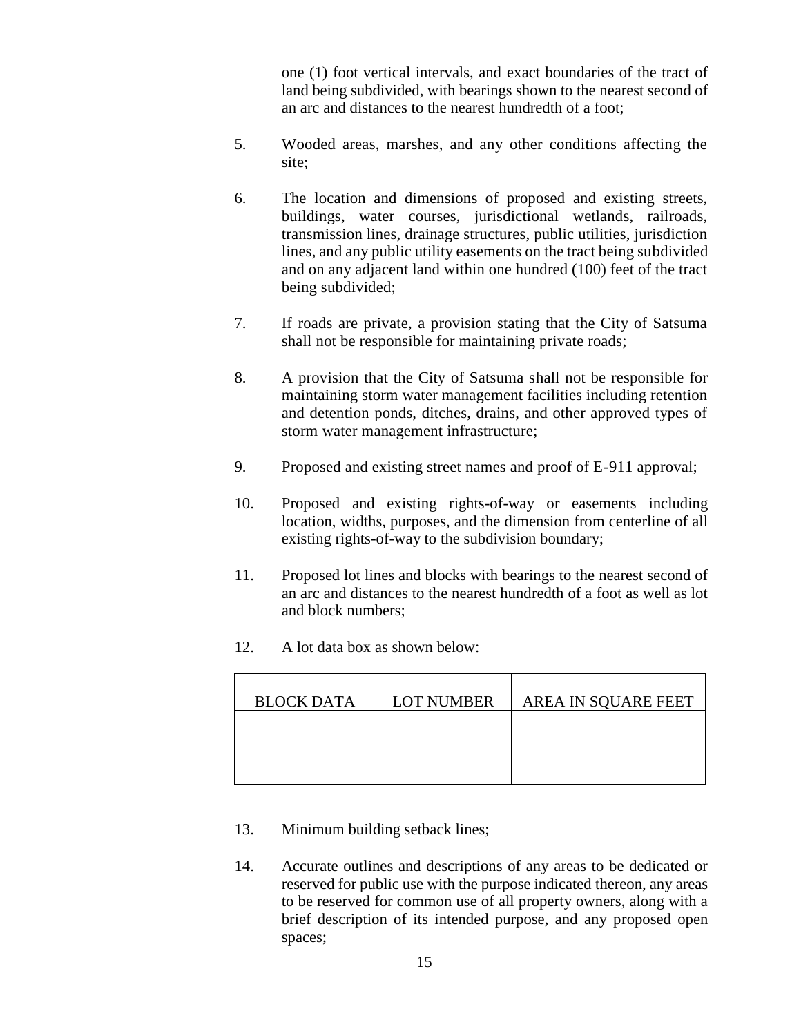one (1) foot vertical intervals, and exact boundaries of the tract of land being subdivided, with bearings shown to the nearest second of an arc and distances to the nearest hundredth of a foot;

5. Wooded areas, marshes, and any other conditions affecting the site;

6. The location and dimensions of proposed and existing streets, buildings, water courses, jurisdictional wetlands, railroads, transmission lines, drainage structures, public utilities, jurisdiction lines, and any public utility easements on the tract being subdivided and on any adjacent land within one hundred (100) feet of the tract being subdivided;

7. If roads are private, a provision stating that the City of Satsuma shall not be responsible for maintaining private roads;

8. A provision that the City of Satsuma shall not be responsible for maintaining storm water management facilities including retention and detention ponds, ditches, drains, and other approved types of storm water management infrastructure;

9. Proposed and existing street names and proof of E-911 approval;

10. Proposed and existing rights-of-way or easements including location, widths, purposes, and the dimension from centerline of all existing rights-of-way to the subdivision boundary;

11. Proposed lot lines and blocks with bearings to the nearest second of an arc and distances to the nearest hundredth of a foot as well as lot and block numbers;

12. A lot data box as shown below:

| BLOCK DATA | LOT NUMBER | AREA IN SQUARE FEET |
|---|---|---|
| | | |
| | | |

13. Minimum building setback lines;

14. Accurate outlines and descriptions of any areas to be dedicated or reserved for public use with the purpose indicated thereon, any areas to be reserved for common use of all property owners, along with a brief description of its intended purpose, and any proposed open spaces;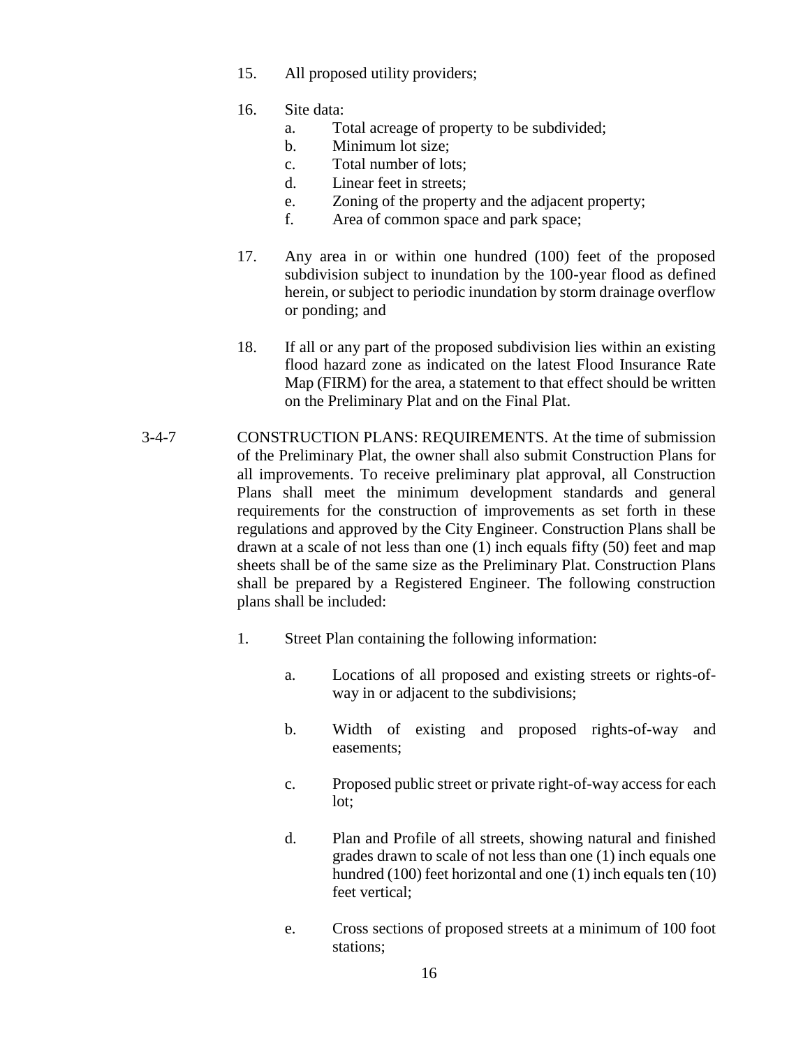15. All proposed utility providers;

16. Site data:
    a. Total acreage of property to be subdivided;
    b. Minimum lot size;
    c. Total number of lots;
    d. Linear feet in streets;
    e. Zoning of the property and the adjacent property;
    f. Area of common space and park space;

17. Any area in or within one hundred (100) feet of the proposed subdivision subject to inundation by the 100-year flood as defined herein, or subject to periodic inundation by storm drainage overflow or ponding; and

18. If all or any part of the proposed subdivision lies within an existing flood hazard zone as indicated on the latest Flood Insurance Rate Map (FIRM) for the area, a statement to that effect should be written on the Preliminary Plat and on the Final Plat.

3-4-7 CONSTRUCTION PLANS: REQUIREMENTS. At the time of submission of the Preliminary Plat, the owner shall also submit Construction Plans for all improvements. To receive preliminary plat approval, all Construction Plans shall meet the minimum development standards and general requirements for the construction of improvements as set forth in these regulations and approved by the City Engineer. Construction Plans shall be drawn at a scale of not less than one (1) inch equals fifty (50) feet and map sheets shall be of the same size as the Preliminary Plat. Construction Plans shall be prepared by a Registered Engineer. The following construction plans shall be included:

1. Street Plan containing the following information:

    a. Locations of all proposed and existing streets or rights-of-way in or adjacent to the subdivisions;

    b. Width of existing and proposed rights-of-way and easements;

    c. Proposed public street or private right-of-way access for each lot;

    d. Plan and Profile of all streets, showing natural and finished grades drawn to scale of not less than one (1) inch equals one hundred (100) feet horizontal and one (1) inch equals ten (10) feet vertical;

    e. Cross sections of proposed streets at a minimum of 100 foot stations;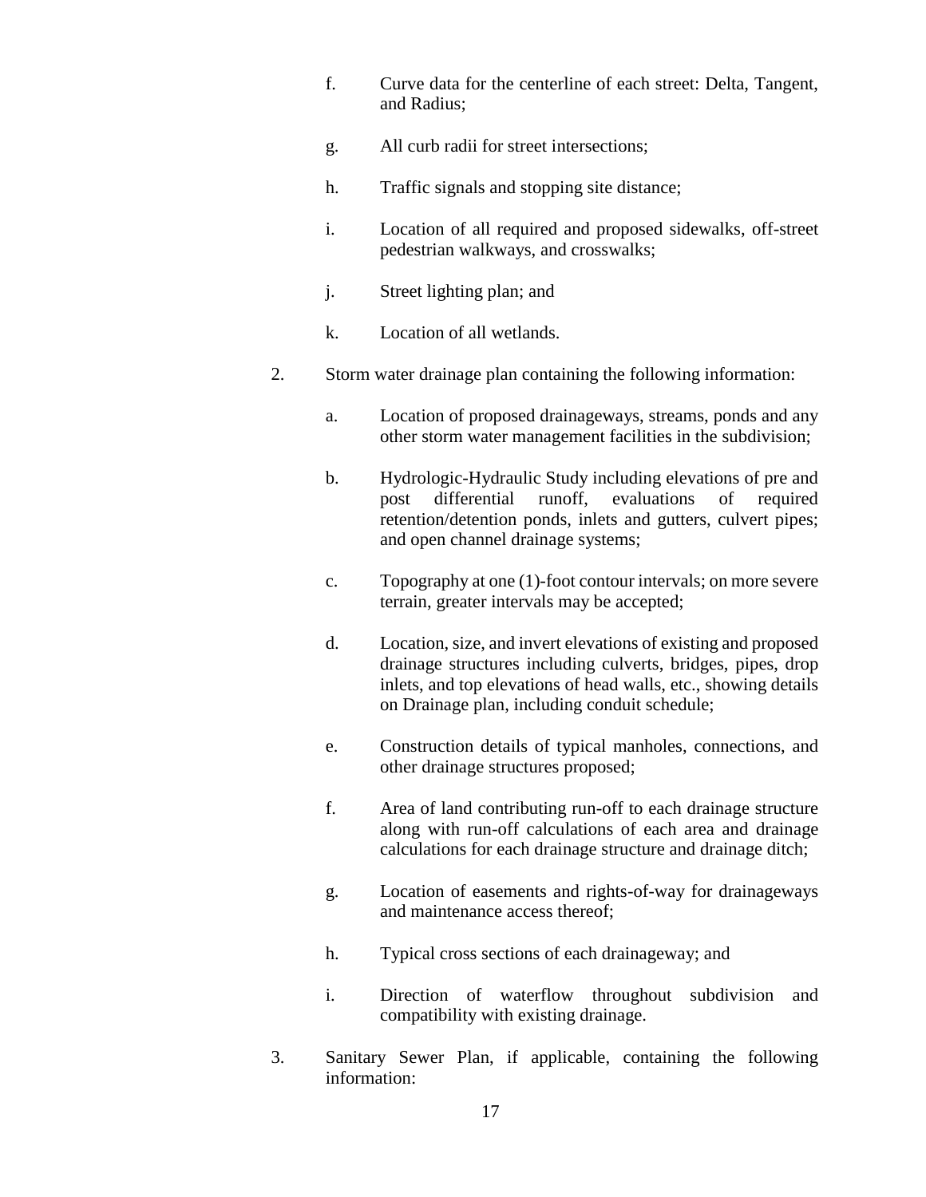f. Curve data for the centerline of each street: Delta, Tangent, and Radius;

g. All curb radii for street intersections;

h. Traffic signals and stopping site distance;

i. Location of all required and proposed sidewalks, off-street pedestrian walkways, and crosswalks;

j. Street lighting plan; and

k. Location of all wetlands.

2. Storm water drainage plan containing the following information:

   a. Location of proposed drainageways, streams, ponds and any other storm water management facilities in the subdivision;

   b. Hydrologic-Hydraulic Study including elevations of pre and post differential runoff, evaluations of required retention/detention ponds, inlets and gutters, culvert pipes; and open channel drainage systems;

   c. Topography at one (1)-foot contour intervals; on more severe terrain, greater intervals may be accepted;

   d. Location, size, and invert elevations of existing and proposed drainage structures including culverts, bridges, pipes, drop inlets, and top elevations of head walls, etc., showing details on Drainage plan, including conduit schedule;

   e. Construction details of typical manholes, connections, and other drainage structures proposed;

   f. Area of land contributing run-off to each drainage structure along with run-off calculations of each area and drainage calculations for each drainage structure and drainage ditch;

   g. Location of easements and rights-of-way for drainageways and maintenance access thereof;

   h. Typical cross sections of each drainageway; and

   i. Direction of waterflow throughout subdivision and compatibility with existing drainage.

3. Sanitary Sewer Plan, if applicable, containing the following information: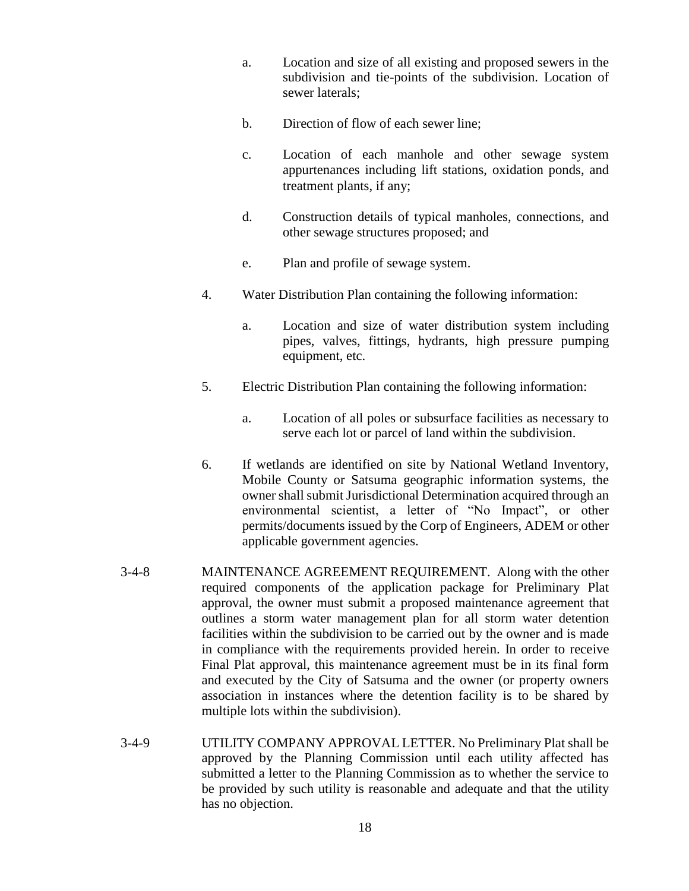a. Location and size of all existing and proposed sewers in the subdivision and tie-points of the subdivision. Location of sewer laterals;

b. Direction of flow of each sewer line;

c. Location of each manhole and other sewage system appurtenances including lift stations, oxidation ponds, and treatment plants, if any;

d. Construction details of typical manholes, connections, and other sewage structures proposed; and

e. Plan and profile of sewage system.

4. Water Distribution Plan containing the following information:

   a. Location and size of water distribution system including pipes, valves, fittings, hydrants, high pressure pumping equipment, etc.

5. Electric Distribution Plan containing the following information:

   a. Location of all poles or subsurface facilities as necessary to serve each lot or parcel of land within the subdivision.

6. If wetlands are identified on site by National Wetland Inventory, Mobile County or Satsuma geographic information systems, the owner shall submit Jurisdictional Determination acquired through an environmental scientist, a letter of "No Impact", or other permits/documents issued by the Corp of Engineers, ADEM or other applicable government agencies.

3-4-8 MAINTENANCE AGREEMENT REQUIREMENT. Along with the other required components of the application package for Preliminary Plat approval, the owner must submit a proposed maintenance agreement that outlines a storm water management plan for all storm water detention facilities within the subdivision to be carried out by the owner and is made in compliance with the requirements provided herein. In order to receive Final Plat approval, this maintenance agreement must be in its final form and executed by the City of Satsuma and the owner (or property owners association in instances where the detention facility is to be shared by multiple lots within the subdivision).

3-4-9 UTILITY COMPANY APPROVAL LETTER. No Preliminary Plat shall be approved by the Planning Commission until each utility affected has submitted a letter to the Planning Commission as to whether the service to be provided by such utility is reasonable and adequate and that the utility has no objection.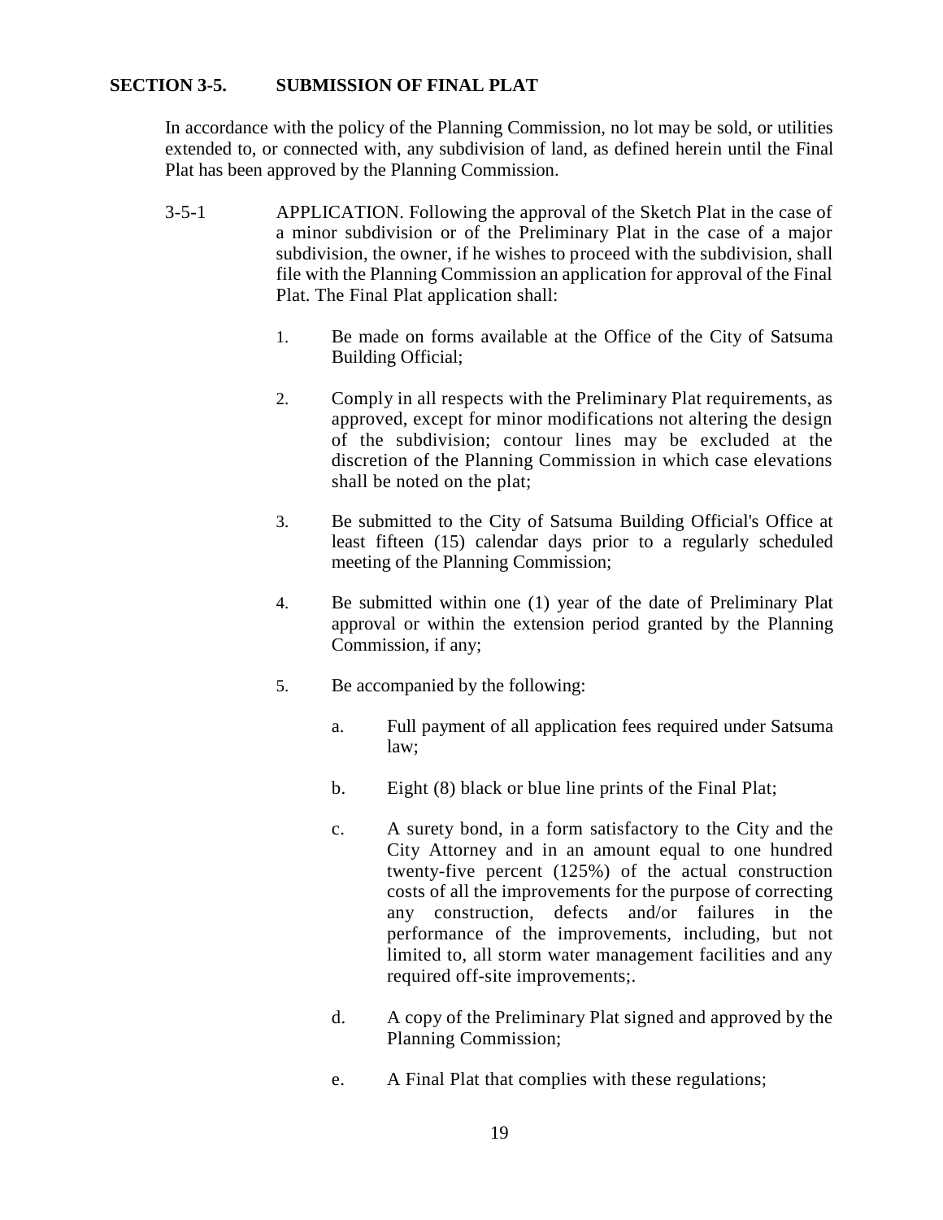## SECTION 3-5. SUBMISSION OF FINAL PLAT

In accordance with the policy of the Planning Commission, no lot may be sold, or utilities extended to, or connected with, any subdivision of land, as defined herein until the Final Plat has been approved by the Planning Commission.

3-5-1 APPLICATION. Following the approval of the Sketch Plat in the case of a minor subdivision or of the Preliminary Plat in the case of a major subdivision, the owner, if he wishes to proceed with the subdivision, shall file with the Planning Commission an application for approval of the Final Plat. The Final Plat application shall:

1. Be made on forms available at the Office of the City of Satsuma Building Official;

2. Comply in all respects with the Preliminary Plat requirements, as approved, except for minor modifications not altering the design of the subdivision; contour lines may be excluded at the discretion of the Planning Commission in which case elevations shall be noted on the plat;

3. Be submitted to the City of Satsuma Building Official's Office at least fifteen (15) calendar days prior to a regularly scheduled meeting of the Planning Commission;

4. Be submitted within one (1) year of the date of Preliminary Plat approval or within the extension period granted by the Planning Commission, if any;

5. Be accompanied by the following:

   a. Full payment of all application fees required under Satsuma law;

   b. Eight (8) black or blue line prints of the Final Plat;

   c. A surety bond, in a form satisfactory to the City and the City Attorney and in an amount equal to one hundred twenty-five percent (125%) of the actual construction costs of all the improvements for the purpose of correcting any construction, defects and/or failures in the performance of the improvements, including, but not limited to, all storm water management facilities and any required off-site improvements;.

   d. A copy of the Preliminary Plat signed and approved by the Planning Commission;

   e. A Final Plat that complies with these regulations;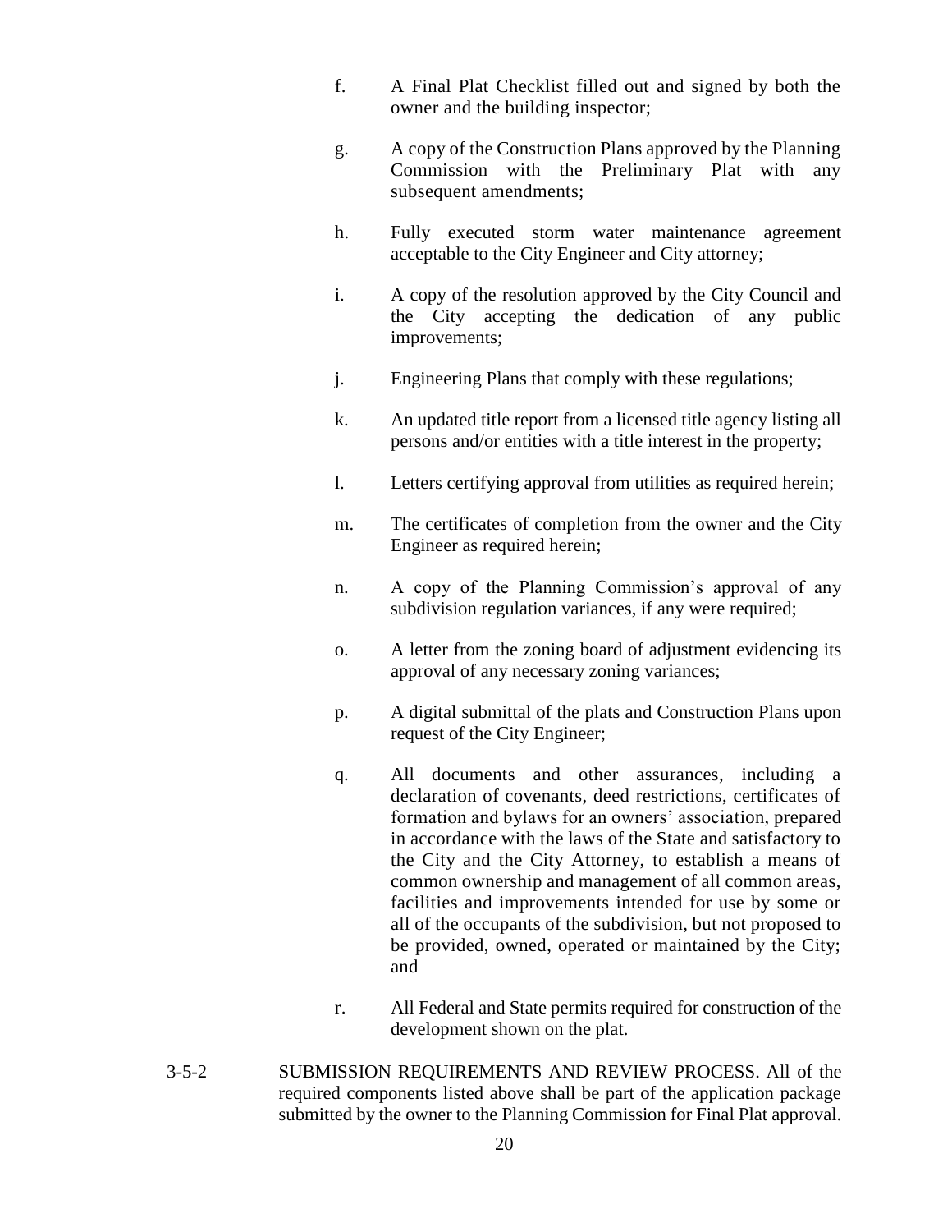f. A Final Plat Checklist filled out and signed by both the owner and the building inspector;

g. A copy of the Construction Plans approved by the Planning Commission with the Preliminary Plat with any subsequent amendments;

h. Fully executed storm water maintenance agreement acceptable to the City Engineer and City attorney;

i. A copy of the resolution approved by the City Council and the City accepting the dedication of any public improvements;

j. Engineering Plans that comply with these regulations;

k. An updated title report from a licensed title agency listing all persons and/or entities with a title interest in the property;

l. Letters certifying approval from utilities as required herein;

m. The certificates of completion from the owner and the City Engineer as required herein;

n. A copy of the Planning Commission's approval of any subdivision regulation variances, if any were required;

o. A letter from the zoning board of adjustment evidencing its approval of any necessary zoning variances;

p. A digital submittal of the plats and Construction Plans upon request of the City Engineer;

q. All documents and other assurances, including a declaration of covenants, deed restrictions, certificates of formation and bylaws for an owners' association, prepared in accordance with the laws of the State and satisfactory to the City and the City Attorney, to establish a means of common ownership and management of all common areas, facilities and improvements intended for use by some or all of the occupants of the subdivision, but not proposed to be provided, owned, operated or maintained by the City; and

r. All Federal and State permits required for construction of the development shown on the plat.

3-5-2 SUBMISSION REQUIREMENTS AND REVIEW PROCESS. All of the required components listed above shall be part of the application package submitted by the owner to the Planning Commission for Final Plat approval.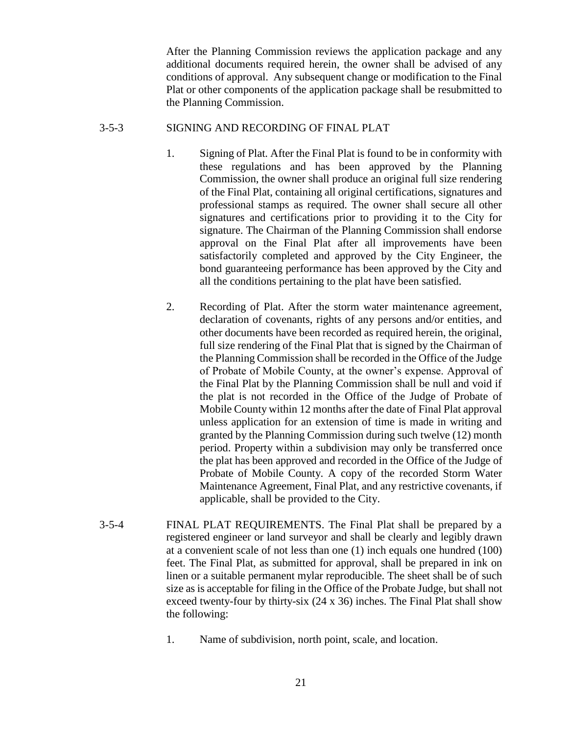After the Planning Commission reviews the application package and any additional documents required herein, the owner shall be advised of any conditions of approval. Any subsequent change or modification to the Final Plat or other components of the application package shall be resubmitted to the Planning Commission.

### 3-5-3 SIGNING AND RECORDING OF FINAL PLAT

1. Signing of Plat. After the Final Plat is found to be in conformity with these regulations and has been approved by the Planning Commission, the owner shall produce an original full size rendering of the Final Plat, containing all original certifications, signatures and professional stamps as required. The owner shall secure all other signatures and certifications prior to providing it to the City for signature. The Chairman of the Planning Commission shall endorse approval on the Final Plat after all improvements have been satisfactorily completed and approved by the City Engineer, the bond guaranteeing performance has been approved by the City and all the conditions pertaining to the plat have been satisfied.

2. Recording of Plat. After the storm water maintenance agreement, declaration of covenants, rights of any persons and/or entities, and other documents have been recorded as required herein, the original, full size rendering of the Final Plat that is signed by the Chairman of the Planning Commission shall be recorded in the Office of the Judge of Probate of Mobile County, at the owner's expense. Approval of the Final Plat by the Planning Commission shall be null and void if the plat is not recorded in the Office of the Judge of Probate of Mobile County within 12 months after the date of Final Plat approval unless application for an extension of time is made in writing and granted by the Planning Commission during such twelve (12) month period. Property within a subdivision may only be transferred once the plat has been approved and recorded in the Office of the Judge of Probate of Mobile County. A copy of the recorded Storm Water Maintenance Agreement, Final Plat, and any restrictive covenants, if applicable, shall be provided to the City.

### 3-5-4 FINAL PLAT REQUIREMENTS.

The Final Plat shall be prepared by a registered engineer or land surveyor and shall be clearly and legibly drawn at a convenient scale of not less than one (1) inch equals one hundred (100) feet. The Final Plat, as submitted for approval, shall be prepared in ink on linen or a suitable permanent mylar reproducible. The sheet shall be of such size as is acceptable for filing in the Office of the Probate Judge, but shall not exceed twenty-four by thirty-six (24 x 36) inches. The Final Plat shall show the following:

1. Name of subdivision, north point, scale, and location.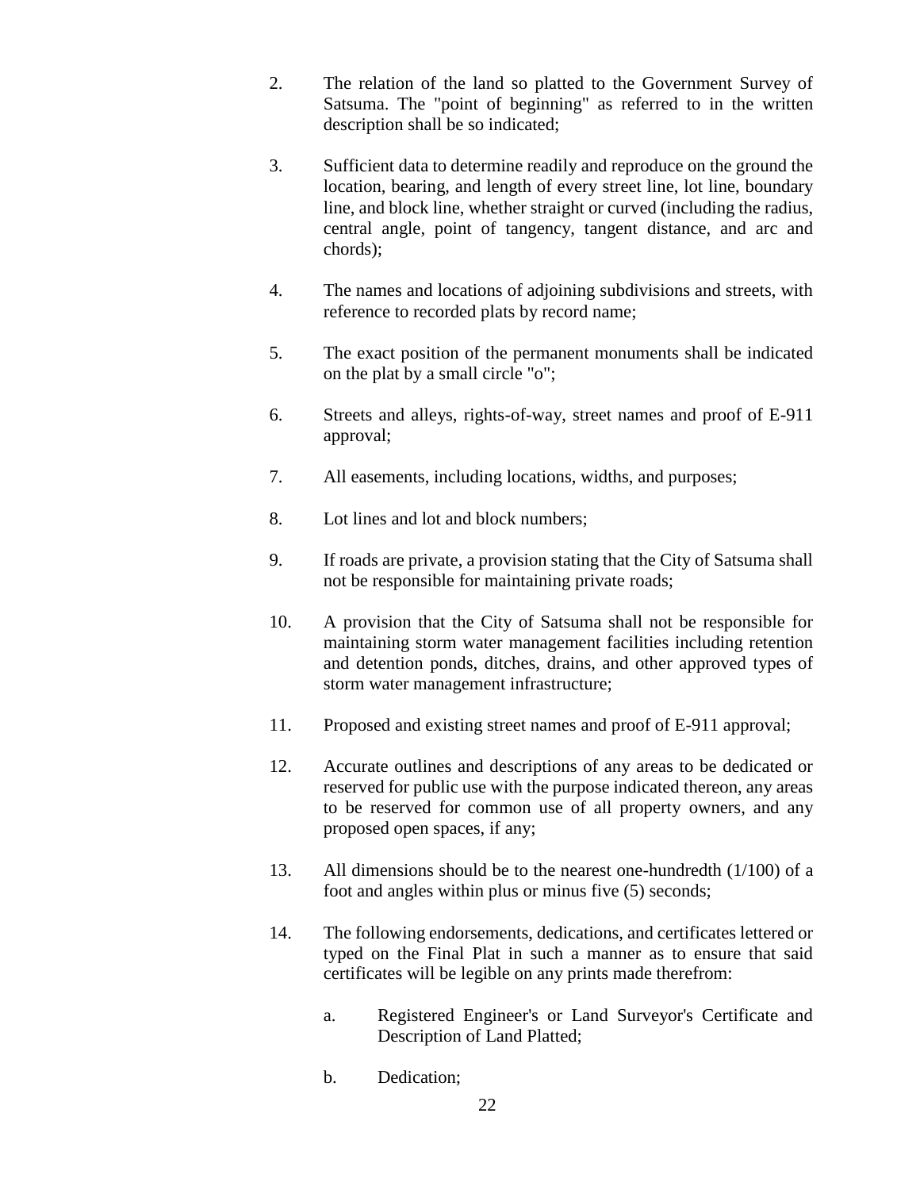2. The relation of the land so platted to the Government Survey of Satsuma. The "point of beginning" as referred to in the written description shall be so indicated;

3. Sufficient data to determine readily and reproduce on the ground the location, bearing, and length of every street line, lot line, boundary line, and block line, whether straight or curved (including the radius, central angle, point of tangency, tangent distance, and arc and chords);

4. The names and locations of adjoining subdivisions and streets, with reference to recorded plats by record name;

5. The exact position of the permanent monuments shall be indicated on the plat by a small circle "o";

6. Streets and alleys, rights-of-way, street names and proof of E-911 approval;

7. All easements, including locations, widths, and purposes;

8. Lot lines and lot and block numbers;

9. If roads are private, a provision stating that the City of Satsuma shall not be responsible for maintaining private roads;

10. A provision that the City of Satsuma shall not be responsible for maintaining storm water management facilities including retention and detention ponds, ditches, drains, and other approved types of storm water management infrastructure;

11. Proposed and existing street names and proof of E-911 approval;

12. Accurate outlines and descriptions of any areas to be dedicated or reserved for public use with the purpose indicated thereon, any areas to be reserved for common use of all property owners, and any proposed open spaces, if any;

13. All dimensions should be to the nearest one-hundredth (1/100) of a foot and angles within plus or minus five (5) seconds;

14. The following endorsements, dedications, and certificates lettered or typed on the Final Plat in such a manner as to ensure that said certificates will be legible on any prints made therefrom:

    a. Registered Engineer's or Land Surveyor's Certificate and Description of Land Platted;

    b. Dedication;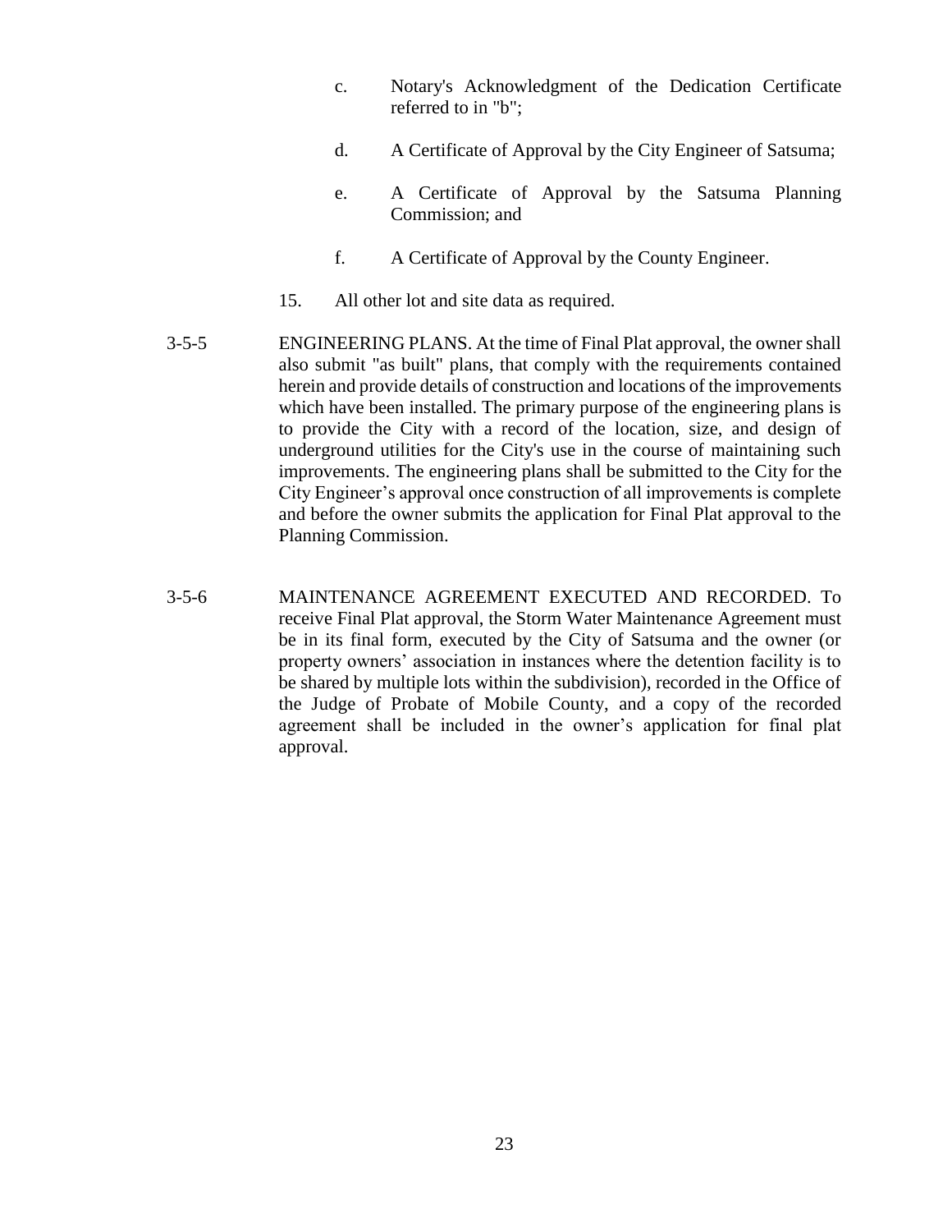c. Notary's Acknowledgment of the Dedication Certificate referred to in "b";

d. A Certificate of Approval by the City Engineer of Satsuma;

e. A Certificate of Approval by the Satsuma Planning Commission; and

f. A Certificate of Approval by the County Engineer.

15. All other lot and site data as required.

3-5-5 ENGINEERING PLANS. At the time of Final Plat approval, the owner shall also submit "as built" plans, that comply with the requirements contained herein and provide details of construction and locations of the improvements which have been installed. The primary purpose of the engineering plans is to provide the City with a record of the location, size, and design of underground utilities for the City's use in the course of maintaining such improvements. The engineering plans shall be submitted to the City for the City Engineer's approval once construction of all improvements is complete and before the owner submits the application for Final Plat approval to the Planning Commission.

3-5-6 MAINTENANCE AGREEMENT EXECUTED AND RECORDED. To receive Final Plat approval, the Storm Water Maintenance Agreement must be in its final form, executed by the City of Satsuma and the owner (or property owners' association in instances where the detention facility is to be shared by multiple lots within the subdivision), recorded in the Office of the Judge of Probate of Mobile County, and a copy of the recorded agreement shall be included in the owner's application for final plat approval.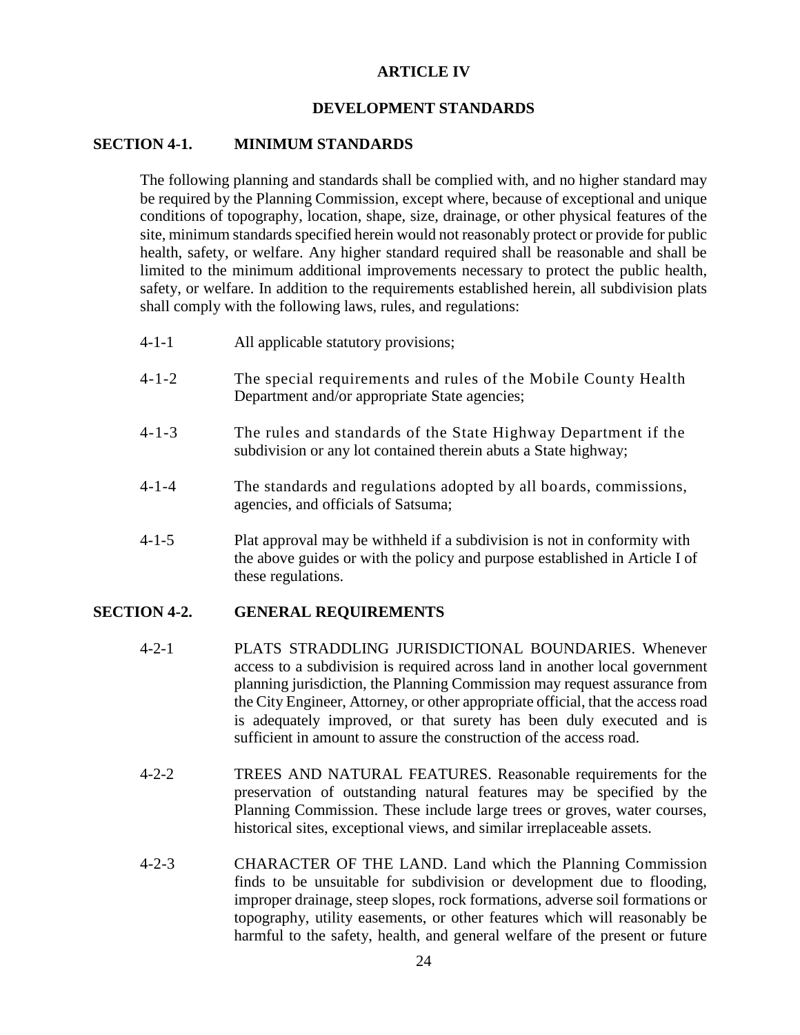# ARTICLE IV

## DEVELOPMENT STANDARDS

### SECTION 4-1. MINIMUM STANDARDS

The following planning and standards shall be complied with, and no higher standard may be required by the Planning Commission, except where, because of exceptional and unique conditions of topography, location, shape, size, drainage, or other physical features of the site, minimum standards specified herein would not reasonably protect or provide for public health, safety, or welfare. Any higher standard required shall be reasonable and shall be limited to the minimum additional improvements necessary to protect the public health, safety, or welfare. In addition to the requirements established herein, all subdivision plats shall comply with the following laws, rules, and regulations:

4-1-1 All applicable statutory provisions;

4-1-2 The special requirements and rules of the Mobile County Health Department and/or appropriate State agencies;

4-1-3 The rules and standards of the State Highway Department if the subdivision or any lot contained therein abuts a State highway;

4-1-4 The standards and regulations adopted by all boards, commissions, agencies, and officials of Satsuma;

4-1-5 Plat approval may be withheld if a subdivision is not in conformity with the above guides or with the policy and purpose established in Article I of these regulations.

### SECTION 4-2. GENERAL REQUIREMENTS

4-2-1 PLATS STRADDLING JURISDICTIONAL BOUNDARIES. Whenever access to a subdivision is required across land in another local government planning jurisdiction, the Planning Commission may request assurance from the City Engineer, Attorney, or other appropriate official, that the access road is adequately improved, or that surety has been duly executed and is sufficient in amount to assure the construction of the access road.

4-2-2 TREES AND NATURAL FEATURES. Reasonable requirements for the preservation of outstanding natural features may be specified by the Planning Commission. These include large trees or groves, water courses, historical sites, exceptional views, and similar irreplaceable assets.

4-2-3 CHARACTER OF THE LAND. Land which the Planning Commission finds to be unsuitable for subdivision or development due to flooding, improper drainage, steep slopes, rock formations, adverse soil formations or topography, utility easements, or other features which will reasonably be harmful to the safety, health, and general welfare of the present or future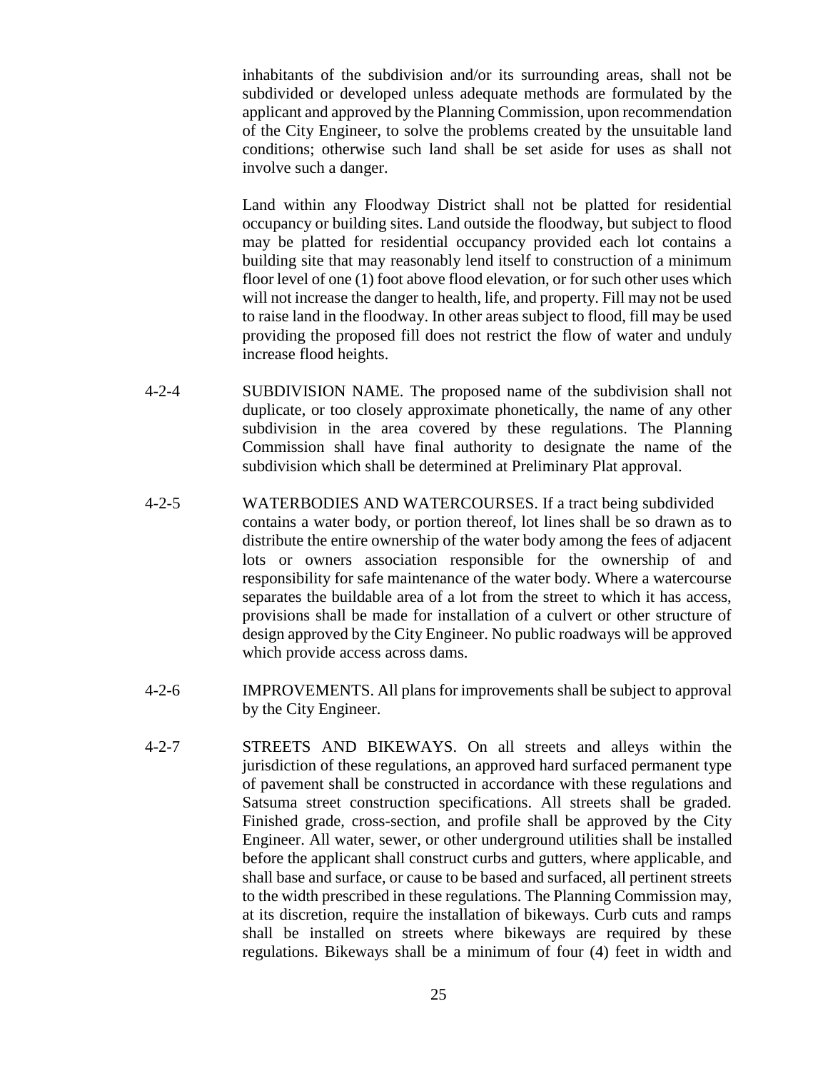inhabitants of the subdivision and/or its surrounding areas, shall not be subdivided or developed unless adequate methods are formulated by the applicant and approved by the Planning Commission, upon recommendation of the City Engineer, to solve the problems created by the unsuitable land conditions; otherwise such land shall be set aside for uses as shall not involve such a danger.

Land within any Floodway District shall not be platted for residential occupancy or building sites. Land outside the floodway, but subject to flood may be platted for residential occupancy provided each lot contains a building site that may reasonably lend itself to construction of a minimum floor level of one (1) foot above flood elevation, or for such other uses which will not increase the danger to health, life, and property. Fill may not be used to raise land in the floodway. In other areas subject to flood, fill may be used providing the proposed fill does not restrict the flow of water and unduly increase flood heights.

4-2-4 SUBDIVISION NAME. The proposed name of the subdivision shall not duplicate, or too closely approximate phonetically, the name of any other subdivision in the area covered by these regulations. The Planning Commission shall have final authority to designate the name of the subdivision which shall be determined at Preliminary Plat approval.

4-2-5 WATERBODIES AND WATERCOURSES. If a tract being subdivided contains a water body, or portion thereof, lot lines shall be so drawn as to distribute the entire ownership of the water body among the fees of adjacent lots or owners association responsible for the ownership of and responsibility for safe maintenance of the water body. Where a watercourse separates the buildable area of a lot from the street to which it has access, provisions shall be made for installation of a culvert or other structure of design approved by the City Engineer. No public roadways will be approved which provide access across dams.

4-2-6 IMPROVEMENTS. All plans for improvements shall be subject to approval by the City Engineer.

4-2-7 STREETS AND BIKEWAYS. On all streets and alleys within the jurisdiction of these regulations, an approved hard surfaced permanent type of pavement shall be constructed in accordance with these regulations and Satsuma street construction specifications. All streets shall be graded. Finished grade, cross-section, and profile shall be approved by the City Engineer. All water, sewer, or other underground utilities shall be installed before the applicant shall construct curbs and gutters, where applicable, and shall base and surface, or cause to be based and surfaced, all pertinent streets to the width prescribed in these regulations. The Planning Commission may, at its discretion, require the installation of bikeways. Curb cuts and ramps shall be installed on streets where bikeways are required by these regulations. Bikeways shall be a minimum of four (4) feet in width and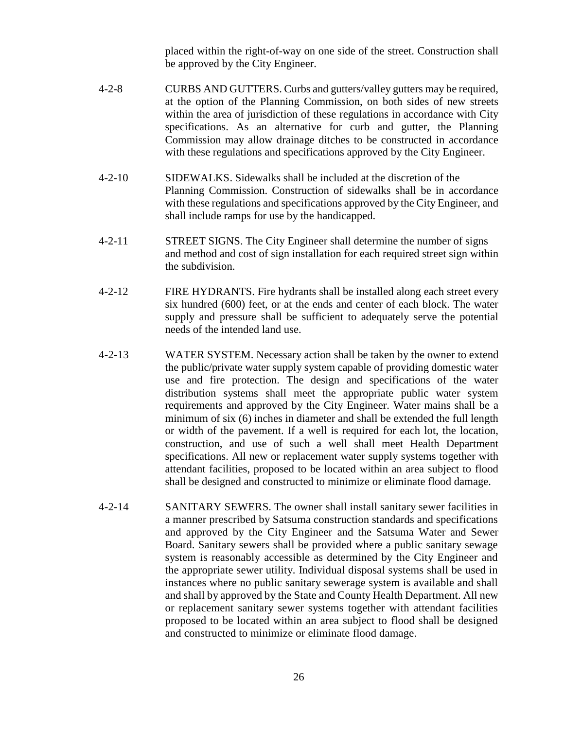placed within the right-of-way on one side of the street. Construction shall be approved by the City Engineer.

4-2-8 CURBS AND GUTTERS. Curbs and gutters/valley gutters may be required, at the option of the Planning Commission, on both sides of new streets within the area of jurisdiction of these regulations in accordance with City specifications. As an alternative for curb and gutter, the Planning Commission may allow drainage ditches to be constructed in accordance with these regulations and specifications approved by the City Engineer.

4-2-10 SIDEWALKS. Sidewalks shall be included at the discretion of the Planning Commission. Construction of sidewalks shall be in accordance with these regulations and specifications approved by the City Engineer, and shall include ramps for use by the handicapped.

4-2-11 STREET SIGNS. The City Engineer shall determine the number of signs and method and cost of sign installation for each required street sign within the subdivision.

4-2-12 FIRE HYDRANTS. Fire hydrants shall be installed along each street every six hundred (600) feet, or at the ends and center of each block. The water supply and pressure shall be sufficient to adequately serve the potential needs of the intended land use.

4-2-13 WATER SYSTEM. Necessary action shall be taken by the owner to extend the public/private water supply system capable of providing domestic water use and fire protection. The design and specifications of the water distribution systems shall meet the appropriate public water system requirements and approved by the City Engineer. Water mains shall be a minimum of six (6) inches in diameter and shall be extended the full length or width of the pavement. If a well is required for each lot, the location, construction, and use of such a well shall meet Health Department specifications. All new or replacement water supply systems together with attendant facilities, proposed to be located within an area subject to flood shall be designed and constructed to minimize or eliminate flood damage.

4-2-14 SANITARY SEWERS. The owner shall install sanitary sewer facilities in a manner prescribed by Satsuma construction standards and specifications and approved by the City Engineer and the Satsuma Water and Sewer Board. Sanitary sewers shall be provided where a public sanitary sewage system is reasonably accessible as determined by the City Engineer and the appropriate sewer utility. Individual disposal systems shall be used in instances where no public sanitary sewerage system is available and shall and shall by approved by the State and County Health Department. All new or replacement sanitary sewer systems together with attendant facilities proposed to be located within an area subject to flood shall be designed and constructed to minimize or eliminate flood damage.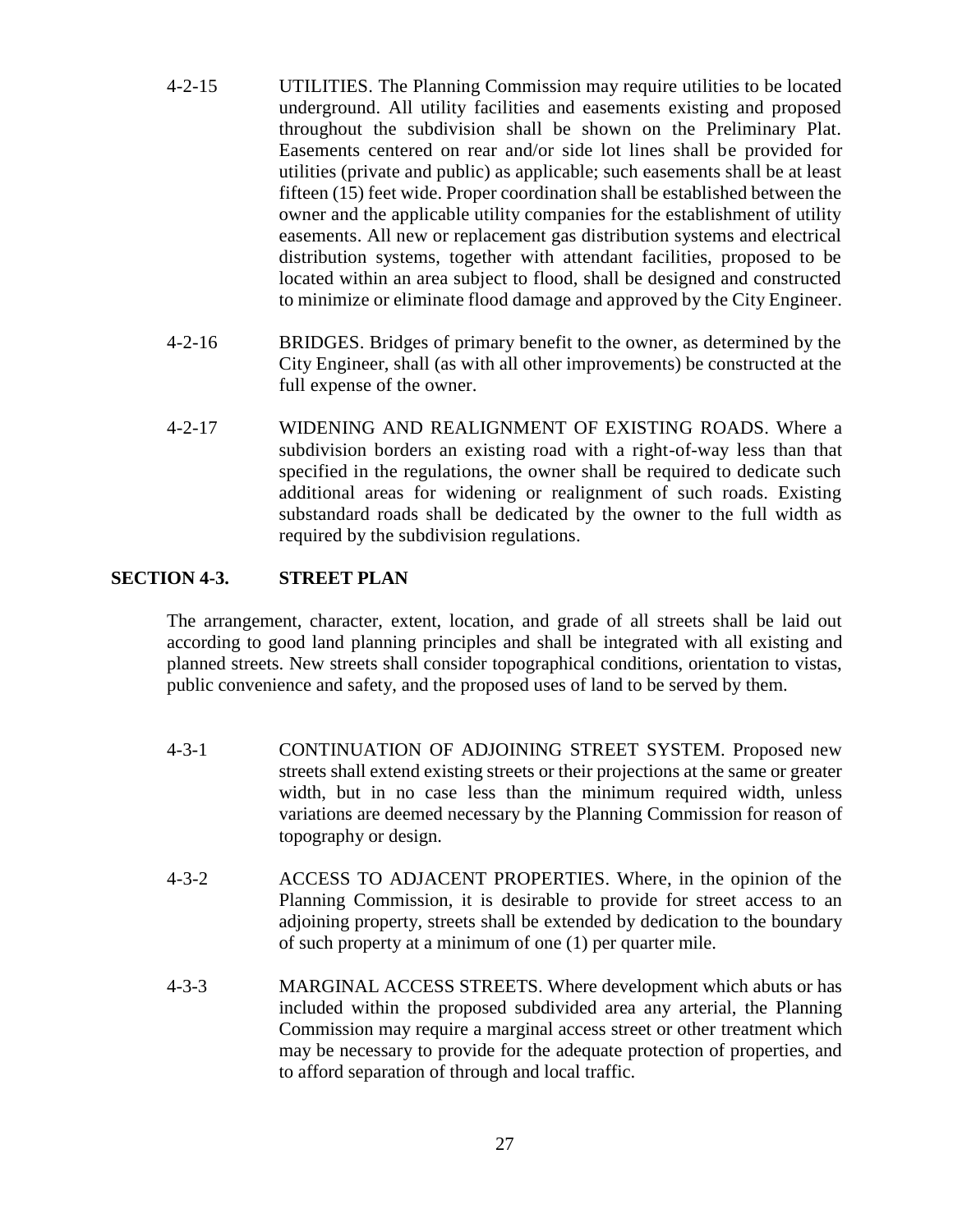4-2-15 UTILITIES. The Planning Commission may require utilities to be located underground. All utility facilities and easements existing and proposed throughout the subdivision shall be shown on the Preliminary Plat. Easements centered on rear and/or side lot lines shall be provided for utilities (private and public) as applicable; such easements shall be at least fifteen (15) feet wide. Proper coordination shall be established between the owner and the applicable utility companies for the establishment of utility easements. All new or replacement gas distribution systems and electrical distribution systems, together with attendant facilities, proposed to be located within an area subject to flood, shall be designed and constructed to minimize or eliminate flood damage and approved by the City Engineer.

4-2-16 BRIDGES. Bridges of primary benefit to the owner, as determined by the City Engineer, shall (as with all other improvements) be constructed at the full expense of the owner.

4-2-17 WIDENING AND REALIGNMENT OF EXISTING ROADS. Where a subdivision borders an existing road with a right-of-way less than that specified in the regulations, the owner shall be required to dedicate such additional areas for widening or realignment of such roads. Existing substandard roads shall be dedicated by the owner to the full width as required by the subdivision regulations.

## SECTION 4-3. STREET PLAN

The arrangement, character, extent, location, and grade of all streets shall be laid out according to good land planning principles and shall be integrated with all existing and planned streets. New streets shall consider topographical conditions, orientation to vistas, public convenience and safety, and the proposed uses of land to be served by them.

4-3-1 CONTINUATION OF ADJOINING STREET SYSTEM. Proposed new streets shall extend existing streets or their projections at the same or greater width, but in no case less than the minimum required width, unless variations are deemed necessary by the Planning Commission for reason of topography or design.

4-3-2 ACCESS TO ADJACENT PROPERTIES. Where, in the opinion of the Planning Commission, it is desirable to provide for street access to an adjoining property, streets shall be extended by dedication to the boundary of such property at a minimum of one (1) per quarter mile.

4-3-3 MARGINAL ACCESS STREETS. Where development which abuts or has included within the proposed subdivided area any arterial, the Planning Commission may require a marginal access street or other treatment which may be necessary to provide for the adequate protection of properties, and to afford separation of through and local traffic.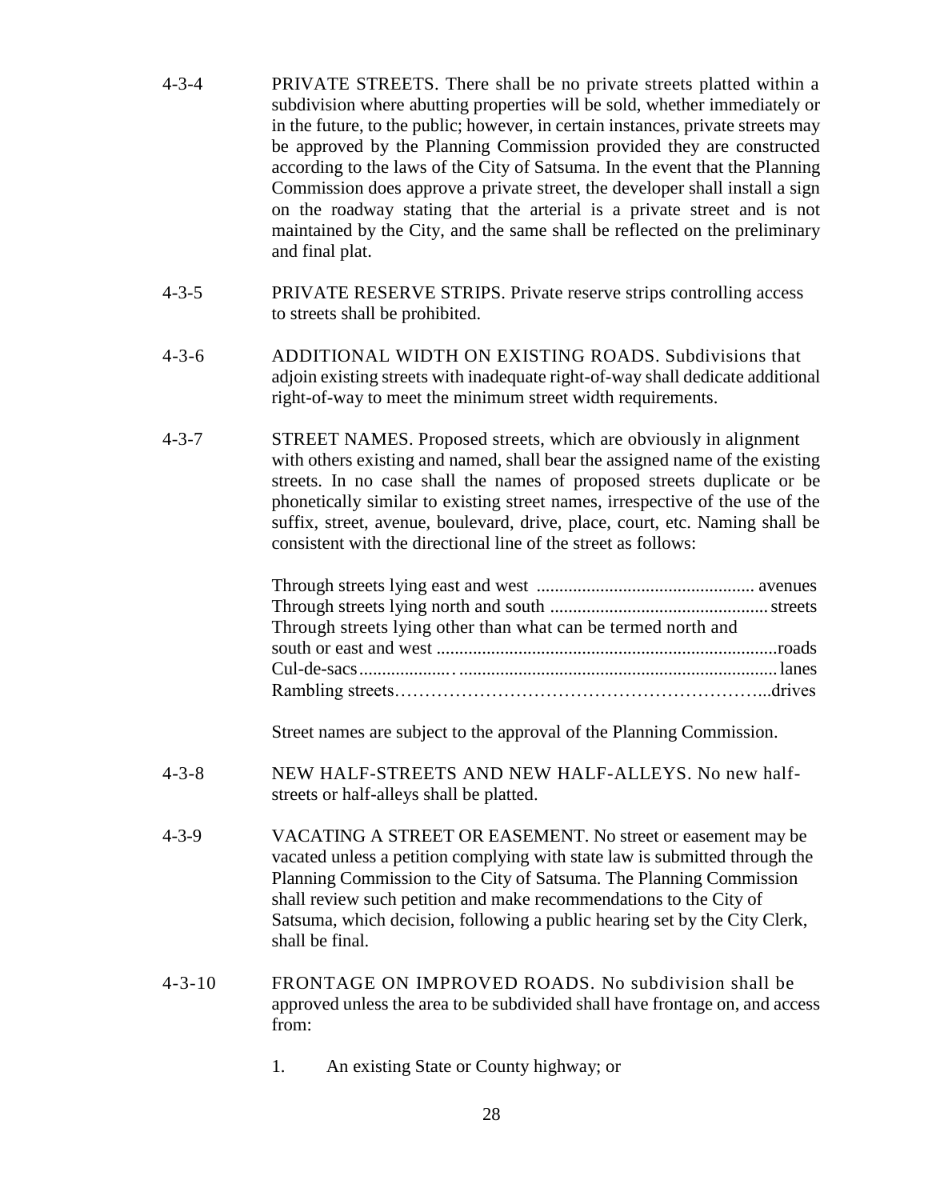4-3-4 PRIVATE STREETS. There shall be no private streets platted within a subdivision where abutting properties will be sold, whether immediately or in the future, to the public; however, in certain instances, private streets may be approved by the Planning Commission provided they are constructed according to the laws of the City of Satsuma. In the event that the Planning Commission does approve a private street, the developer shall install a sign on the roadway stating that the arterial is a private street and is not maintained by the City, and the same shall be reflected on the preliminary and final plat.

4-3-5 PRIVATE RESERVE STRIPS. Private reserve strips controlling access to streets shall be prohibited.

4-3-6 ADDITIONAL WIDTH ON EXISTING ROADS. Subdivisions that adjoin existing streets with inadequate right-of-way shall dedicate additional right-of-way to meet the minimum street width requirements.

4-3-7 STREET NAMES. Proposed streets, which are obviously in alignment with others existing and named, shall bear the assigned name of the existing streets. In no case shall the names of proposed streets duplicate or be phonetically similar to existing street names, irrespective of the use of the suffix, street, avenue, boulevard, drive, place, court, etc. Naming shall be consistent with the directional line of the street as follows:

Through streets lying east and west ................................................ avenues
Through streets lying north and south ................................................ streets
Through streets lying other than what can be termed north and south or east and west ..........................................................................roads
Cul-de-sacs..................... ...................................................................... lanes
Rambling streets…………………………………………………...drives

Street names are subject to the approval of the Planning Commission.

4-3-8 NEW HALF-STREETS AND NEW HALF-ALLEYS. No new half-streets or half-alleys shall be platted.

4-3-9 VACATING A STREET OR EASEMENT. No street or easement may be vacated unless a petition complying with state law is submitted through the Planning Commission to the City of Satsuma. The Planning Commission shall review such petition and make recommendations to the City of Satsuma, which decision, following a public hearing set by the City Clerk, shall be final.

4-3-10 FRONTAGE ON IMPROVED ROADS. No subdivision shall be approved unless the area to be subdivided shall have frontage on, and access from:

1. An existing State or County highway; or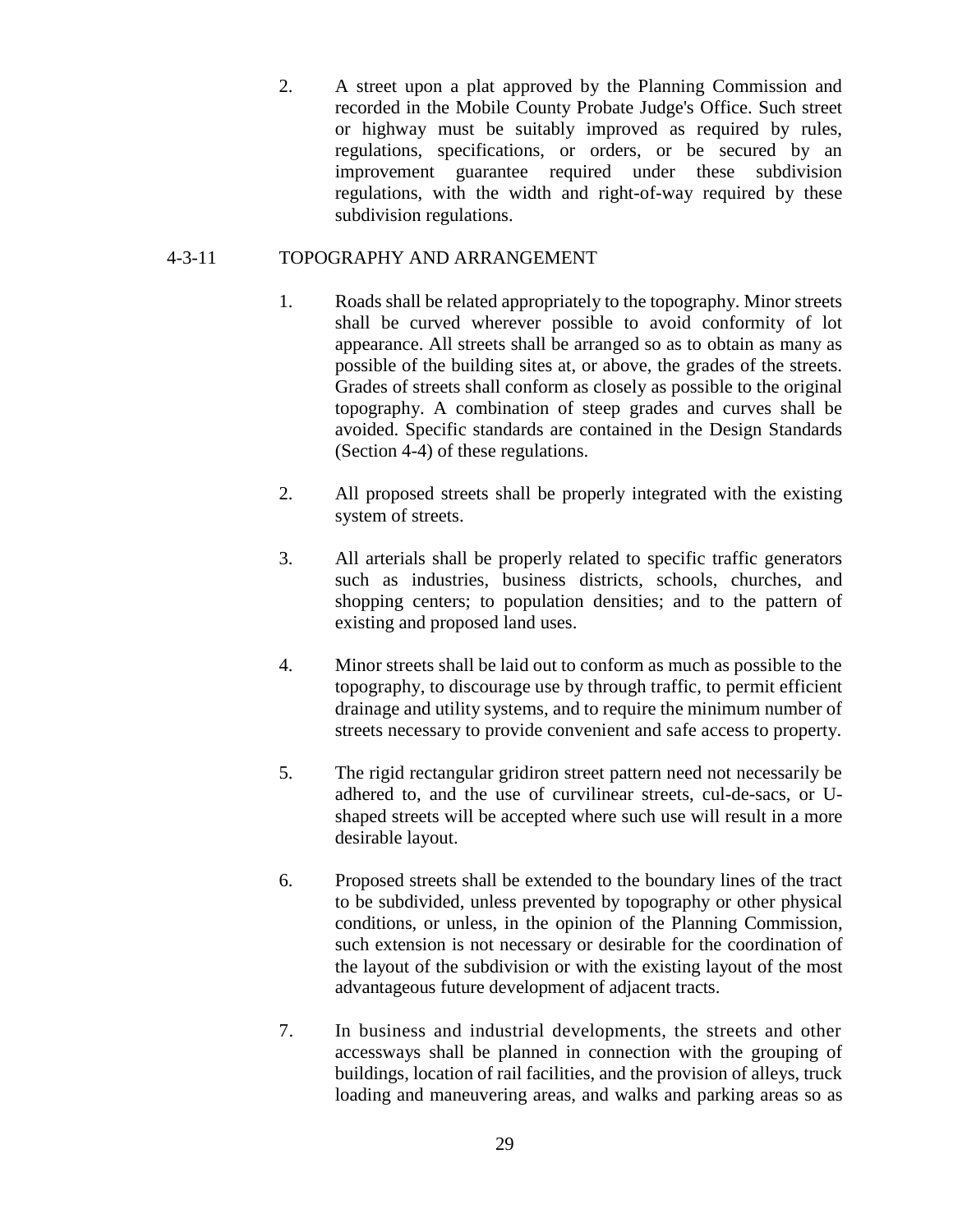2. A street upon a plat approved by the Planning Commission and recorded in the Mobile County Probate Judge's Office. Such street or highway must be suitably improved as required by rules, regulations, specifications, or orders, or be secured by an improvement guarantee required under these subdivision regulations, with the width and right-of-way required by these subdivision regulations.

### 4-3-11 TOPOGRAPHY AND ARRANGEMENT

1. Roads shall be related appropriately to the topography. Minor streets shall be curved wherever possible to avoid conformity of lot appearance. All streets shall be arranged so as to obtain as many as possible of the building sites at, or above, the grades of the streets. Grades of streets shall conform as closely as possible to the original topography. A combination of steep grades and curves shall be avoided. Specific standards are contained in the Design Standards (Section 4-4) of these regulations.

2. All proposed streets shall be properly integrated with the existing system of streets.

3. All arterials shall be properly related to specific traffic generators such as industries, business districts, schools, churches, and shopping centers; to population densities; and to the pattern of existing and proposed land uses.

4. Minor streets shall be laid out to conform as much as possible to the topography, to discourage use by through traffic, to permit efficient drainage and utility systems, and to require the minimum number of streets necessary to provide convenient and safe access to property.

5. The rigid rectangular gridiron street pattern need not necessarily be adhered to, and the use of curvilinear streets, cul-de-sacs, or U-shaped streets will be accepted where such use will result in a more desirable layout.

6. Proposed streets shall be extended to the boundary lines of the tract to be subdivided, unless prevented by topography or other physical conditions, or unless, in the opinion of the Planning Commission, such extension is not necessary or desirable for the coordination of the layout of the subdivision or with the existing layout of the most advantageous future development of adjacent tracts.

7. In business and industrial developments, the streets and other accessways shall be planned in connection with the grouping of buildings, location of rail facilities, and the provision of alleys, truck loading and maneuvering areas, and walks and parking areas so as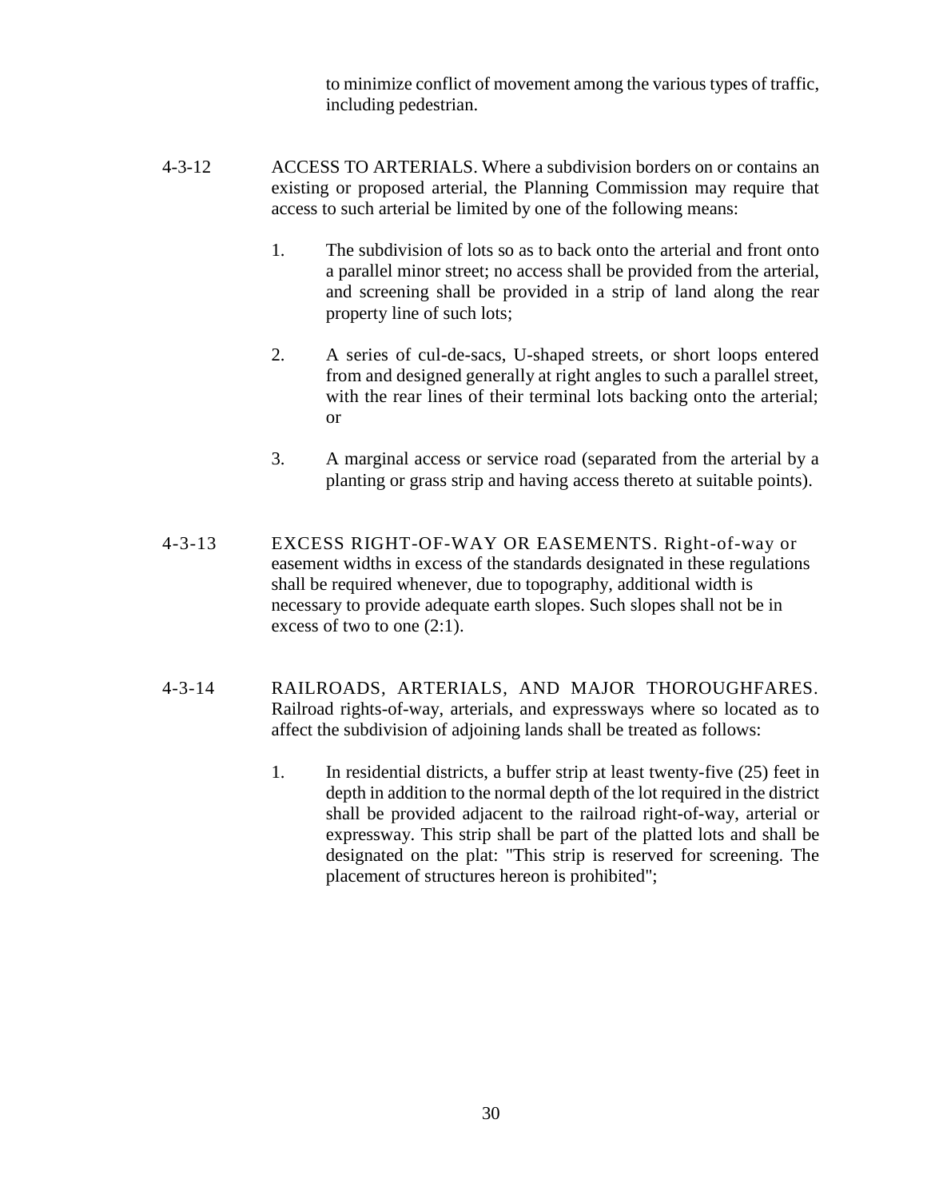to minimize conflict of movement among the various types of traffic, including pedestrian.

4-3-12 ACCESS TO ARTERIALS. Where a subdivision borders on or contains an existing or proposed arterial, the Planning Commission may require that access to such arterial be limited by one of the following means:

1. The subdivision of lots so as to back onto the arterial and front onto a parallel minor street; no access shall be provided from the arterial, and screening shall be provided in a strip of land along the rear property line of such lots;

2. A series of cul-de-sacs, U-shaped streets, or short loops entered from and designed generally at right angles to such a parallel street, with the rear lines of their terminal lots backing onto the arterial; or

3. A marginal access or service road (separated from the arterial by a planting or grass strip and having access thereto at suitable points).

4-3-13 EXCESS RIGHT-OF-WAY OR EASEMENTS. Right-of-way or easement widths in excess of the standards designated in these regulations shall be required whenever, due to topography, additional width is necessary to provide adequate earth slopes. Such slopes shall not be in excess of two to one (2:1).

4-3-14 RAILROADS, ARTERIALS, AND MAJOR THOROUGHFARES. Railroad rights-of-way, arterials, and expressways where so located as to affect the subdivision of adjoining lands shall be treated as follows:

1. In residential districts, a buffer strip at least twenty-five (25) feet in depth in addition to the normal depth of the lot required in the district shall be provided adjacent to the railroad right-of-way, arterial or expressway. This strip shall be part of the platted lots and shall be designated on the plat: "This strip is reserved for screening. The placement of structures hereon is prohibited";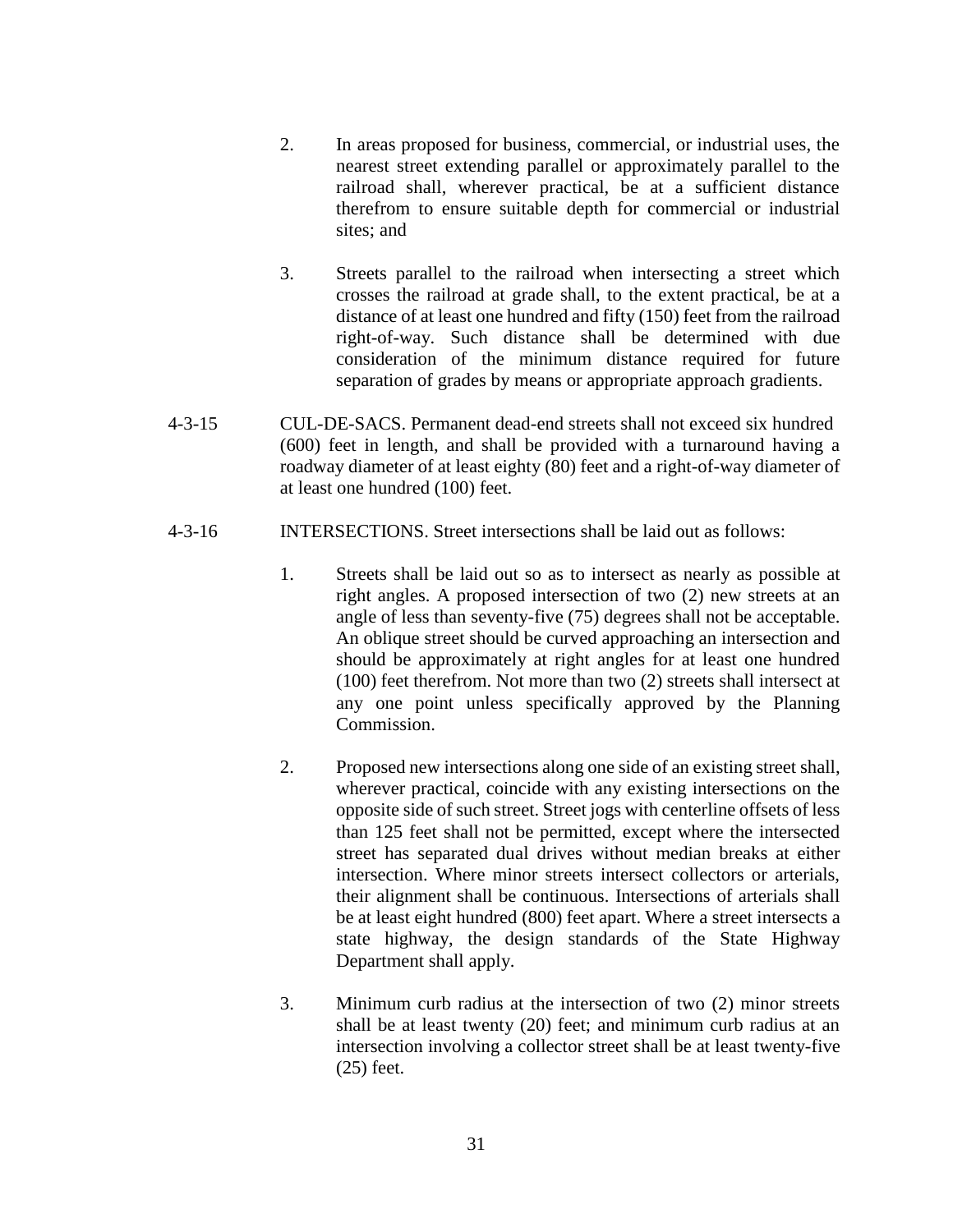2. In areas proposed for business, commercial, or industrial uses, the nearest street extending parallel or approximately parallel to the railroad shall, wherever practical, be at a sufficient distance therefrom to ensure suitable depth for commercial or industrial sites; and

3. Streets parallel to the railroad when intersecting a street which crosses the railroad at grade shall, to the extent practical, be at a distance of at least one hundred and fifty (150) feet from the railroad right-of-way. Such distance shall be determined with due consideration of the minimum distance required for future separation of grades by means or appropriate approach gradients.

4-3-15 CUL-DE-SACS. Permanent dead-end streets shall not exceed six hundred (600) feet in length, and shall be provided with a turnaround having a roadway diameter of at least eighty (80) feet and a right-of-way diameter of at least one hundred (100) feet.

4-3-16 INTERSECTIONS. Street intersections shall be laid out as follows:

1. Streets shall be laid out so as to intersect as nearly as possible at right angles. A proposed intersection of two (2) new streets at an angle of less than seventy-five (75) degrees shall not be acceptable. An oblique street should be curved approaching an intersection and should be approximately at right angles for at least one hundred (100) feet therefrom. Not more than two (2) streets shall intersect at any one point unless specifically approved by the Planning Commission.

2. Proposed new intersections along one side of an existing street shall, wherever practical, coincide with any existing intersections on the opposite side of such street. Street jogs with centerline offsets of less than 125 feet shall not be permitted, except where the intersected street has separated dual drives without median breaks at either intersection. Where minor streets intersect collectors or arterials, their alignment shall be continuous. Intersections of arterials shall be at least eight hundred (800) feet apart. Where a street intersects a state highway, the design standards of the State Highway Department shall apply.

3. Minimum curb radius at the intersection of two (2) minor streets shall be at least twenty (20) feet; and minimum curb radius at an intersection involving a collector street shall be at least twenty-five (25) feet.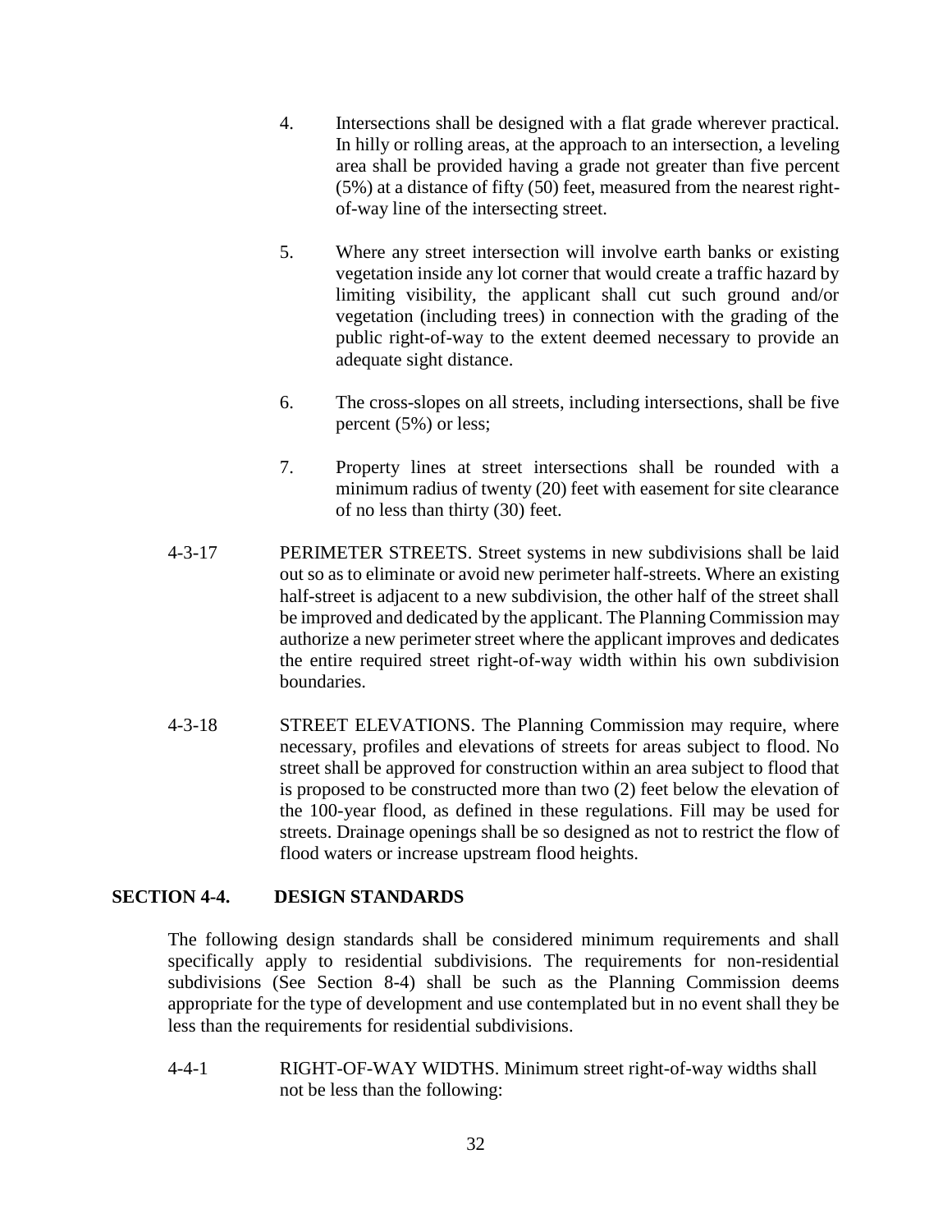4. Intersections shall be designed with a flat grade wherever practical. In hilly or rolling areas, at the approach to an intersection, a leveling area shall be provided having a grade not greater than five percent (5%) at a distance of fifty (50) feet, measured from the nearest right-of-way line of the intersecting street.

5. Where any street intersection will involve earth banks or existing vegetation inside any lot corner that would create a traffic hazard by limiting visibility, the applicant shall cut such ground and/or vegetation (including trees) in connection with the grading of the public right-of-way to the extent deemed necessary to provide an adequate sight distance.

6. The cross-slopes on all streets, including intersections, shall be five percent (5%) or less;

7. Property lines at street intersections shall be rounded with a minimum radius of twenty (20) feet with easement for site clearance of no less than thirty (30) feet.

4-3-17 PERIMETER STREETS. Street systems in new subdivisions shall be laid out so as to eliminate or avoid new perimeter half-streets. Where an existing half-street is adjacent to a new subdivision, the other half of the street shall be improved and dedicated by the applicant. The Planning Commission may authorize a new perimeter street where the applicant improves and dedicates the entire required street right-of-way width within his own subdivision boundaries.

4-3-18 STREET ELEVATIONS. The Planning Commission may require, where necessary, profiles and elevations of streets for areas subject to flood. No street shall be approved for construction within an area subject to flood that is proposed to be constructed more than two (2) feet below the elevation of the 100-year flood, as defined in these regulations. Fill may be used for streets. Drainage openings shall be so designed as not to restrict the flow of flood waters or increase upstream flood heights.

## SECTION 4-4. DESIGN STANDARDS

The following design standards shall be considered minimum requirements and shall specifically apply to residential subdivisions. The requirements for non-residential subdivisions (See Section 8-4) shall be such as the Planning Commission deems appropriate for the type of development and use contemplated but in no event shall they be less than the requirements for residential subdivisions.

4-4-1 RIGHT-OF-WAY WIDTHS. Minimum street right-of-way widths shall not be less than the following: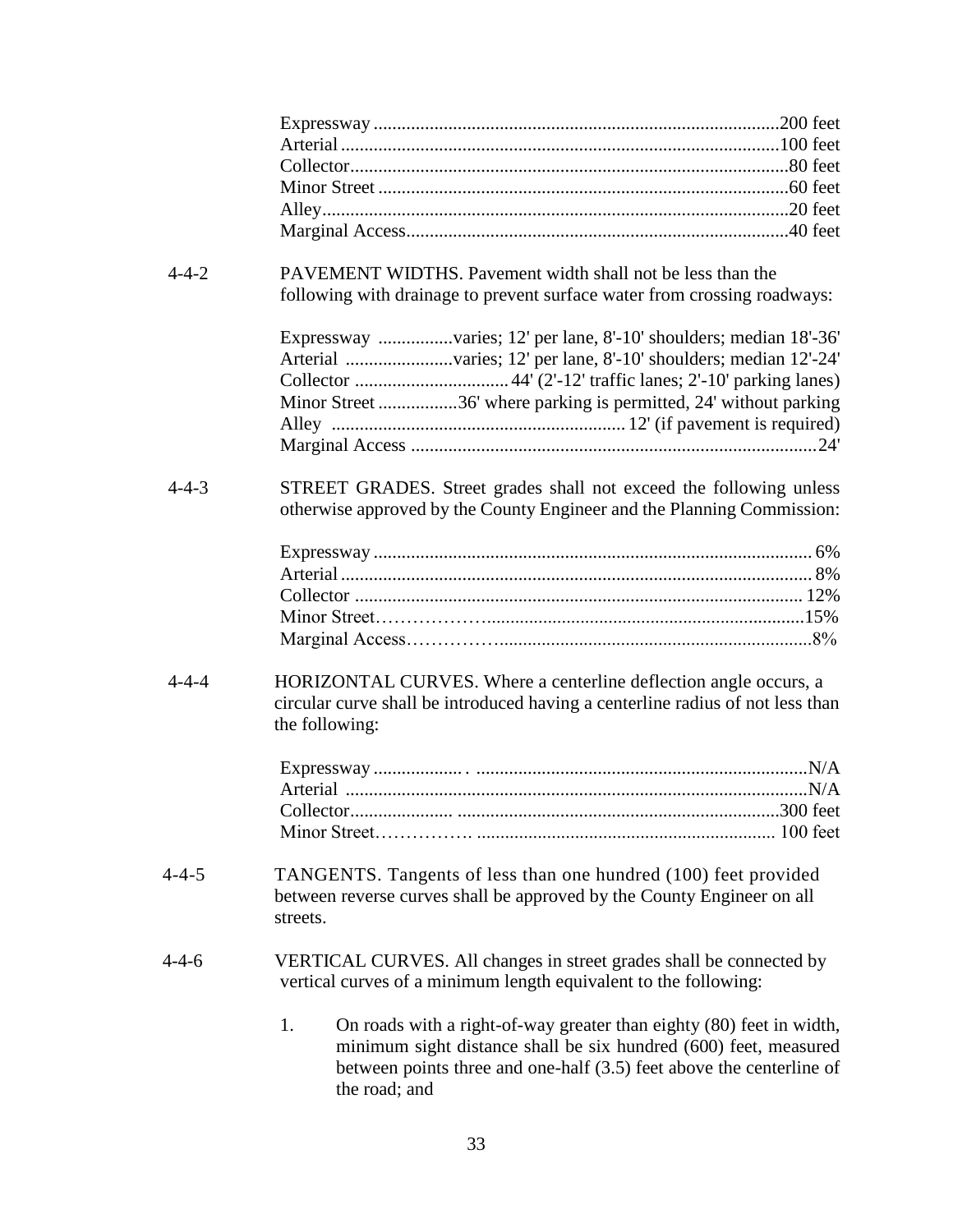Expressway ......................................................................................200 feet
Arterial ..............................................................................................100 feet
Collector.............................................................................................80 feet
Minor Street .......................................................................................60 feet
Alley...................................................................................................20 feet
Marginal Access.................................................................................40 feet

4-4-2 PAVEMENT WIDTHS. Pavement width shall not be less than the following with drainage to prevent surface water from crossing roadways:

Expressway ................varies; 12' per lane, 8'-10' shoulders; median 18'-36'
Arterial .......................varies; 12' per lane, 8'-10' shoulders; median 12'-24'
Collector ................................ 44' (2'-12' traffic lanes; 2'-10' parking lanes)
Minor Street .................36' where parking is permitted, 24' without parking
Alley .............................................................. 12' (if pavement is required)
Marginal Access ......................................................................................24'

4-4-3 STREET GRADES. Street grades shall not exceed the following unless otherwise approved by the County Engineer and the Planning Commission:

Expressway ............................................................................................ 6%
Arterial ................................................................................................... 8%
Collector .............................................................................................. 12%
Minor Street………………...................................................................15%
Marginal Access……………...................................................................8%

4-4-4 HORIZONTAL CURVES. Where a centerline deflection angle occurs, a circular curve shall be introduced having a centerline radius of not less than the following:

Expressway .................. . .....................................................................N/A
Arterial ..................................................................................................N/A
Collector..................... .....................................................................300 feet
Minor Street……………. ............................................................... 100 feet

4-4-5 TANGENTS. Tangents of less than one hundred (100) feet provided between reverse curves shall be approved by the County Engineer on all streets.

4-4-6 VERTICAL CURVES. All changes in street grades shall be connected by vertical curves of a minimum length equivalent to the following:

1. On roads with a right-of-way greater than eighty (80) feet in width, minimum sight distance shall be six hundred (600) feet, measured between points three and one-half (3.5) feet above the centerline of the road; and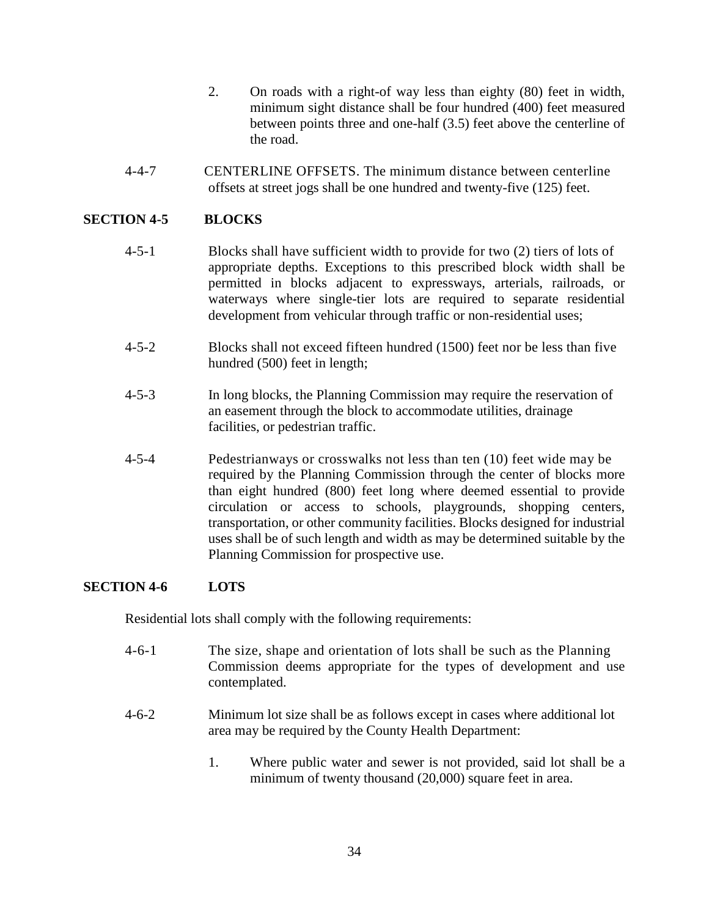2. On roads with a right-of way less than eighty (80) feet in width, minimum sight distance shall be four hundred (400) feet measured between points three and one-half (3.5) feet above the centerline of the road.

4-4-7 CENTERLINE OFFSETS. The minimum distance between centerline offsets at street jogs shall be one hundred and twenty-five (125) feet.

## SECTION 4-5 BLOCKS

4-5-1 Blocks shall have sufficient width to provide for two (2) tiers of lots of appropriate depths. Exceptions to this prescribed block width shall be permitted in blocks adjacent to expressways, arterials, railroads, or waterways where single-tier lots are required to separate residential development from vehicular through traffic or non-residential uses;

4-5-2 Blocks shall not exceed fifteen hundred (1500) feet nor be less than five hundred (500) feet in length;

4-5-3 In long blocks, the Planning Commission may require the reservation of an easement through the block to accommodate utilities, drainage facilities, or pedestrian traffic.

4-5-4 Pedestrianways or crosswalks not less than ten (10) feet wide may be required by the Planning Commission through the center of blocks more than eight hundred (800) feet long where deemed essential to provide circulation or access to schools, playgrounds, shopping centers, transportation, or other community facilities. Blocks designed for industrial uses shall be of such length and width as may be determined suitable by the Planning Commission for prospective use.

## SECTION 4-6 LOTS

Residential lots shall comply with the following requirements:

4-6-1 The size, shape and orientation of lots shall be such as the Planning Commission deems appropriate for the types of development and use contemplated.

4-6-2 Minimum lot size shall be as follows except in cases where additional lot area may be required by the County Health Department:

1. Where public water and sewer is not provided, said lot shall be a minimum of twenty thousand (20,000) square feet in area.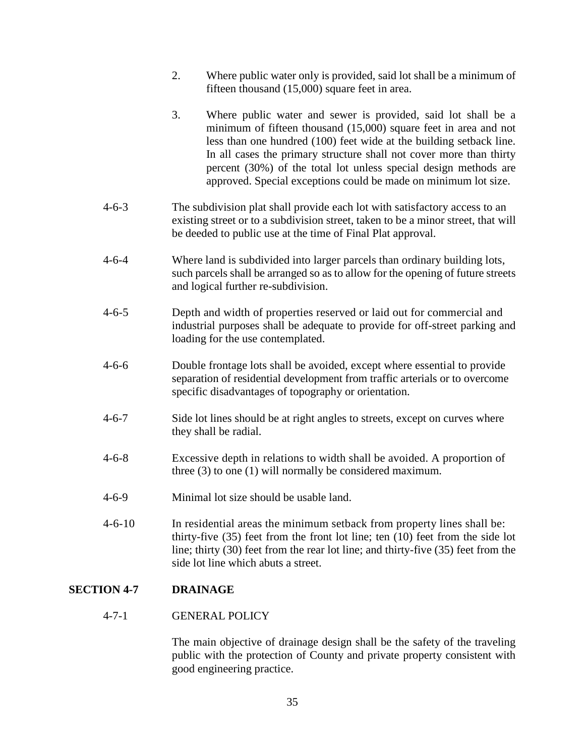2. Where public water only is provided, said lot shall be a minimum of fifteen thousand (15,000) square feet in area.

3. Where public water and sewer is provided, said lot shall be a minimum of fifteen thousand (15,000) square feet in area and not less than one hundred (100) feet wide at the building setback line. In all cases the primary structure shall not cover more than thirty percent (30%) of the total lot unless special design methods are approved. Special exceptions could be made on minimum lot size.

4-6-3 The subdivision plat shall provide each lot with satisfactory access to an existing street or to a subdivision street, taken to be a minor street, that will be deeded to public use at the time of Final Plat approval.

4-6-4 Where land is subdivided into larger parcels than ordinary building lots, such parcels shall be arranged so as to allow for the opening of future streets and logical further re-subdivision.

4-6-5 Depth and width of properties reserved or laid out for commercial and industrial purposes shall be adequate to provide for off-street parking and loading for the use contemplated.

4-6-6 Double frontage lots shall be avoided, except where essential to provide separation of residential development from traffic arterials or to overcome specific disadvantages of topography or orientation.

4-6-7 Side lot lines should be at right angles to streets, except on curves where they shall be radial.

4-6-8 Excessive depth in relations to width shall be avoided. A proportion of three (3) to one (1) will normally be considered maximum.

4-6-9 Minimal lot size should be usable land.

4-6-10 In residential areas the minimum setback from property lines shall be: thirty-five (35) feet from the front lot line; ten (10) feet from the side lot line; thirty (30) feet from the rear lot line; and thirty-five (35) feet from the side lot line which abuts a street.

## SECTION 4-7 DRAINAGE

### 4-7-1 GENERAL POLICY

The main objective of drainage design shall be the safety of the traveling public with the protection of County and private property consistent with good engineering practice.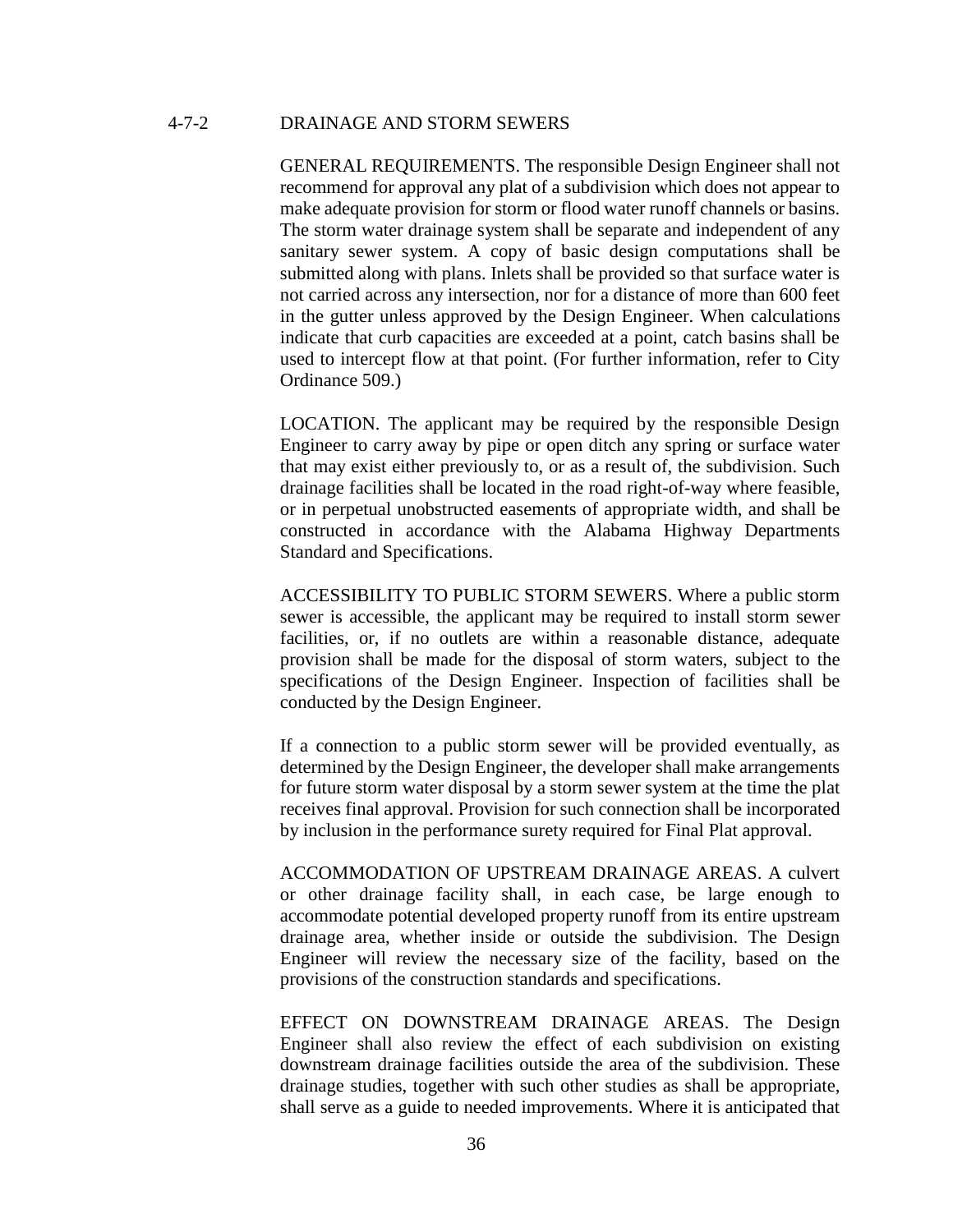## 4-7-2 DRAINAGE AND STORM SEWERS

GENERAL REQUIREMENTS. The responsible Design Engineer shall not recommend for approval any plat of a subdivision which does not appear to make adequate provision for storm or flood water runoff channels or basins. The storm water drainage system shall be separate and independent of any sanitary sewer system. A copy of basic design computations shall be submitted along with plans. Inlets shall be provided so that surface water is not carried across any intersection, nor for a distance of more than 600 feet in the gutter unless approved by the Design Engineer. When calculations indicate that curb capacities are exceeded at a point, catch basins shall be used to intercept flow at that point. (For further information, refer to City Ordinance 509.)

LOCATION. The applicant may be required by the responsible Design Engineer to carry away by pipe or open ditch any spring or surface water that may exist either previously to, or as a result of, the subdivision. Such drainage facilities shall be located in the road right-of-way where feasible, or in perpetual unobstructed easements of appropriate width, and shall be constructed in accordance with the Alabama Highway Departments Standard and Specifications.

ACCESSIBILITY TO PUBLIC STORM SEWERS. Where a public storm sewer is accessible, the applicant may be required to install storm sewer facilities, or, if no outlets are within a reasonable distance, adequate provision shall be made for the disposal of storm waters, subject to the specifications of the Design Engineer. Inspection of facilities shall be conducted by the Design Engineer.

If a connection to a public storm sewer will be provided eventually, as determined by the Design Engineer, the developer shall make arrangements for future storm water disposal by a storm sewer system at the time the plat receives final approval. Provision for such connection shall be incorporated by inclusion in the performance surety required for Final Plat approval.

ACCOMMODATION OF UPSTREAM DRAINAGE AREAS. A culvert or other drainage facility shall, in each case, be large enough to accommodate potential developed property runoff from its entire upstream drainage area, whether inside or outside the subdivision. The Design Engineer will review the necessary size of the facility, based on the provisions of the construction standards and specifications.

EFFECT ON DOWNSTREAM DRAINAGE AREAS. The Design Engineer shall also review the effect of each subdivision on existing downstream drainage facilities outside the area of the subdivision. These drainage studies, together with such other studies as shall be appropriate, shall serve as a guide to needed improvements. Where it is anticipated that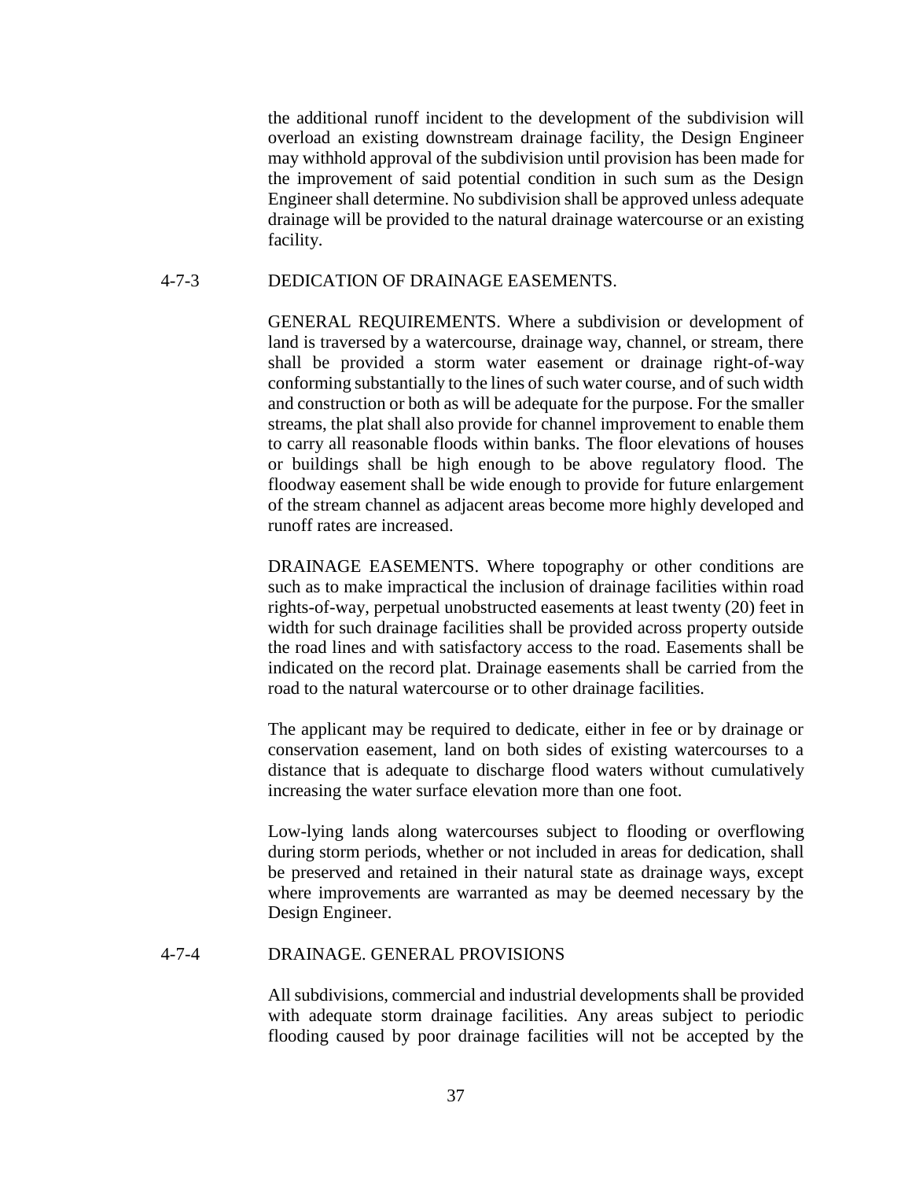the additional runoff incident to the development of the subdivision will overload an existing downstream drainage facility, the Design Engineer may withhold approval of the subdivision until provision has been made for the improvement of said potential condition in such sum as the Design Engineer shall determine. No subdivision shall be approved unless adequate drainage will be provided to the natural drainage watercourse or an existing facility.

### 4-7-3 DEDICATION OF DRAINAGE EASEMENTS.

GENERAL REQUIREMENTS. Where a subdivision or development of land is traversed by a watercourse, drainage way, channel, or stream, there shall be provided a storm water easement or drainage right-of-way conforming substantially to the lines of such water course, and of such width and construction or both as will be adequate for the purpose. For the smaller streams, the plat shall also provide for channel improvement to enable them to carry all reasonable floods within banks. The floor elevations of houses or buildings shall be high enough to be above regulatory flood. The floodway easement shall be wide enough to provide for future enlargement of the stream channel as adjacent areas become more highly developed and runoff rates are increased.

DRAINAGE EASEMENTS. Where topography or other conditions are such as to make impractical the inclusion of drainage facilities within road rights-of-way, perpetual unobstructed easements at least twenty (20) feet in width for such drainage facilities shall be provided across property outside the road lines and with satisfactory access to the road. Easements shall be indicated on the record plat. Drainage easements shall be carried from the road to the natural watercourse or to other drainage facilities.

The applicant may be required to dedicate, either in fee or by drainage or conservation easement, land on both sides of existing watercourses to a distance that is adequate to discharge flood waters without cumulatively increasing the water surface elevation more than one foot.

Low-lying lands along watercourses subject to flooding or overflowing during storm periods, whether or not included in areas for dedication, shall be preserved and retained in their natural state as drainage ways, except where improvements are warranted as may be deemed necessary by the Design Engineer.

### 4-7-4 DRAINAGE. GENERAL PROVISIONS

All subdivisions, commercial and industrial developments shall be provided with adequate storm drainage facilities. Any areas subject to periodic flooding caused by poor drainage facilities will not be accepted by the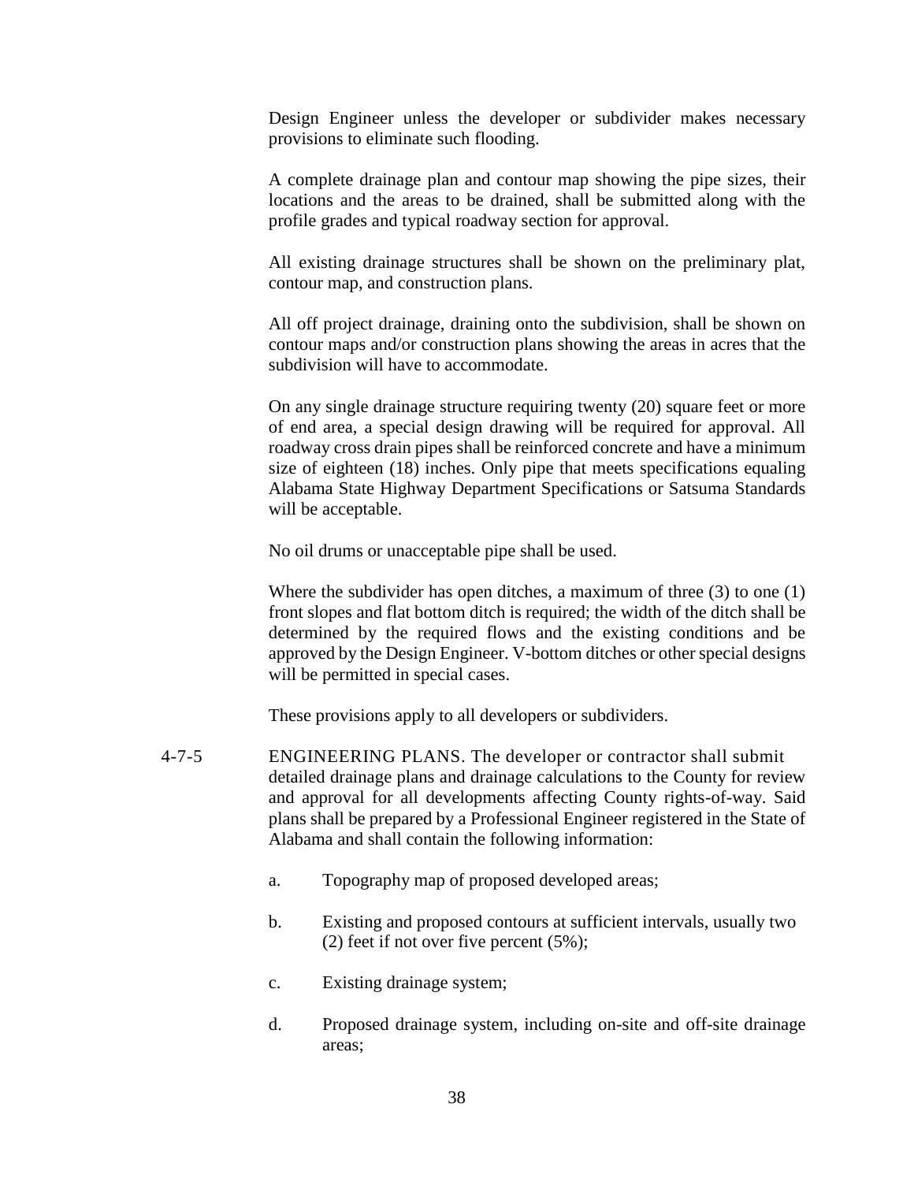Design Engineer unless the developer or subdivider makes necessary provisions to eliminate such flooding.

A complete drainage plan and contour map showing the pipe sizes, their locations and the areas to be drained, shall be submitted along with the profile grades and typical roadway section for approval.

All existing drainage structures shall be shown on the preliminary plat, contour map, and construction plans.

All off project drainage, draining onto the subdivision, shall be shown on contour maps and/or construction plans showing the areas in acres that the subdivision will have to accommodate.

On any single drainage structure requiring twenty (20) square feet or more of end area, a special design drawing will be required for approval. All roadway cross drain pipes shall be reinforced concrete and have a minimum size of eighteen (18) inches. Only pipe that meets specifications equaling Alabama State Highway Department Specifications or Satsuma Standards will be acceptable.

No oil drums or unacceptable pipe shall be used.

Where the subdivider has open ditches, a maximum of three (3) to one (1) front slopes and flat bottom ditch is required; the width of the ditch shall be determined by the required flows and the existing conditions and be approved by the Design Engineer. V-bottom ditches or other special designs will be permitted in special cases.

These provisions apply to all developers or subdividers.

4-7-5 ENGINEERING PLANS. The developer or contractor shall submit detailed drainage plans and drainage calculations to the County for review and approval for all developments affecting County rights-of-way. Said plans shall be prepared by a Professional Engineer registered in the State of Alabama and shall contain the following information:

a. Topography map of proposed developed areas;

b. Existing and proposed contours at sufficient intervals, usually two (2) feet if not over five percent (5%);

c. Existing drainage system;

d. Proposed drainage system, including on-site and off-site drainage areas;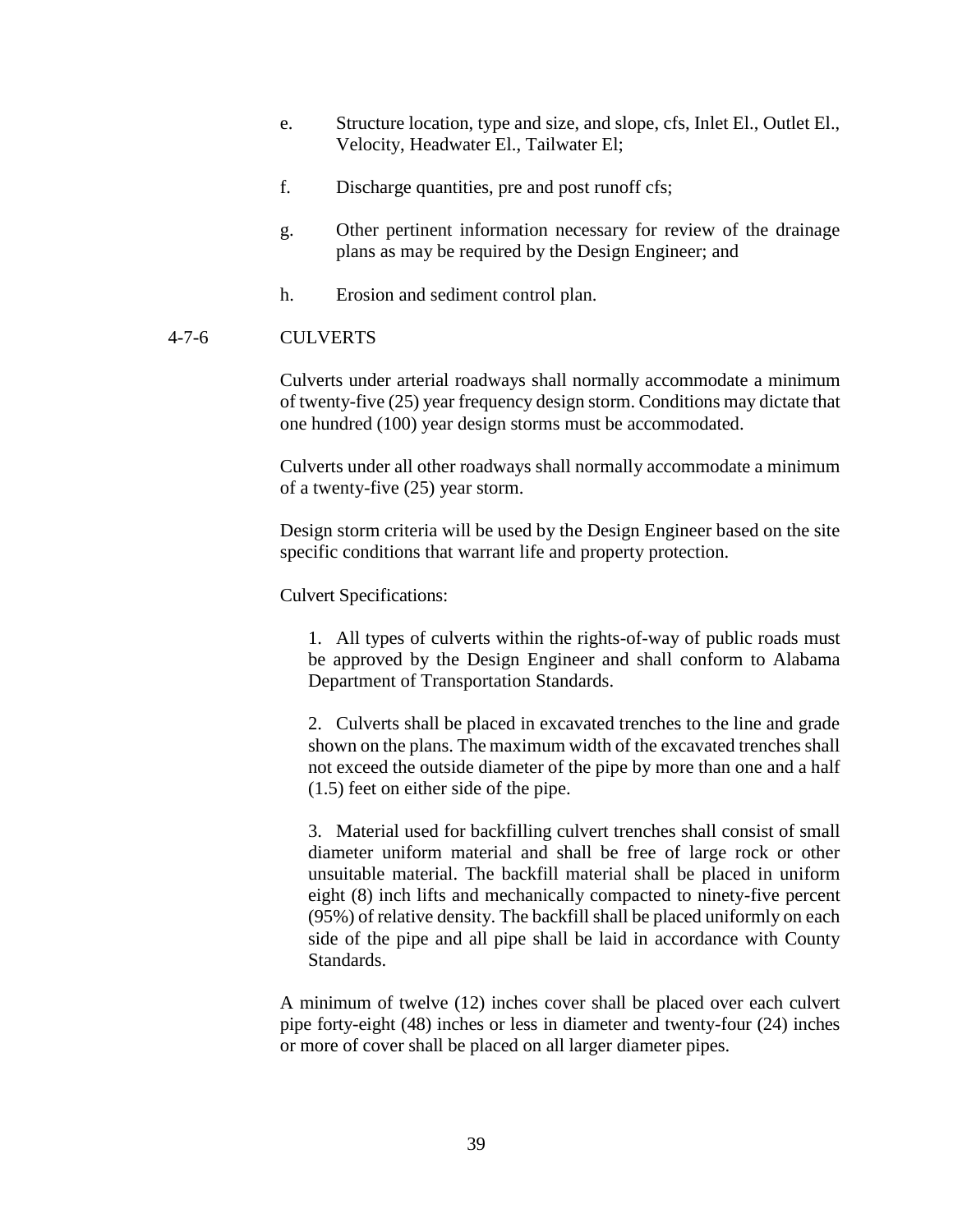e. Structure location, type and size, and slope, cfs, Inlet El., Outlet El., Velocity, Headwater El., Tailwater El;

f. Discharge quantities, pre and post runoff cfs;

g. Other pertinent information necessary for review of the drainage plans as may be required by the Design Engineer; and

h. Erosion and sediment control plan.

### 4-7-6 CULVERTS

Culverts under arterial roadways shall normally accommodate a minimum of twenty-five (25) year frequency design storm. Conditions may dictate that one hundred (100) year design storms must be accommodated.

Culverts under all other roadways shall normally accommodate a minimum of a twenty-five (25) year storm.

Design storm criteria will be used by the Design Engineer based on the site specific conditions that warrant life and property protection.

Culvert Specifications:

1. All types of culverts within the rights-of-way of public roads must be approved by the Design Engineer and shall conform to Alabama Department of Transportation Standards.

2. Culverts shall be placed in excavated trenches to the line and grade shown on the plans. The maximum width of the excavated trenches shall not exceed the outside diameter of the pipe by more than one and a half (1.5) feet on either side of the pipe.

3. Material used for backfilling culvert trenches shall consist of small diameter uniform material and shall be free of large rock or other unsuitable material. The backfill material shall be placed in uniform eight (8) inch lifts and mechanically compacted to ninety-five percent (95%) of relative density. The backfill shall be placed uniformly on each side of the pipe and all pipe shall be laid in accordance with County Standards.

A minimum of twelve (12) inches cover shall be placed over each culvert pipe forty-eight (48) inches or less in diameter and twenty-four (24) inches or more of cover shall be placed on all larger diameter pipes.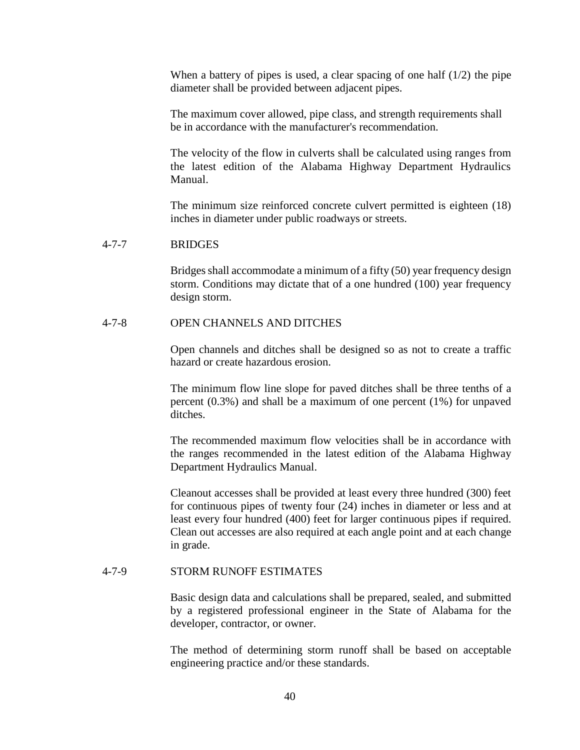When a battery of pipes is used, a clear spacing of one half (1/2) the pipe diameter shall be provided between adjacent pipes.

The maximum cover allowed, pipe class, and strength requirements shall be in accordance with the manufacturer's recommendation.

The velocity of the flow in culverts shall be calculated using ranges from the latest edition of the Alabama Highway Department Hydraulics Manual.

The minimum size reinforced concrete culvert permitted is eighteen (18) inches in diameter under public roadways or streets.

### 4-7-7 BRIDGES

Bridges shall accommodate a minimum of a fifty (50) year frequency design storm. Conditions may dictate that of a one hundred (100) year frequency design storm.

### 4-7-8 OPEN CHANNELS AND DITCHES

Open channels and ditches shall be designed so as not to create a traffic hazard or create hazardous erosion.

The minimum flow line slope for paved ditches shall be three tenths of a percent (0.3%) and shall be a maximum of one percent (1%) for unpaved ditches.

The recommended maximum flow velocities shall be in accordance with the ranges recommended in the latest edition of the Alabama Highway Department Hydraulics Manual.

Cleanout accesses shall be provided at least every three hundred (300) feet for continuous pipes of twenty four (24) inches in diameter or less and at least every four hundred (400) feet for larger continuous pipes if required. Clean out accesses are also required at each angle point and at each change in grade.

### 4-7-9 STORM RUNOFF ESTIMATES

Basic design data and calculations shall be prepared, sealed, and submitted by a registered professional engineer in the State of Alabama for the developer, contractor, or owner.

The method of determining storm runoff shall be based on acceptable engineering practice and/or these standards.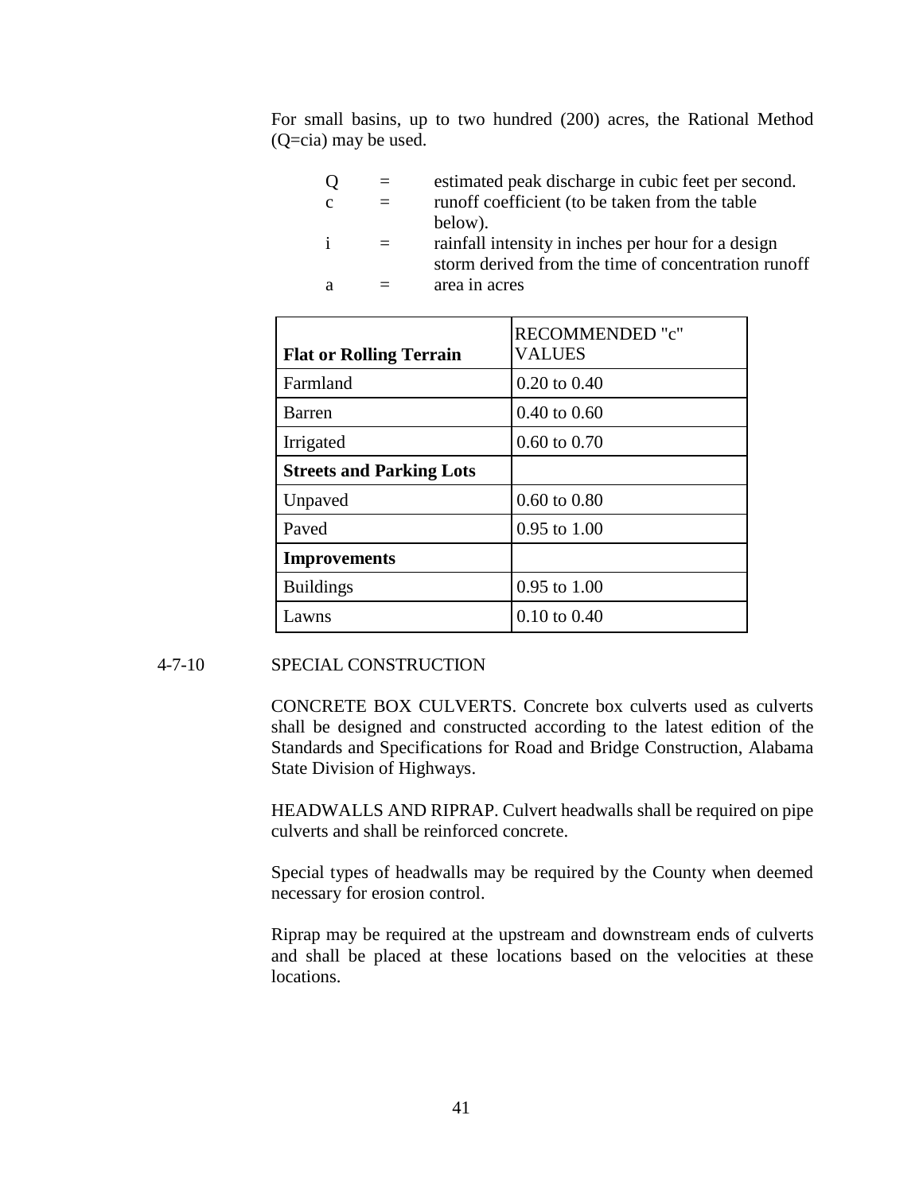For small basins, up to two hundred (200) acres, the Rational Method (Q=cia) may be used.

| | | |
|---|---|---|
| Q | = | estimated peak discharge in cubic feet per second. |
| c | = | runoff coefficient (to be taken from the table below). |
| i | = | rainfall intensity in inches per hour for a design storm derived from the time of concentration runoff |
| a | = | area in acres |

| **Flat or Rolling Terrain** | RECOMMENDED "c" VALUES |
|---|---|
| Farmland | 0.20 to 0.40 |
| Barren | 0.40 to 0.60 |
| Irrigated | 0.60 to 0.70 |
| **Streets and Parking Lots** | |
| Unpaved | 0.60 to 0.80 |
| Paved | 0.95 to 1.00 |
| **Improvements** | |
| Buildings | 0.95 to 1.00 |
| Lawns | 0.10 to 0.40 |

4-7-10 SPECIAL CONSTRUCTION

CONCRETE BOX CULVERTS. Concrete box culverts used as culverts shall be designed and constructed according to the latest edition of the Standards and Specifications for Road and Bridge Construction, Alabama State Division of Highways.

HEADWALLS AND RIPRAP. Culvert headwalls shall be required on pipe culverts and shall be reinforced concrete.

Special types of headwalls may be required by the County when deemed necessary for erosion control.

Riprap may be required at the upstream and downstream ends of culverts and shall be placed at these locations based on the velocities at these locations.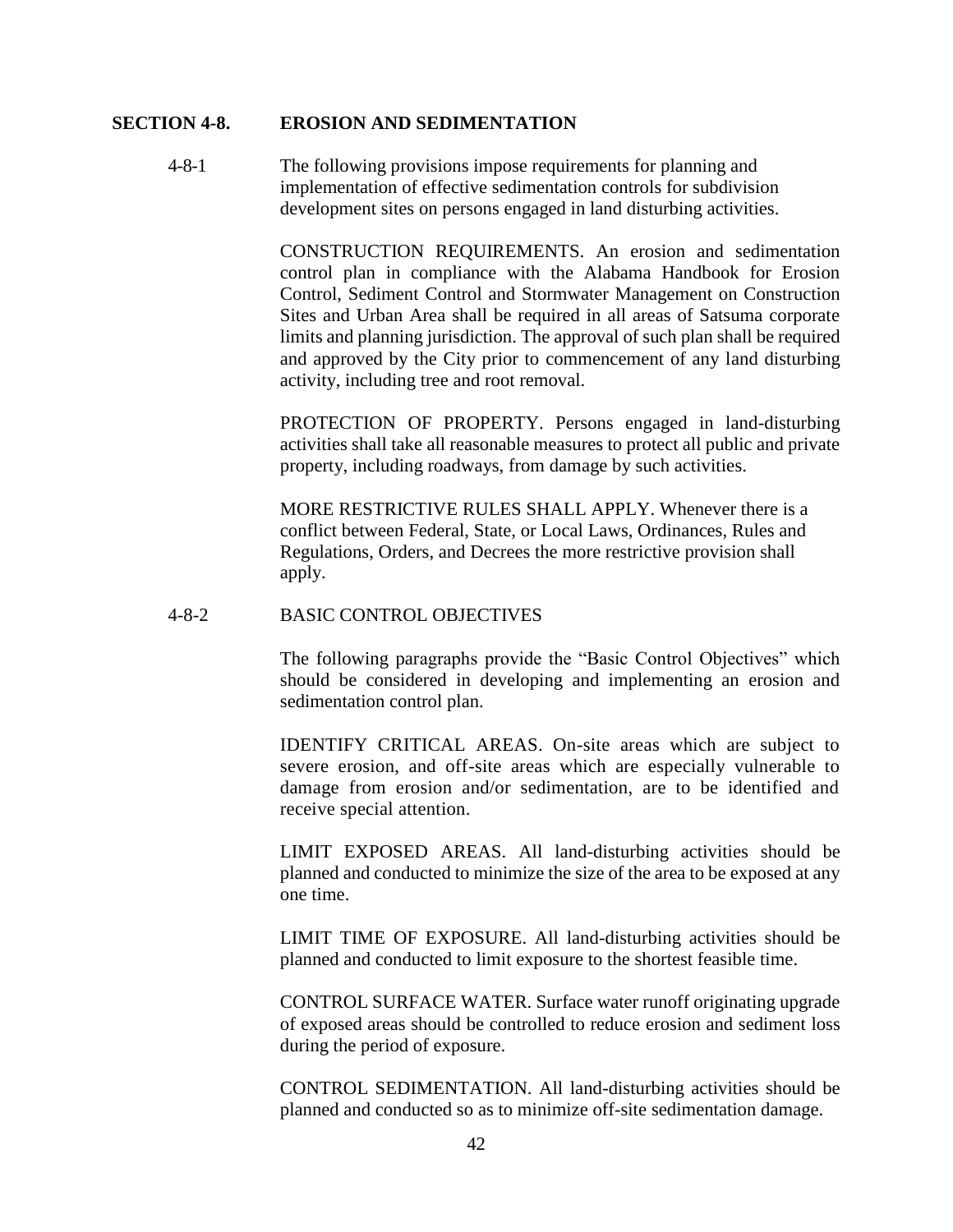## SECTION 4-8. EROSION AND SEDIMENTATION

4-8-1 The following provisions impose requirements for planning and implementation of effective sedimentation controls for subdivision development sites on persons engaged in land disturbing activities.

CONSTRUCTION REQUIREMENTS. An erosion and sedimentation control plan in compliance with the Alabama Handbook for Erosion Control, Sediment Control and Stormwater Management on Construction Sites and Urban Area shall be required in all areas of Satsuma corporate limits and planning jurisdiction. The approval of such plan shall be required and approved by the City prior to commencement of any land disturbing activity, including tree and root removal.

PROTECTION OF PROPERTY. Persons engaged in land-disturbing activities shall take all reasonable measures to protect all public and private property, including roadways, from damage by such activities.

MORE RESTRICTIVE RULES SHALL APPLY. Whenever there is a conflict between Federal, State, or Local Laws, Ordinances, Rules and Regulations, Orders, and Decrees the more restrictive provision shall apply.

4-8-2 BASIC CONTROL OBJECTIVES

The following paragraphs provide the "Basic Control Objectives" which should be considered in developing and implementing an erosion and sedimentation control plan.

IDENTIFY CRITICAL AREAS. On-site areas which are subject to severe erosion, and off-site areas which are especially vulnerable to damage from erosion and/or sedimentation, are to be identified and receive special attention.

LIMIT EXPOSED AREAS. All land-disturbing activities should be planned and conducted to minimize the size of the area to be exposed at any one time.

LIMIT TIME OF EXPOSURE. All land-disturbing activities should be planned and conducted to limit exposure to the shortest feasible time.

CONTROL SURFACE WATER. Surface water runoff originating upgrade of exposed areas should be controlled to reduce erosion and sediment loss during the period of exposure.

CONTROL SEDIMENTATION. All land-disturbing activities should be planned and conducted so as to minimize off-site sedimentation damage.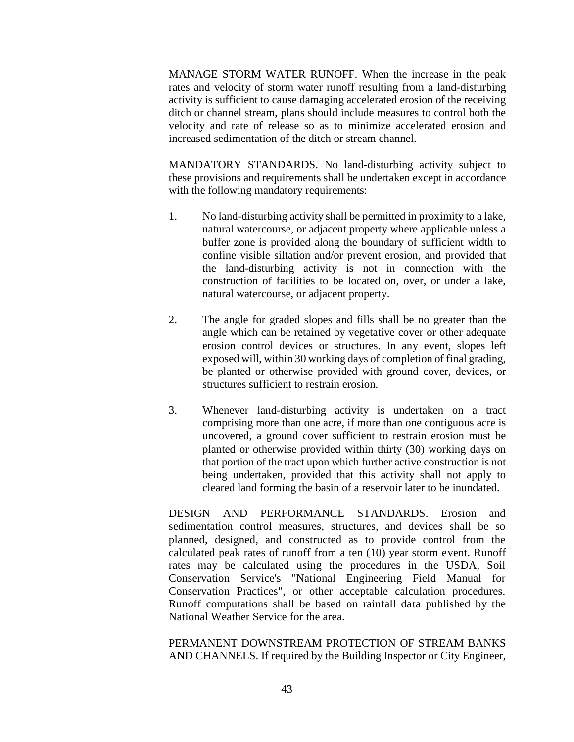MANAGE STORM WATER RUNOFF. When the increase in the peak rates and velocity of storm water runoff resulting from a land-disturbing activity is sufficient to cause damaging accelerated erosion of the receiving ditch or channel stream, plans should include measures to control both the velocity and rate of release so as to minimize accelerated erosion and increased sedimentation of the ditch or stream channel.

MANDATORY STANDARDS. No land-disturbing activity subject to these provisions and requirements shall be undertaken except in accordance with the following mandatory requirements:

1. No land-disturbing activity shall be permitted in proximity to a lake, natural watercourse, or adjacent property where applicable unless a buffer zone is provided along the boundary of sufficient width to confine visible siltation and/or prevent erosion, and provided that the land-disturbing activity is not in connection with the construction of facilities to be located on, over, or under a lake, natural watercourse, or adjacent property.

2. The angle for graded slopes and fills shall be no greater than the angle which can be retained by vegetative cover or other adequate erosion control devices or structures. In any event, slopes left exposed will, within 30 working days of completion of final grading, be planted or otherwise provided with ground cover, devices, or structures sufficient to restrain erosion.

3. Whenever land-disturbing activity is undertaken on a tract comprising more than one acre, if more than one contiguous acre is uncovered, a ground cover sufficient to restrain erosion must be planted or otherwise provided within thirty (30) working days on that portion of the tract upon which further active construction is not being undertaken, provided that this activity shall not apply to cleared land forming the basin of a reservoir later to be inundated.

DESIGN AND PERFORMANCE STANDARDS. Erosion and sedimentation control measures, structures, and devices shall be so planned, designed, and constructed as to provide control from the calculated peak rates of runoff from a ten (10) year storm event. Runoff rates may be calculated using the procedures in the USDA, Soil Conservation Service's "National Engineering Field Manual for Conservation Practices", or other acceptable calculation procedures. Runoff computations shall be based on rainfall data published by the National Weather Service for the area.

PERMANENT DOWNSTREAM PROTECTION OF STREAM BANKS AND CHANNELS. If required by the Building Inspector or City Engineer,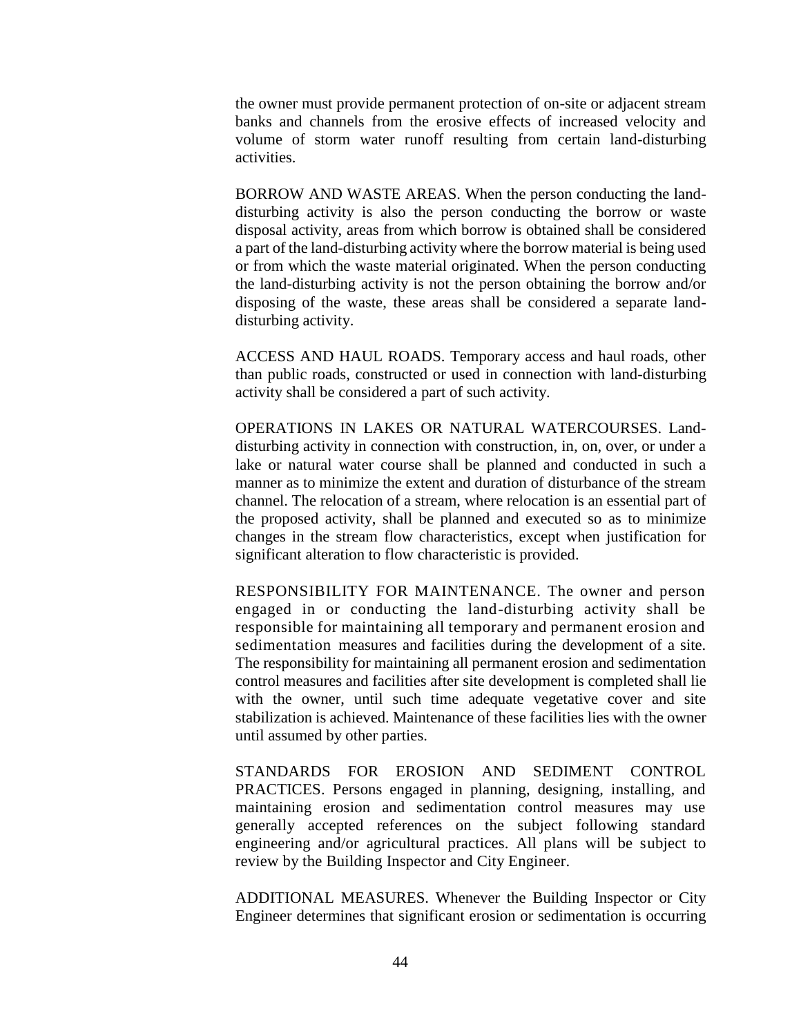the owner must provide permanent protection of on-site or adjacent stream banks and channels from the erosive effects of increased velocity and volume of storm water runoff resulting from certain land-disturbing activities.

BORROW AND WASTE AREAS. When the person conducting the land-disturbing activity is also the person conducting the borrow or waste disposal activity, areas from which borrow is obtained shall be considered a part of the land-disturbing activity where the borrow material is being used or from which the waste material originated. When the person conducting the land-disturbing activity is not the person obtaining the borrow and/or disposing of the waste, these areas shall be considered a separate land-disturbing activity.

ACCESS AND HAUL ROADS. Temporary access and haul roads, other than public roads, constructed or used in connection with land-disturbing activity shall be considered a part of such activity.

OPERATIONS IN LAKES OR NATURAL WATERCOURSES. Land-disturbing activity in connection with construction, in, on, over, or under a lake or natural water course shall be planned and conducted in such a manner as to minimize the extent and duration of disturbance of the stream channel. The relocation of a stream, where relocation is an essential part of the proposed activity, shall be planned and executed so as to minimize changes in the stream flow characteristics, except when justification for significant alteration to flow characteristic is provided.

RESPONSIBILITY FOR MAINTENANCE. The owner and person engaged in or conducting the land-disturbing activity shall be responsible for maintaining all temporary and permanent erosion and sedimentation measures and facilities during the development of a site. The responsibility for maintaining all permanent erosion and sedimentation control measures and facilities after site development is completed shall lie with the owner, until such time adequate vegetative cover and site stabilization is achieved. Maintenance of these facilities lies with the owner until assumed by other parties.

STANDARDS FOR EROSION AND SEDIMENT CONTROL PRACTICES. Persons engaged in planning, designing, installing, and maintaining erosion and sedimentation control measures may use generally accepted references on the subject following standard engineering and/or agricultural practices. All plans will be subject to review by the Building Inspector and City Engineer.

ADDITIONAL MEASURES. Whenever the Building Inspector or City Engineer determines that significant erosion or sedimentation is occurring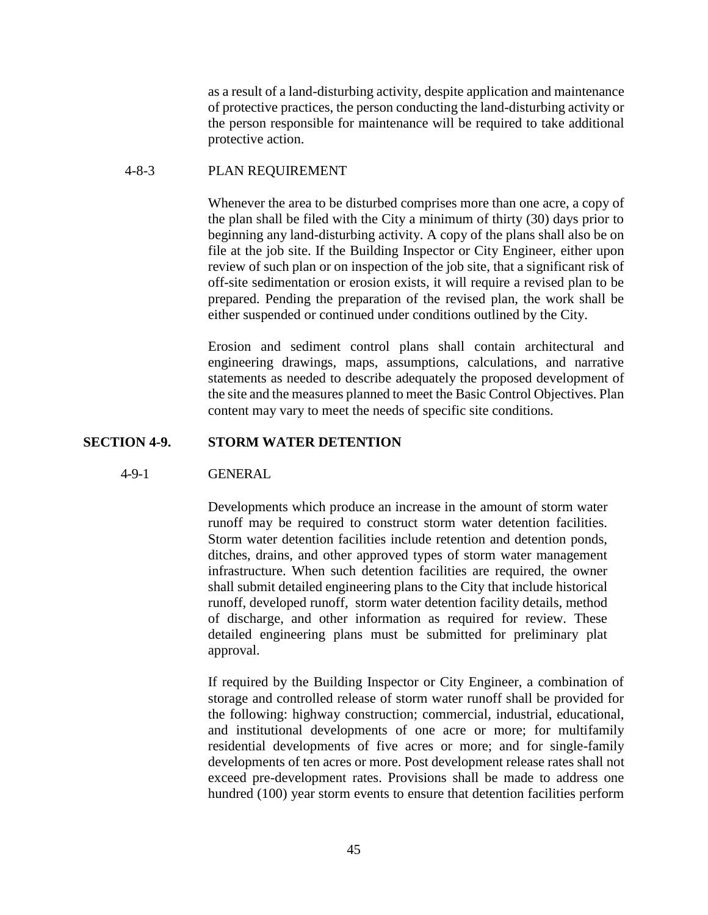as a result of a land-disturbing activity, despite application and maintenance of protective practices, the person conducting the land-disturbing activity or the person responsible for maintenance will be required to take additional protective action.

#### 4-8-3 PLAN REQUIREMENT

Whenever the area to be disturbed comprises more than one acre, a copy of the plan shall be filed with the City a minimum of thirty (30) days prior to beginning any land-disturbing activity. A copy of the plans shall also be on file at the job site. If the Building Inspector or City Engineer, either upon review of such plan or on inspection of the job site, that a significant risk of off-site sedimentation or erosion exists, it will require a revised plan to be prepared. Pending the preparation of the revised plan, the work shall be either suspended or continued under conditions outlined by the City.

Erosion and sediment control plans shall contain architectural and engineering drawings, maps, assumptions, calculations, and narrative statements as needed to describe adequately the proposed development of the site and the measures planned to meet the Basic Control Objectives. Plan content may vary to meet the needs of specific site conditions.

### SECTION 4-9. STORM WATER DETENTION

#### 4-9-1 GENERAL

Developments which produce an increase in the amount of storm water runoff may be required to construct storm water detention facilities. Storm water detention facilities include retention and detention ponds, ditches, drains, and other approved types of storm water management infrastructure. When such detention facilities are required, the owner shall submit detailed engineering plans to the City that include historical runoff, developed runoff, storm water detention facility details, method of discharge, and other information as required for review. These detailed engineering plans must be submitted for preliminary plat approval.

If required by the Building Inspector or City Engineer, a combination of storage and controlled release of storm water runoff shall be provided for the following: highway construction; commercial, industrial, educational, and institutional developments of one acre or more; for multifamily residential developments of five acres or more; and for single-family developments of ten acres or more. Post development release rates shall not exceed pre-development rates. Provisions shall be made to address one hundred (100) year storm events to ensure that detention facilities perform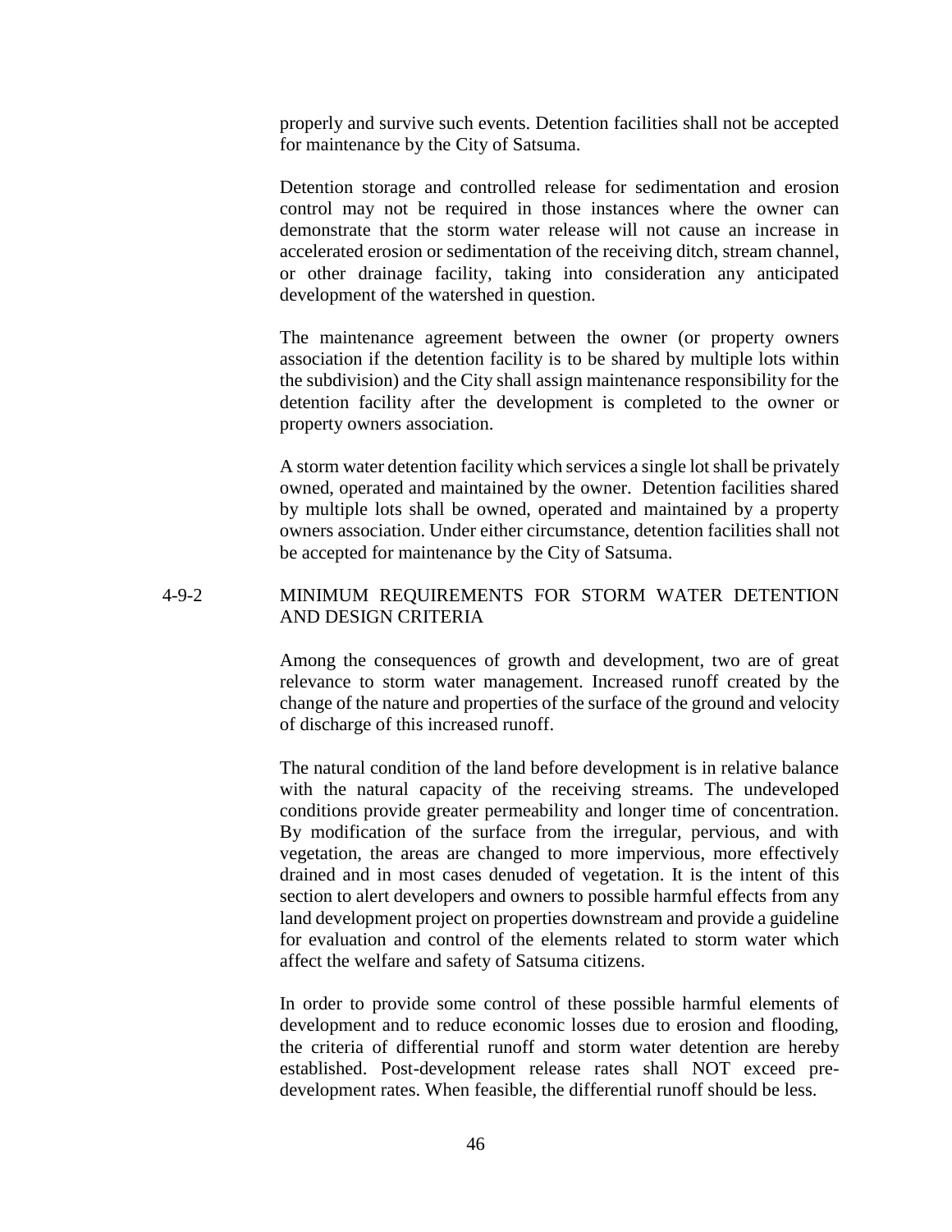properly and survive such events. Detention facilities shall not be accepted for maintenance by the City of Satsuma.

Detention storage and controlled release for sedimentation and erosion control may not be required in those instances where the owner can demonstrate that the storm water release will not cause an increase in accelerated erosion or sedimentation of the receiving ditch, stream channel, or other drainage facility, taking into consideration any anticipated development of the watershed in question.

The maintenance agreement between the owner (or property owners association if the detention facility is to be shared by multiple lots within the subdivision) and the City shall assign maintenance responsibility for the detention facility after the development is completed to the owner or property owners association.

A storm water detention facility which services a single lot shall be privately owned, operated and maintained by the owner. Detention facilities shared by multiple lots shall be owned, operated and maintained by a property owners association. Under either circumstance, detention facilities shall not be accepted for maintenance by the City of Satsuma.

## 4-9-2 MINIMUM REQUIREMENTS FOR STORM WATER DETENTION AND DESIGN CRITERIA

Among the consequences of growth and development, two are of great relevance to storm water management. Increased runoff created by the change of the nature and properties of the surface of the ground and velocity of discharge of this increased runoff.

The natural condition of the land before development is in relative balance with the natural capacity of the receiving streams. The undeveloped conditions provide greater permeability and longer time of concentration. By modification of the surface from the irregular, pervious, and with vegetation, the areas are changed to more impervious, more effectively drained and in most cases denuded of vegetation. It is the intent of this section to alert developers and owners to possible harmful effects from any land development project on properties downstream and provide a guideline for evaluation and control of the elements related to storm water which affect the welfare and safety of Satsuma citizens.

In order to provide some control of these possible harmful elements of development and to reduce economic losses due to erosion and flooding, the criteria of differential runoff and storm water detention are hereby established. Post-development release rates shall NOT exceed pre-development rates. When feasible, the differential runoff should be less.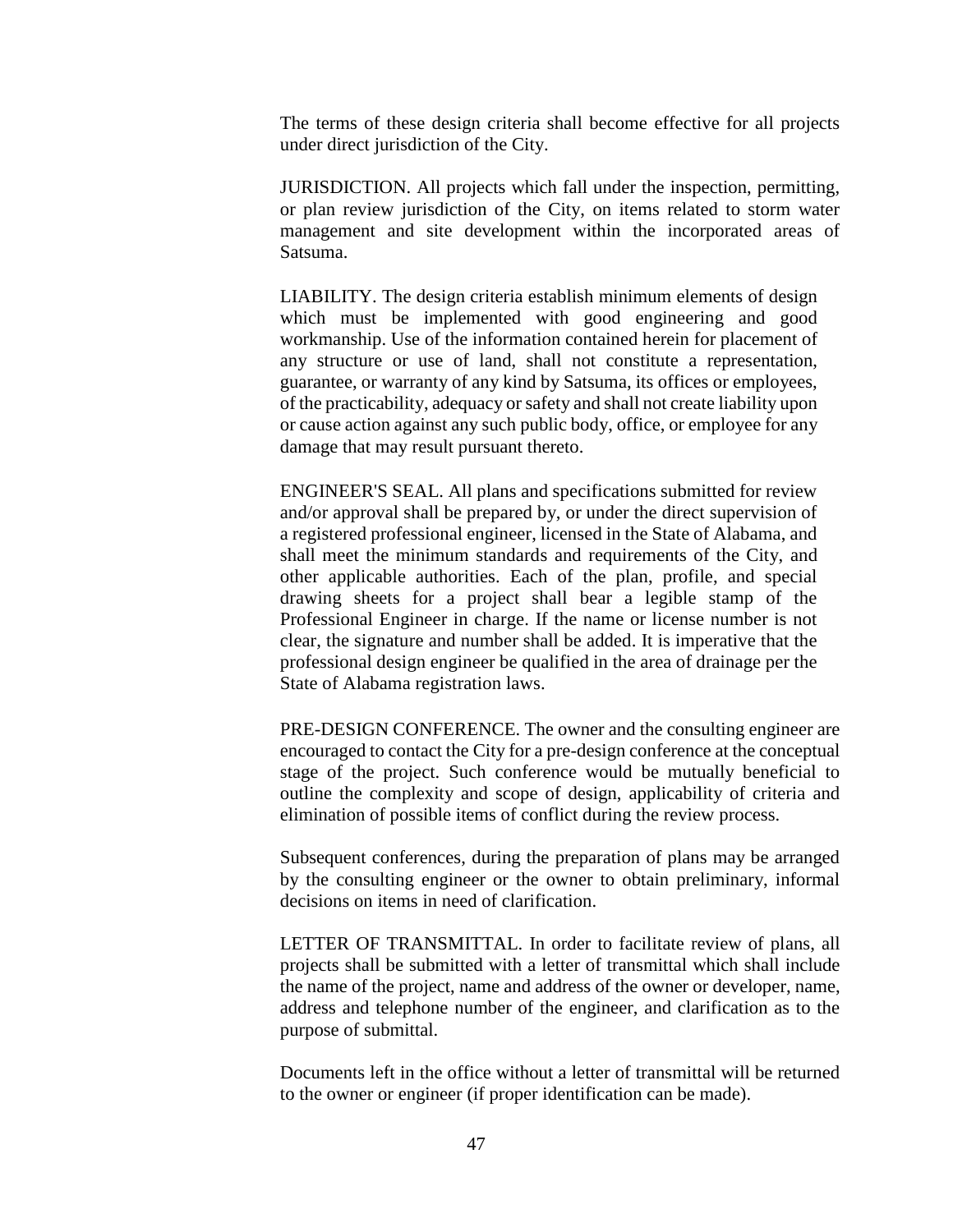The terms of these design criteria shall become effective for all projects under direct jurisdiction of the City.

JURISDICTION. All projects which fall under the inspection, permitting, or plan review jurisdiction of the City, on items related to storm water management and site development within the incorporated areas of Satsuma.

LIABILITY. The design criteria establish minimum elements of design which must be implemented with good engineering and good workmanship. Use of the information contained herein for placement of any structure or use of land, shall not constitute a representation, guarantee, or warranty of any kind by Satsuma, its offices or employees, of the practicability, adequacy or safety and shall not create liability upon or cause action against any such public body, office, or employee for any damage that may result pursuant thereto.

ENGINEER'S SEAL. All plans and specifications submitted for review and/or approval shall be prepared by, or under the direct supervision of a registered professional engineer, licensed in the State of Alabama, and shall meet the minimum standards and requirements of the City, and other applicable authorities. Each of the plan, profile, and special drawing sheets for a project shall bear a legible stamp of the Professional Engineer in charge. If the name or license number is not clear, the signature and number shall be added. It is imperative that the professional design engineer be qualified in the area of drainage per the State of Alabama registration laws.

PRE-DESIGN CONFERENCE. The owner and the consulting engineer are encouraged to contact the City for a pre-design conference at the conceptual stage of the project. Such conference would be mutually beneficial to outline the complexity and scope of design, applicability of criteria and elimination of possible items of conflict during the review process.

Subsequent conferences, during the preparation of plans may be arranged by the consulting engineer or the owner to obtain preliminary, informal decisions on items in need of clarification.

LETTER OF TRANSMITTAL. In order to facilitate review of plans, all projects shall be submitted with a letter of transmittal which shall include the name of the project, name and address of the owner or developer, name, address and telephone number of the engineer, and clarification as to the purpose of submittal.

Documents left in the office without a letter of transmittal will be returned to the owner or engineer (if proper identification can be made).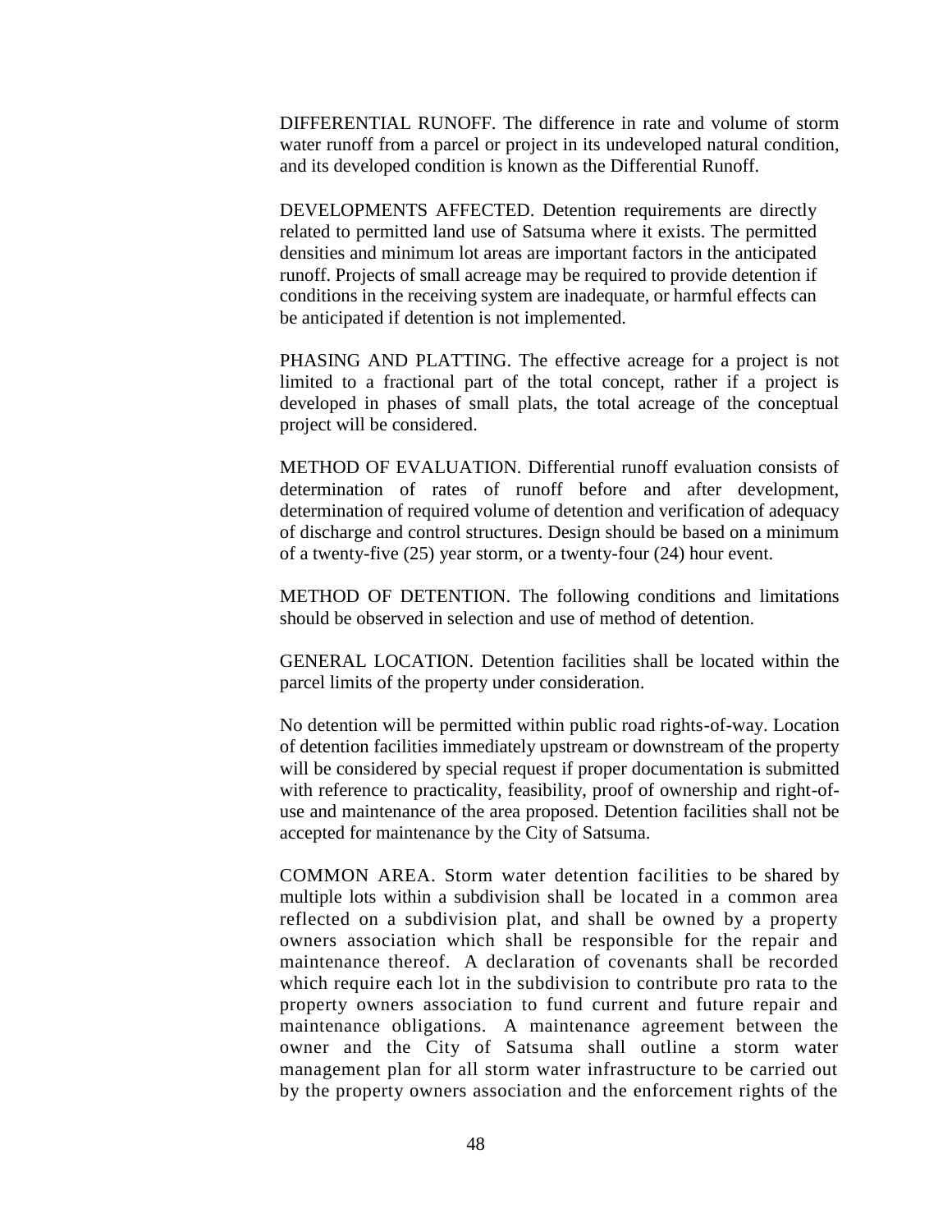DIFFERENTIAL RUNOFF. The difference in rate and volume of storm water runoff from a parcel or project in its undeveloped natural condition, and its developed condition is known as the Differential Runoff.

DEVELOPMENTS AFFECTED. Detention requirements are directly related to permitted land use of Satsuma where it exists. The permitted densities and minimum lot areas are important factors in the anticipated runoff. Projects of small acreage may be required to provide detention if conditions in the receiving system are inadequate, or harmful effects can be anticipated if detention is not implemented.

PHASING AND PLATTING. The effective acreage for a project is not limited to a fractional part of the total concept, rather if a project is developed in phases of small plats, the total acreage of the conceptual project will be considered.

METHOD OF EVALUATION. Differential runoff evaluation consists of determination of rates of runoff before and after development, determination of required volume of detention and verification of adequacy of discharge and control structures. Design should be based on a minimum of a twenty-five (25) year storm, or a twenty-four (24) hour event.

METHOD OF DETENTION. The following conditions and limitations should be observed in selection and use of method of detention.

GENERAL LOCATION. Detention facilities shall be located within the parcel limits of the property under consideration.

No detention will be permitted within public road rights-of-way. Location of detention facilities immediately upstream or downstream of the property will be considered by special request if proper documentation is submitted with reference to practicality, feasibility, proof of ownership and right-of-use and maintenance of the area proposed. Detention facilities shall not be accepted for maintenance by the City of Satsuma.

COMMON AREA. Storm water detention facilities to be shared by multiple lots within a subdivision shall be located in a common area reflected on a subdivision plat, and shall be owned by a property owners association which shall be responsible for the repair and maintenance thereof. A declaration of covenants shall be recorded which require each lot in the subdivision to contribute pro rata to the property owners association to fund current and future repair and maintenance obligations. A maintenance agreement between the owner and the City of Satsuma shall outline a storm water management plan for all storm water infrastructure to be carried out by the property owners association and the enforcement rights of the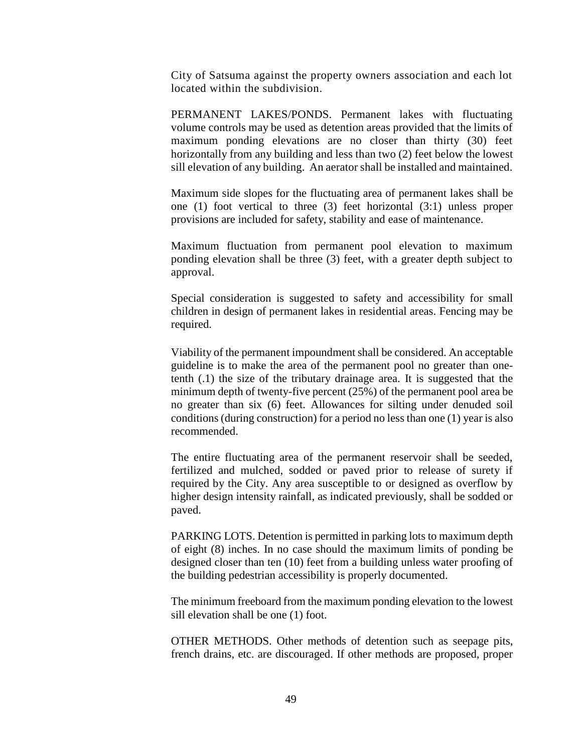City of Satsuma against the property owners association and each lot located within the subdivision.

PERMANENT LAKES/PONDS. Permanent lakes with fluctuating volume controls may be used as detention areas provided that the limits of maximum ponding elevations are no closer than thirty (30) feet horizontally from any building and less than two (2) feet below the lowest sill elevation of any building. An aerator shall be installed and maintained.

Maximum side slopes for the fluctuating area of permanent lakes shall be one (1) foot vertical to three (3) feet horizontal (3:1) unless proper provisions are included for safety, stability and ease of maintenance.

Maximum fluctuation from permanent pool elevation to maximum ponding elevation shall be three (3) feet, with a greater depth subject to approval.

Special consideration is suggested to safety and accessibility for small children in design of permanent lakes in residential areas. Fencing may be required.

Viability of the permanent impoundment shall be considered. An acceptable guideline is to make the area of the permanent pool no greater than one-tenth (.1) the size of the tributary drainage area. It is suggested that the minimum depth of twenty-five percent (25%) of the permanent pool area be no greater than six (6) feet. Allowances for silting under denuded soil conditions (during construction) for a period no less than one (1) year is also recommended.

The entire fluctuating area of the permanent reservoir shall be seeded, fertilized and mulched, sodded or paved prior to release of surety if required by the City. Any area susceptible to or designed as overflow by higher design intensity rainfall, as indicated previously, shall be sodded or paved.

PARKING LOTS. Detention is permitted in parking lots to maximum depth of eight (8) inches. In no case should the maximum limits of ponding be designed closer than ten (10) feet from a building unless water proofing of the building pedestrian accessibility is properly documented.

The minimum freeboard from the maximum ponding elevation to the lowest sill elevation shall be one (1) foot.

OTHER METHODS. Other methods of detention such as seepage pits, french drains, etc. are discouraged. If other methods are proposed, proper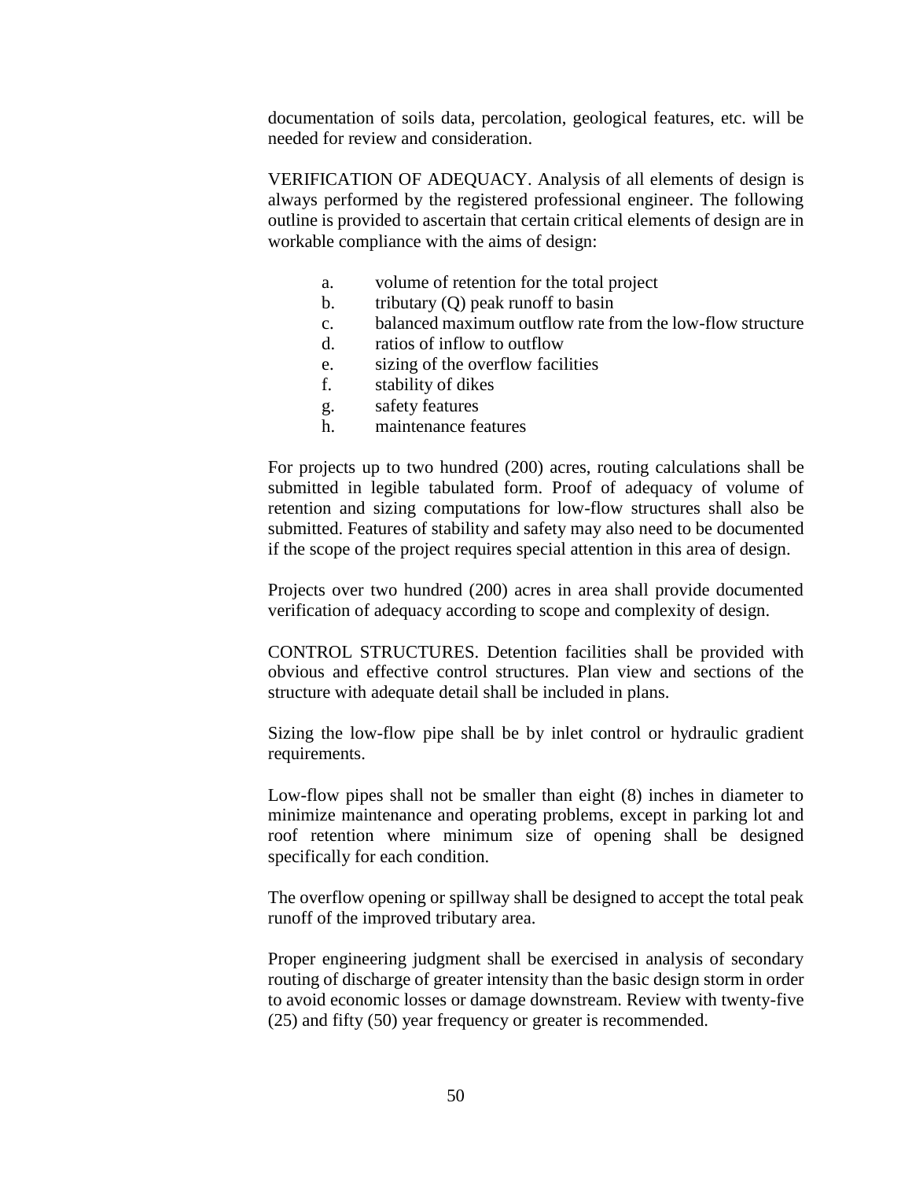documentation of soils data, percolation, geological features, etc. will be needed for review and consideration.

VERIFICATION OF ADEQUACY. Analysis of all elements of design is always performed by the registered professional engineer. The following outline is provided to ascertain that certain critical elements of design are in workable compliance with the aims of design:

a. volume of retention for the total project
b. tributary (Q) peak runoff to basin
c. balanced maximum outflow rate from the low-flow structure
d. ratios of inflow to outflow
e. sizing of the overflow facilities
f. stability of dikes
g. safety features
h. maintenance features

For projects up to two hundred (200) acres, routing calculations shall be submitted in legible tabulated form. Proof of adequacy of volume of retention and sizing computations for low-flow structures shall also be submitted. Features of stability and safety may also need to be documented if the scope of the project requires special attention in this area of design.

Projects over two hundred (200) acres in area shall provide documented verification of adequacy according to scope and complexity of design.

CONTROL STRUCTURES. Detention facilities shall be provided with obvious and effective control structures. Plan view and sections of the structure with adequate detail shall be included in plans.

Sizing the low-flow pipe shall be by inlet control or hydraulic gradient requirements.

Low-flow pipes shall not be smaller than eight (8) inches in diameter to minimize maintenance and operating problems, except in parking lot and roof retention where minimum size of opening shall be designed specifically for each condition.

The overflow opening or spillway shall be designed to accept the total peak runoff of the improved tributary area.

Proper engineering judgment shall be exercised in analysis of secondary routing of discharge of greater intensity than the basic design storm in order to avoid economic losses or damage downstream. Review with twenty-five (25) and fifty (50) year frequency or greater is recommended.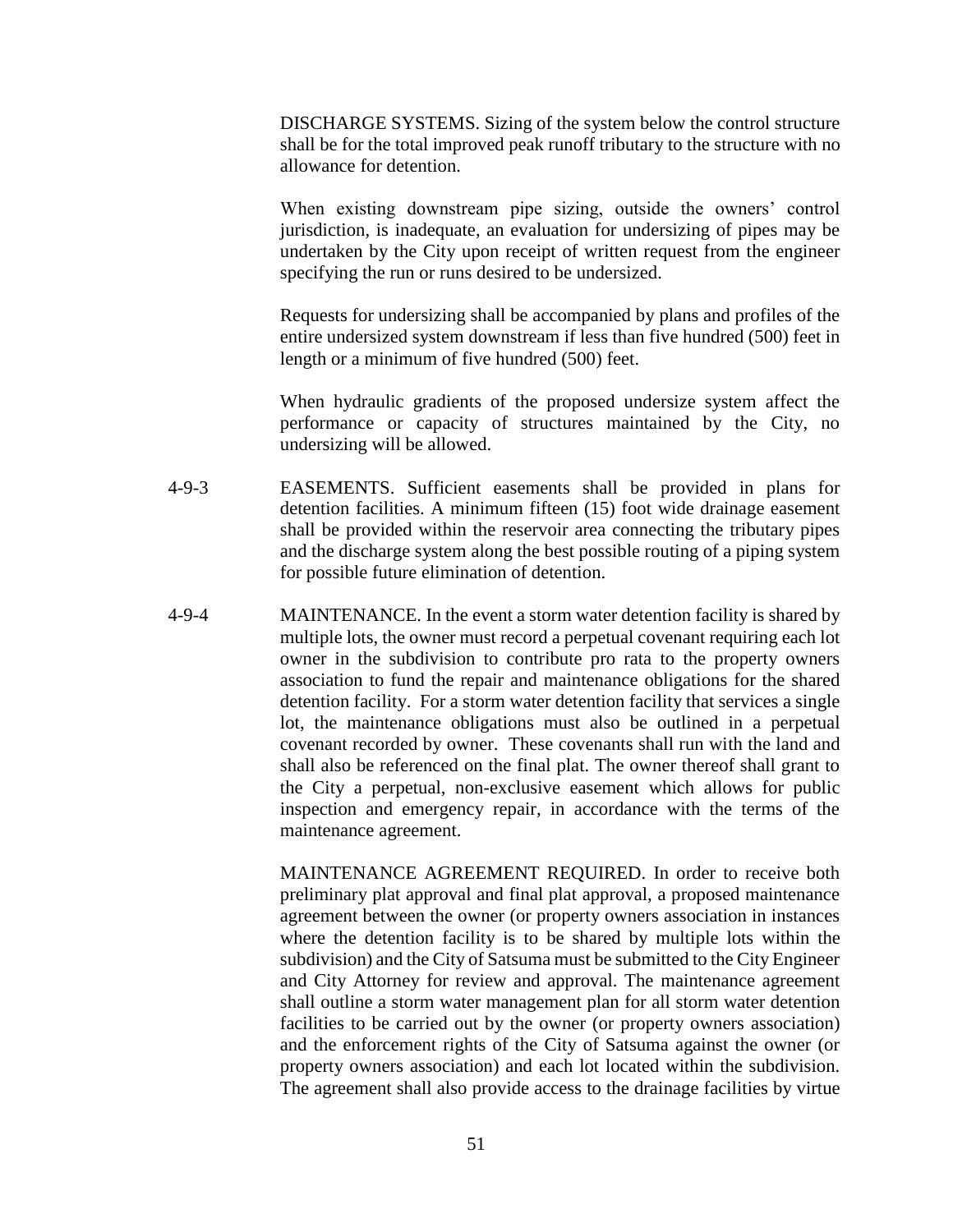DISCHARGE SYSTEMS. Sizing of the system below the control structure shall be for the total improved peak runoff tributary to the structure with no allowance for detention.

When existing downstream pipe sizing, outside the owners' control jurisdiction, is inadequate, an evaluation for undersizing of pipes may be undertaken by the City upon receipt of written request from the engineer specifying the run or runs desired to be undersized.

Requests for undersizing shall be accompanied by plans and profiles of the entire undersized system downstream if less than five hundred (500) feet in length or a minimum of five hundred (500) feet.

When hydraulic gradients of the proposed undersize system affect the performance or capacity of structures maintained by the City, no undersizing will be allowed.

4-9-3 EASEMENTS. Sufficient easements shall be provided in plans for detention facilities. A minimum fifteen (15) foot wide drainage easement shall be provided within the reservoir area connecting the tributary pipes and the discharge system along the best possible routing of a piping system for possible future elimination of detention.

4-9-4 MAINTENANCE. In the event a storm water detention facility is shared by multiple lots, the owner must record a perpetual covenant requiring each lot owner in the subdivision to contribute pro rata to the property owners association to fund the repair and maintenance obligations for the shared detention facility. For a storm water detention facility that services a single lot, the maintenance obligations must also be outlined in a perpetual covenant recorded by owner. These covenants shall run with the land and shall also be referenced on the final plat. The owner thereof shall grant to the City a perpetual, non-exclusive easement which allows for public inspection and emergency repair, in accordance with the terms of the maintenance agreement.

MAINTENANCE AGREEMENT REQUIRED. In order to receive both preliminary plat approval and final plat approval, a proposed maintenance agreement between the owner (or property owners association in instances where the detention facility is to be shared by multiple lots within the subdivision) and the City of Satsuma must be submitted to the City Engineer and City Attorney for review and approval. The maintenance agreement shall outline a storm water management plan for all storm water detention facilities to be carried out by the owner (or property owners association) and the enforcement rights of the City of Satsuma against the owner (or property owners association) and each lot located within the subdivision. The agreement shall also provide access to the drainage facilities by virtue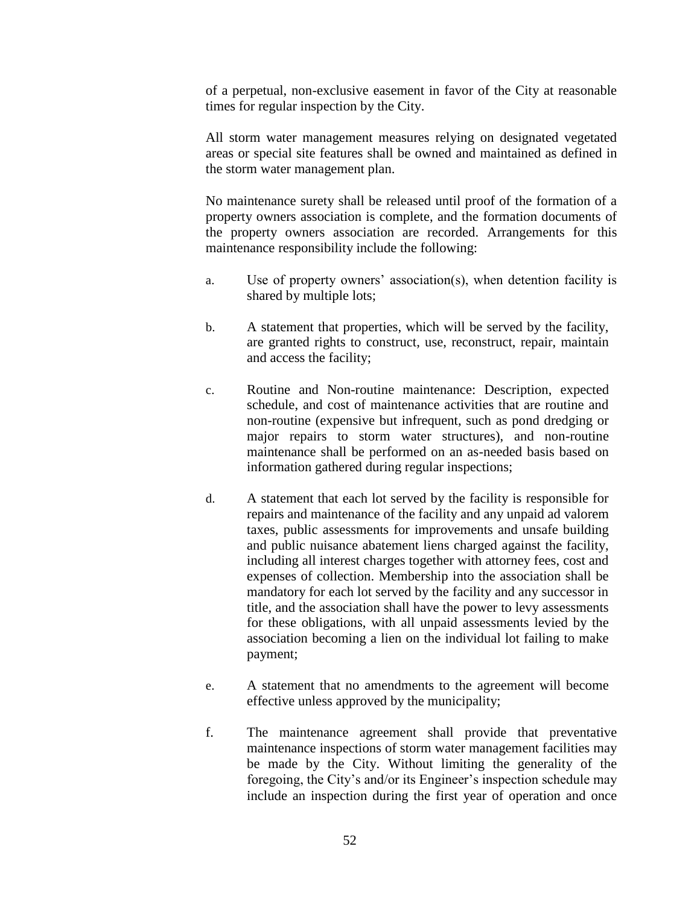of a perpetual, non-exclusive easement in favor of the City at reasonable times for regular inspection by the City.

All storm water management measures relying on designated vegetated areas or special site features shall be owned and maintained as defined in the storm water management plan.

No maintenance surety shall be released until proof of the formation of a property owners association is complete, and the formation documents of the property owners association are recorded. Arrangements for this maintenance responsibility include the following:

a. Use of property owners' association(s), when detention facility is shared by multiple lots;

b. A statement that properties, which will be served by the facility, are granted rights to construct, use, reconstruct, repair, maintain and access the facility;

c. Routine and Non-routine maintenance: Description, expected schedule, and cost of maintenance activities that are routine and non-routine (expensive but infrequent, such as pond dredging or major repairs to storm water structures), and non-routine maintenance shall be performed on an as-needed basis based on information gathered during regular inspections;

d. A statement that each lot served by the facility is responsible for repairs and maintenance of the facility and any unpaid ad valorem taxes, public assessments for improvements and unsafe building and public nuisance abatement liens charged against the facility, including all interest charges together with attorney fees, cost and expenses of collection. Membership into the association shall be mandatory for each lot served by the facility and any successor in title, and the association shall have the power to levy assessments for these obligations, with all unpaid assessments levied by the association becoming a lien on the individual lot failing to make payment;

e. A statement that no amendments to the agreement will become effective unless approved by the municipality;

f. The maintenance agreement shall provide that preventative maintenance inspections of storm water management facilities may be made by the City. Without limiting the generality of the foregoing, the City's and/or its Engineer's inspection schedule may include an inspection during the first year of operation and once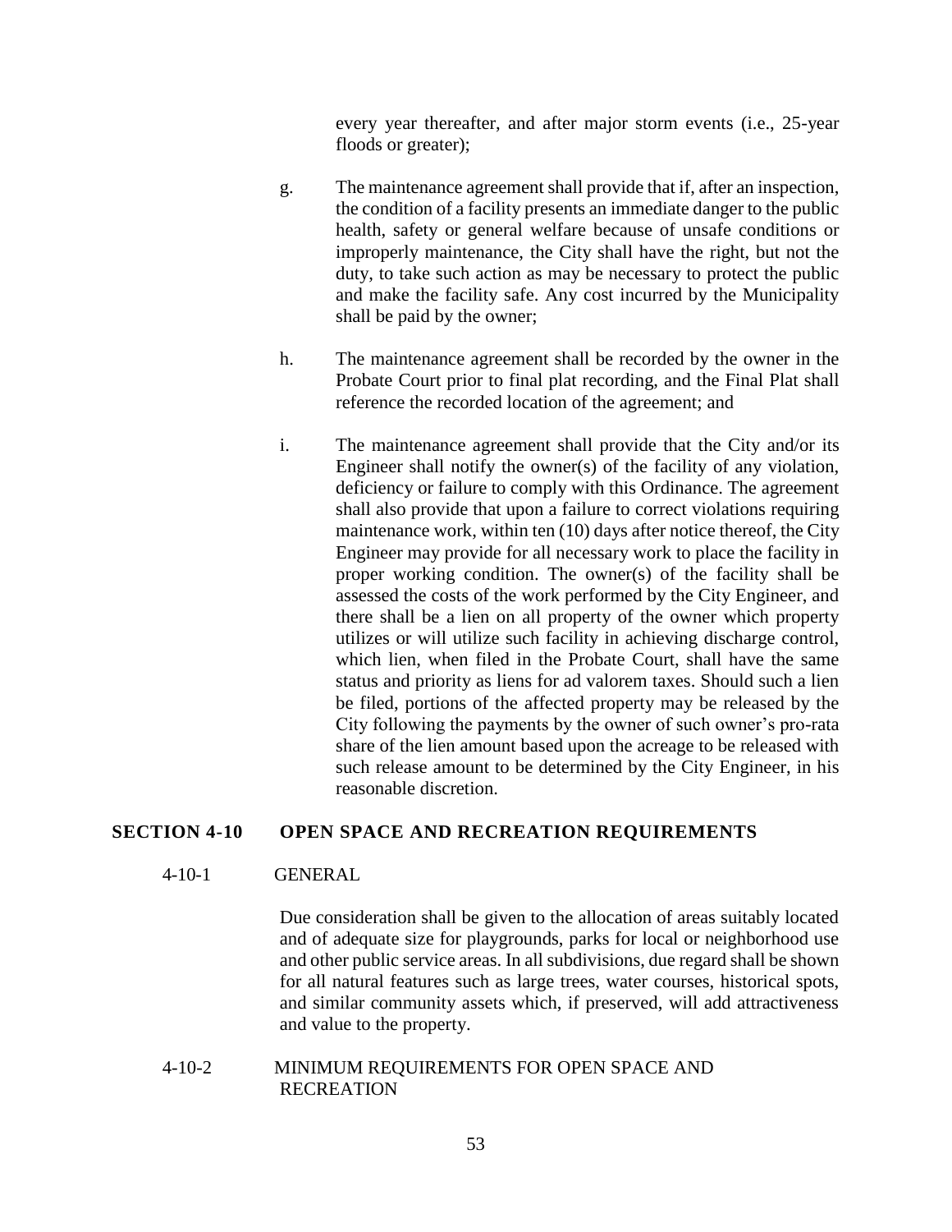every year thereafter, and after major storm events (i.e., 25-year floods or greater);

g. The maintenance agreement shall provide that if, after an inspection, the condition of a facility presents an immediate danger to the public health, safety or general welfare because of unsafe conditions or improperly maintenance, the City shall have the right, but not the duty, to take such action as may be necessary to protect the public and make the facility safe. Any cost incurred by the Municipality shall be paid by the owner;

h. The maintenance agreement shall be recorded by the owner in the Probate Court prior to final plat recording, and the Final Plat shall reference the recorded location of the agreement; and

i. The maintenance agreement shall provide that the City and/or its Engineer shall notify the owner(s) of the facility of any violation, deficiency or failure to comply with this Ordinance. The agreement shall also provide that upon a failure to correct violations requiring maintenance work, within ten (10) days after notice thereof, the City Engineer may provide for all necessary work to place the facility in proper working condition. The owner(s) of the facility shall be assessed the costs of the work performed by the City Engineer, and there shall be a lien on all property of the owner which property utilizes or will utilize such facility in achieving discharge control, which lien, when filed in the Probate Court, shall have the same status and priority as liens for ad valorem taxes. Should such a lien be filed, portions of the affected property may be released by the City following the payments by the owner of such owner's pro-rata share of the lien amount based upon the acreage to be released with such release amount to be determined by the City Engineer, in his reasonable discretion.

## SECTION 4-10 OPEN SPACE AND RECREATION REQUIREMENTS

### 4-10-1 GENERAL

Due consideration shall be given to the allocation of areas suitably located and of adequate size for playgrounds, parks for local or neighborhood use and other public service areas. In all subdivisions, due regard shall be shown for all natural features such as large trees, water courses, historical spots, and similar community assets which, if preserved, will add attractiveness and value to the property.

### 4-10-2 MINIMUM REQUIREMENTS FOR OPEN SPACE AND RECREATION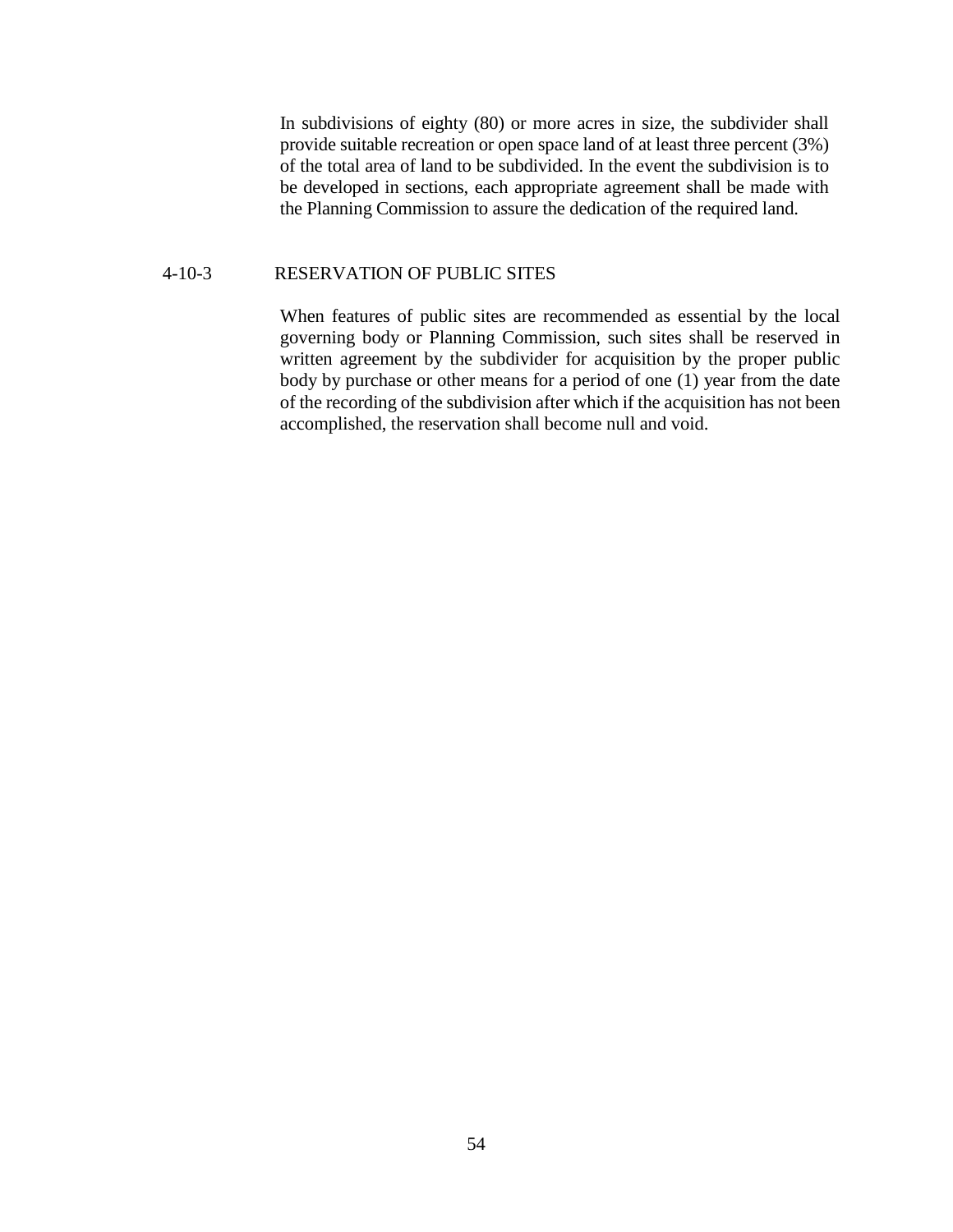In subdivisions of eighty (80) or more acres in size, the subdivider shall provide suitable recreation or open space land of at least three percent (3%) of the total area of land to be subdivided. In the event the subdivision is to be developed in sections, each appropriate agreement shall be made with the Planning Commission to assure the dedication of the required land.

### 4-10-3 RESERVATION OF PUBLIC SITES

When features of public sites are recommended as essential by the local governing body or Planning Commission, such sites shall be reserved in written agreement by the subdivider for acquisition by the proper public body by purchase or other means for a period of one (1) year from the date of the recording of the subdivision after which if the acquisition has not been accomplished, the reservation shall become null and void.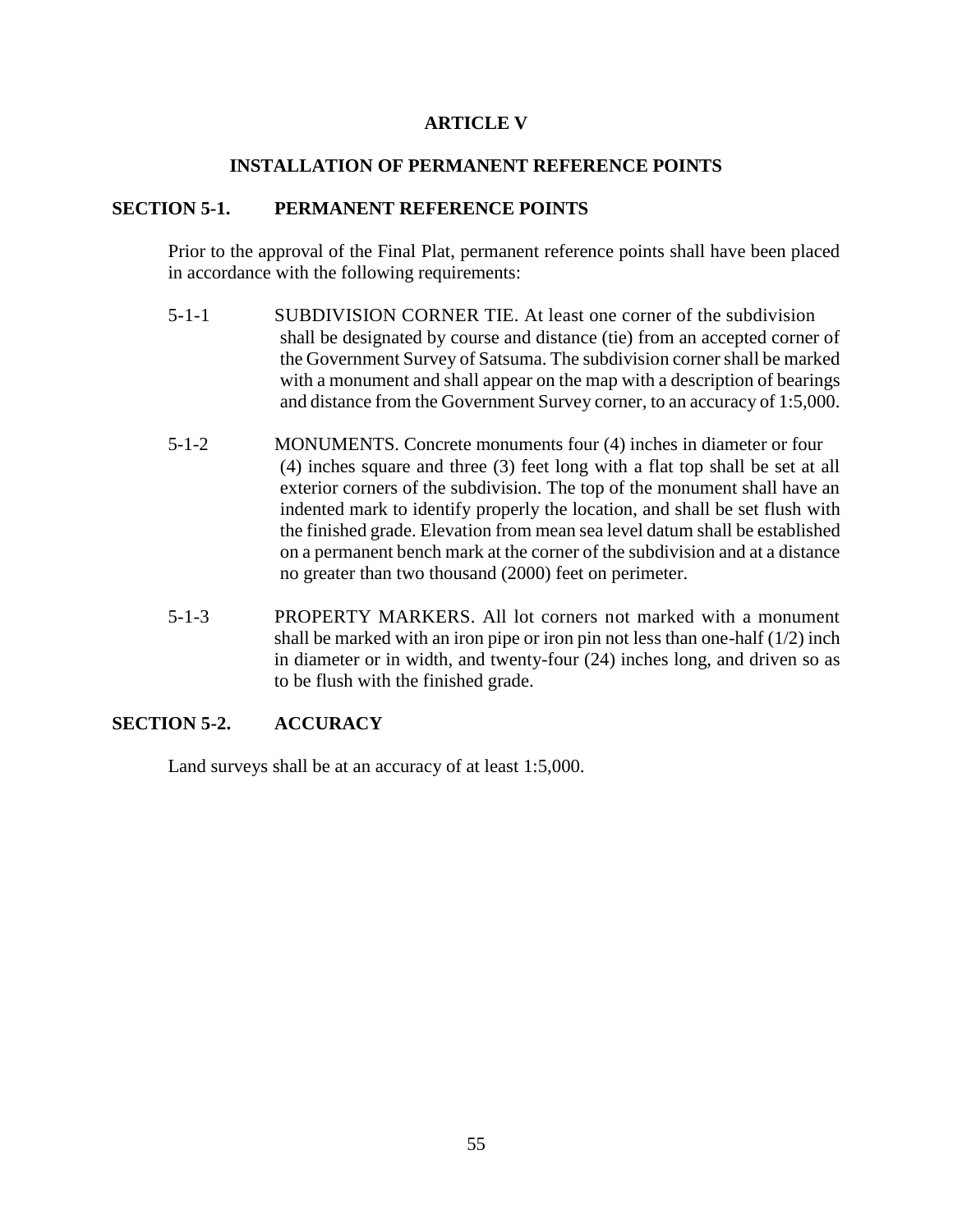# ARTICLE V

## INSTALLATION OF PERMANENT REFERENCE POINTS

### SECTION 5-1. PERMANENT REFERENCE POINTS

Prior to the approval of the Final Plat, permanent reference points shall have been placed in accordance with the following requirements:

5-1-1 SUBDIVISION CORNER TIE. At least one corner of the subdivision shall be designated by course and distance (tie) from an accepted corner of the Government Survey of Satsuma. The subdivision corner shall be marked with a monument and shall appear on the map with a description of bearings and distance from the Government Survey corner, to an accuracy of 1:5,000.

5-1-2 MONUMENTS. Concrete monuments four (4) inches in diameter or four (4) inches square and three (3) feet long with a flat top shall be set at all exterior corners of the subdivision. The top of the monument shall have an indented mark to identify properly the location, and shall be set flush with the finished grade. Elevation from mean sea level datum shall be established on a permanent bench mark at the corner of the subdivision and at a distance no greater than two thousand (2000) feet on perimeter.

5-1-3 PROPERTY MARKERS. All lot corners not marked with a monument shall be marked with an iron pipe or iron pin not less than one-half (1/2) inch in diameter or in width, and twenty-four (24) inches long, and driven so as to be flush with the finished grade.

### SECTION 5-2. ACCURACY

Land surveys shall be at an accuracy of at least 1:5,000.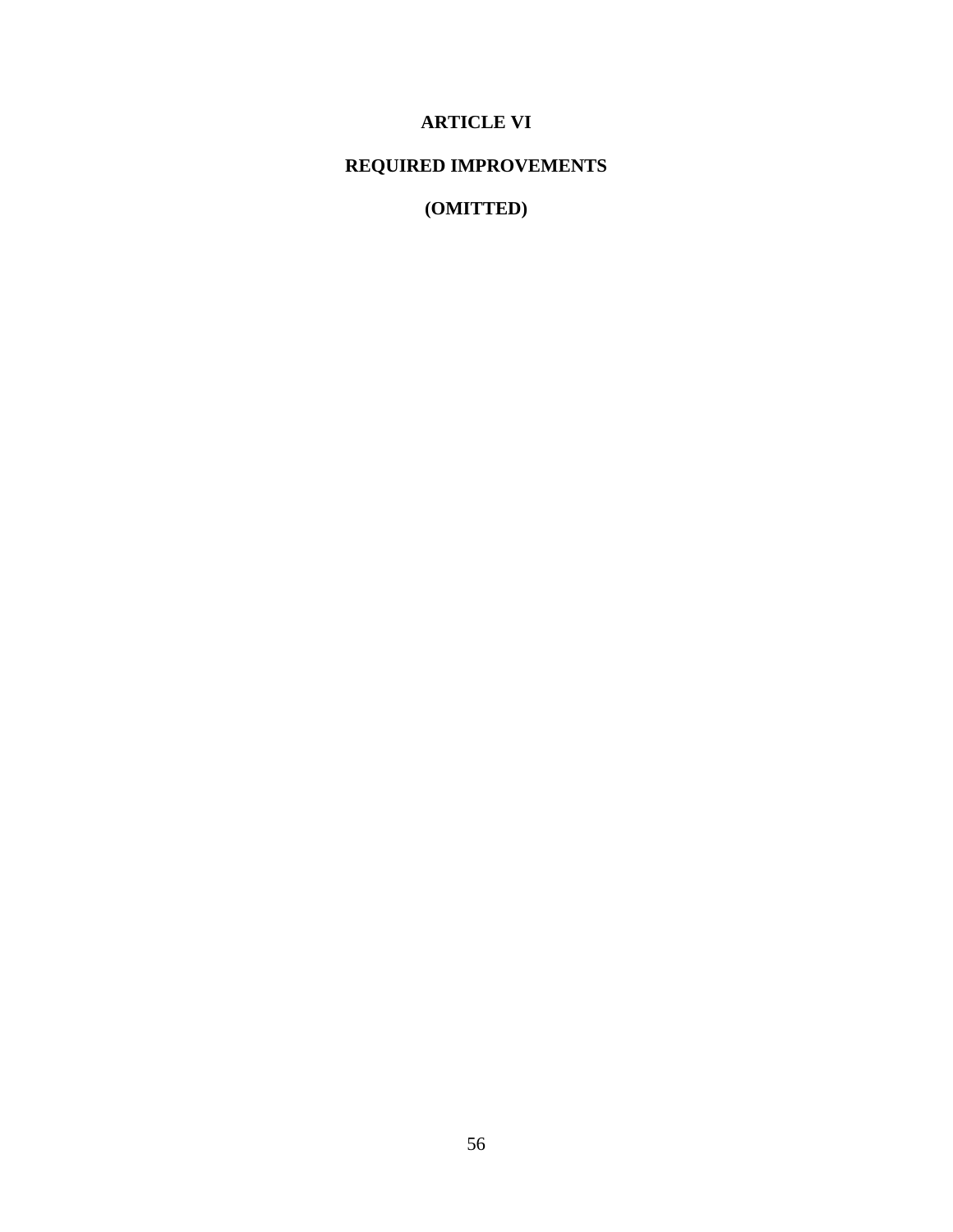# ARTICLE VI

## REQUIRED IMPROVEMENTS

**(OMITTED)**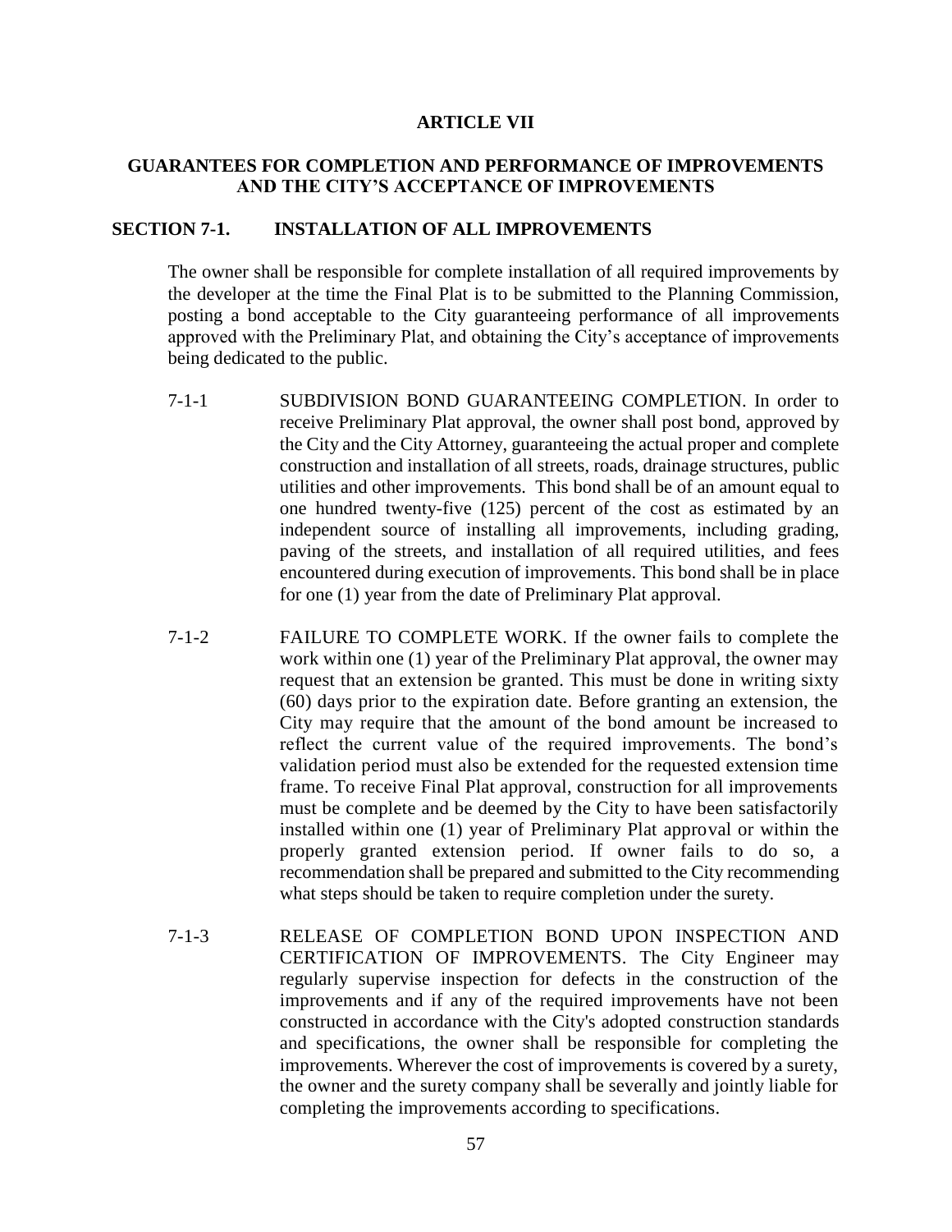# ARTICLE VII

## GUARANTEES FOR COMPLETION AND PERFORMANCE OF IMPROVEMENTS AND THE CITY'S ACCEPTANCE OF IMPROVEMENTS

### SECTION 7-1. INSTALLATION OF ALL IMPROVEMENTS

The owner shall be responsible for complete installation of all required improvements by the developer at the time the Final Plat is to be submitted to the Planning Commission, posting a bond acceptable to the City guaranteeing performance of all improvements approved with the Preliminary Plat, and obtaining the City's acceptance of improvements being dedicated to the public.

7-1-1 SUBDIVISION BOND GUARANTEEING COMPLETION. In order to receive Preliminary Plat approval, the owner shall post bond, approved by the City and the City Attorney, guaranteeing the actual proper and complete construction and installation of all streets, roads, drainage structures, public utilities and other improvements. This bond shall be of an amount equal to one hundred twenty-five (125) percent of the cost as estimated by an independent source of installing all improvements, including grading, paving of the streets, and installation of all required utilities, and fees encountered during execution of improvements. This bond shall be in place for one (1) year from the date of Preliminary Plat approval.

7-1-2 FAILURE TO COMPLETE WORK. If the owner fails to complete the work within one (1) year of the Preliminary Plat approval, the owner may request that an extension be granted. This must be done in writing sixty (60) days prior to the expiration date. Before granting an extension, the City may require that the amount of the bond amount be increased to reflect the current value of the required improvements. The bond's validation period must also be extended for the requested extension time frame. To receive Final Plat approval, construction for all improvements must be complete and be deemed by the City to have been satisfactorily installed within one (1) year of Preliminary Plat approval or within the properly granted extension period. If owner fails to do so, a recommendation shall be prepared and submitted to the City recommending what steps should be taken to require completion under the surety.

7-1-3 RELEASE OF COMPLETION BOND UPON INSPECTION AND CERTIFICATION OF IMPROVEMENTS. The City Engineer may regularly supervise inspection for defects in the construction of the improvements and if any of the required improvements have not been constructed in accordance with the City's adopted construction standards and specifications, the owner shall be responsible for completing the improvements. Wherever the cost of improvements is covered by a surety, the owner and the surety company shall be severally and jointly liable for completing the improvements according to specifications.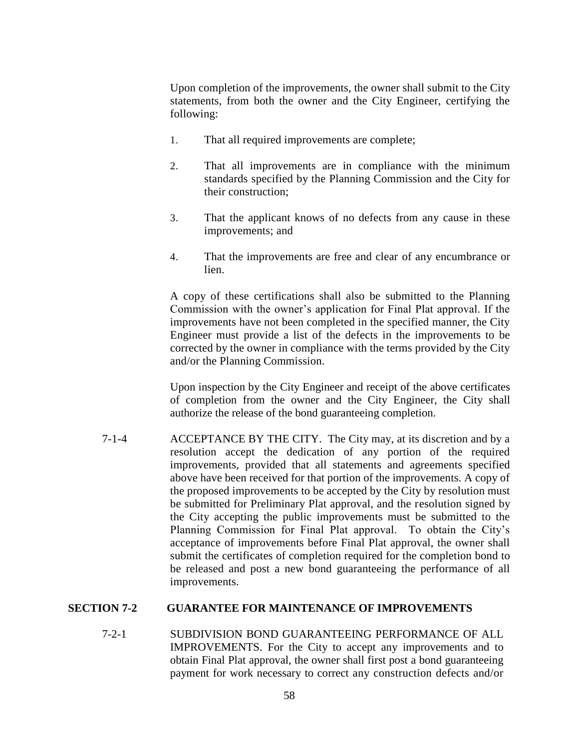Upon completion of the improvements, the owner shall submit to the City statements, from both the owner and the City Engineer, certifying the following:

1. That all required improvements are complete;

2. That all improvements are in compliance with the minimum standards specified by the Planning Commission and the City for their construction;

3. That the applicant knows of no defects from any cause in these improvements; and

4. That the improvements are free and clear of any encumbrance or lien.

A copy of these certifications shall also be submitted to the Planning Commission with the owner's application for Final Plat approval. If the improvements have not been completed in the specified manner, the City Engineer must provide a list of the defects in the improvements to be corrected by the owner in compliance with the terms provided by the City and/or the Planning Commission.

Upon inspection by the City Engineer and receipt of the above certificates of completion from the owner and the City Engineer, the City shall authorize the release of the bond guaranteeing completion.

7-1-4 ACCEPTANCE BY THE CITY. The City may, at its discretion and by a resolution accept the dedication of any portion of the required improvements, provided that all statements and agreements specified above have been received for that portion of the improvements. A copy of the proposed improvements to be accepted by the City by resolution must be submitted for Preliminary Plat approval, and the resolution signed by the City accepting the public improvements must be submitted to the Planning Commission for Final Plat approval. To obtain the City's acceptance of improvements before Final Plat approval, the owner shall submit the certificates of completion required for the completion bond to be released and post a new bond guaranteeing the performance of all improvements.

## SECTION 7-2 GUARANTEE FOR MAINTENANCE OF IMPROVEMENTS

7-2-1 SUBDIVISION BOND GUARANTEEING PERFORMANCE OF ALL IMPROVEMENTS. For the City to accept any improvements and to obtain Final Plat approval, the owner shall first post a bond guaranteeing payment for work necessary to correct any construction defects and/or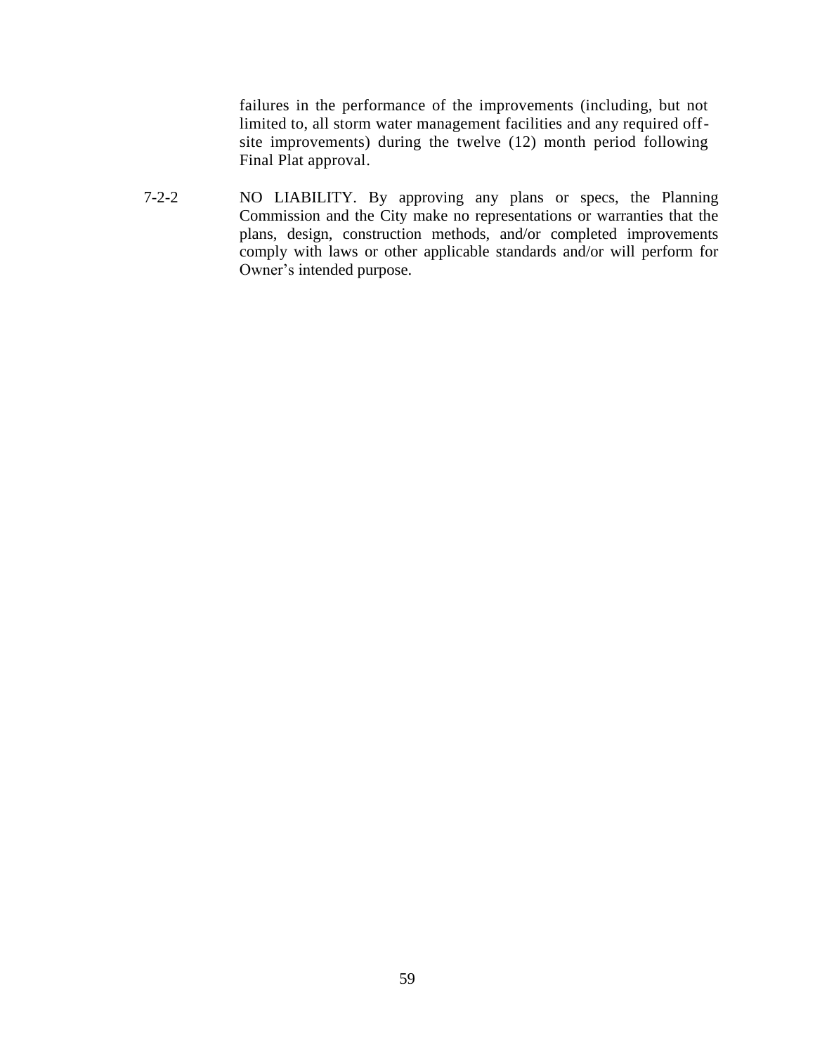failures in the performance of the improvements (including, but not limited to, all storm water management facilities and any required off-site improvements) during the twelve (12) month period following Final Plat approval.

7-2-2 NO LIABILITY. By approving any plans or specs, the Planning Commission and the City make no representations or warranties that the plans, design, construction methods, and/or completed improvements comply with laws or other applicable standards and/or will perform for Owner's intended purpose.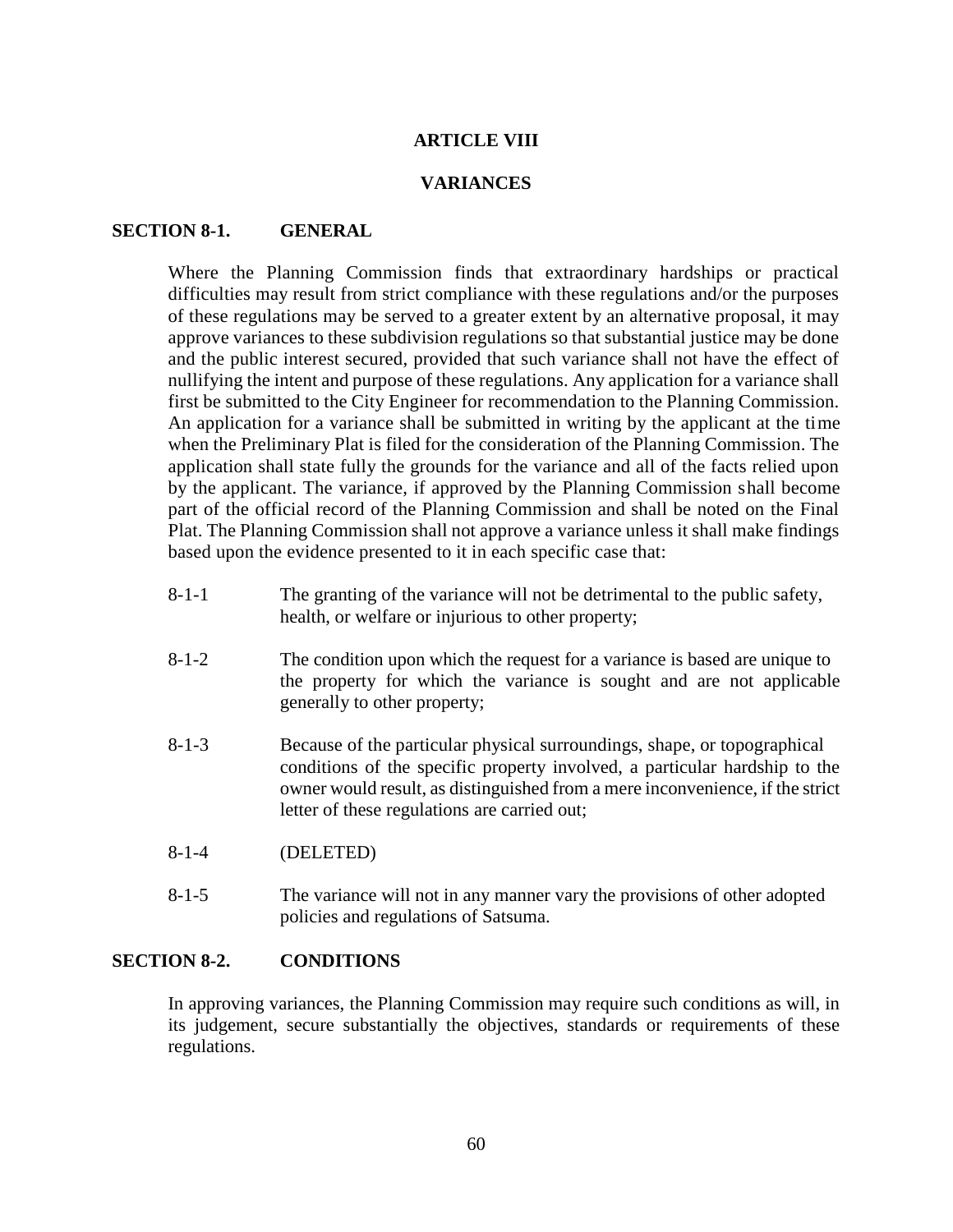# ARTICLE VIII

# VARIANCES

## SECTION 8-1. GENERAL

Where the Planning Commission finds that extraordinary hardships or practical difficulties may result from strict compliance with these regulations and/or the purposes of these regulations may be served to a greater extent by an alternative proposal, it may approve variances to these subdivision regulations so that substantial justice may be done and the public interest secured, provided that such variance shall not have the effect of nullifying the intent and purpose of these regulations. Any application for a variance shall first be submitted to the City Engineer for recommendation to the Planning Commission. An application for a variance shall be submitted in writing by the applicant at the time when the Preliminary Plat is filed for the consideration of the Planning Commission. The application shall state fully the grounds for the variance and all of the facts relied upon by the applicant. The variance, if approved by the Planning Commission shall become part of the official record of the Planning Commission and shall be noted on the Final Plat. The Planning Commission shall not approve a variance unless it shall make findings based upon the evidence presented to it in each specific case that:

8-1-1 The granting of the variance will not be detrimental to the public safety, health, or welfare or injurious to other property;

8-1-2 The condition upon which the request for a variance is based are unique to the property for which the variance is sought and are not applicable generally to other property;

8-1-3 Because of the particular physical surroundings, shape, or topographical conditions of the specific property involved, a particular hardship to the owner would result, as distinguished from a mere inconvenience, if the strict letter of these regulations are carried out;

8-1-4 (DELETED)

8-1-5 The variance will not in any manner vary the provisions of other adopted policies and regulations of Satsuma.

## SECTION 8-2. CONDITIONS

In approving variances, the Planning Commission may require such conditions as will, in its judgement, secure substantially the objectives, standards or requirements of these regulations.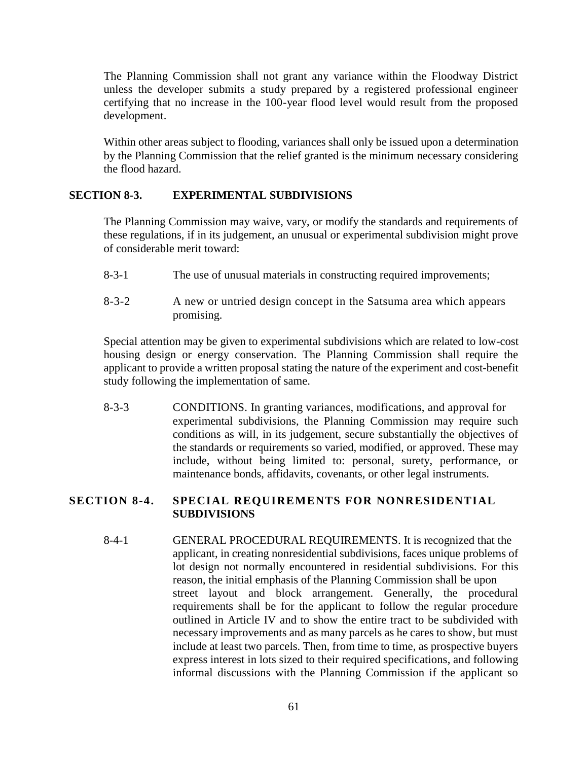The Planning Commission shall not grant any variance within the Floodway District unless the developer submits a study prepared by a registered professional engineer certifying that no increase in the 100-year flood level would result from the proposed development.

Within other areas subject to flooding, variances shall only be issued upon a determination by the Planning Commission that the relief granted is the minimum necessary considering the flood hazard.

## SECTION 8-3. EXPERIMENTAL SUBDIVISIONS

The Planning Commission may waive, vary, or modify the standards and requirements of these regulations, if in its judgement, an unusual or experimental subdivision might prove of considerable merit toward:

8-3-1 The use of unusual materials in constructing required improvements;

8-3-2 A new or untried design concept in the Satsuma area which appears promising.

Special attention may be given to experimental subdivisions which are related to low-cost housing design or energy conservation. The Planning Commission shall require the applicant to provide a written proposal stating the nature of the experiment and cost-benefit study following the implementation of same.

8-3-3 CONDITIONS. In granting variances, modifications, and approval for experimental subdivisions, the Planning Commission may require such conditions as will, in its judgement, secure substantially the objectives of the standards or requirements so varied, modified, or approved. These may include, without being limited to: personal, surety, performance, or maintenance bonds, affidavits, covenants, or other legal instruments.

## SECTION 8-4. SPECIAL REQUIREMENTS FOR NONRESIDENTIAL SUBDIVISIONS

8-4-1 GENERAL PROCEDURAL REQUIREMENTS. It is recognized that the applicant, in creating nonresidential subdivisions, faces unique problems of lot design not normally encountered in residential subdivisions. For this reason, the initial emphasis of the Planning Commission shall be upon street layout and block arrangement. Generally, the procedural requirements shall be for the applicant to follow the regular procedure outlined in Article IV and to show the entire tract to be subdivided with necessary improvements and as many parcels as he cares to show, but must include at least two parcels. Then, from time to time, as prospective buyers express interest in lots sized to their required specifications, and following informal discussions with the Planning Commission if the applicant so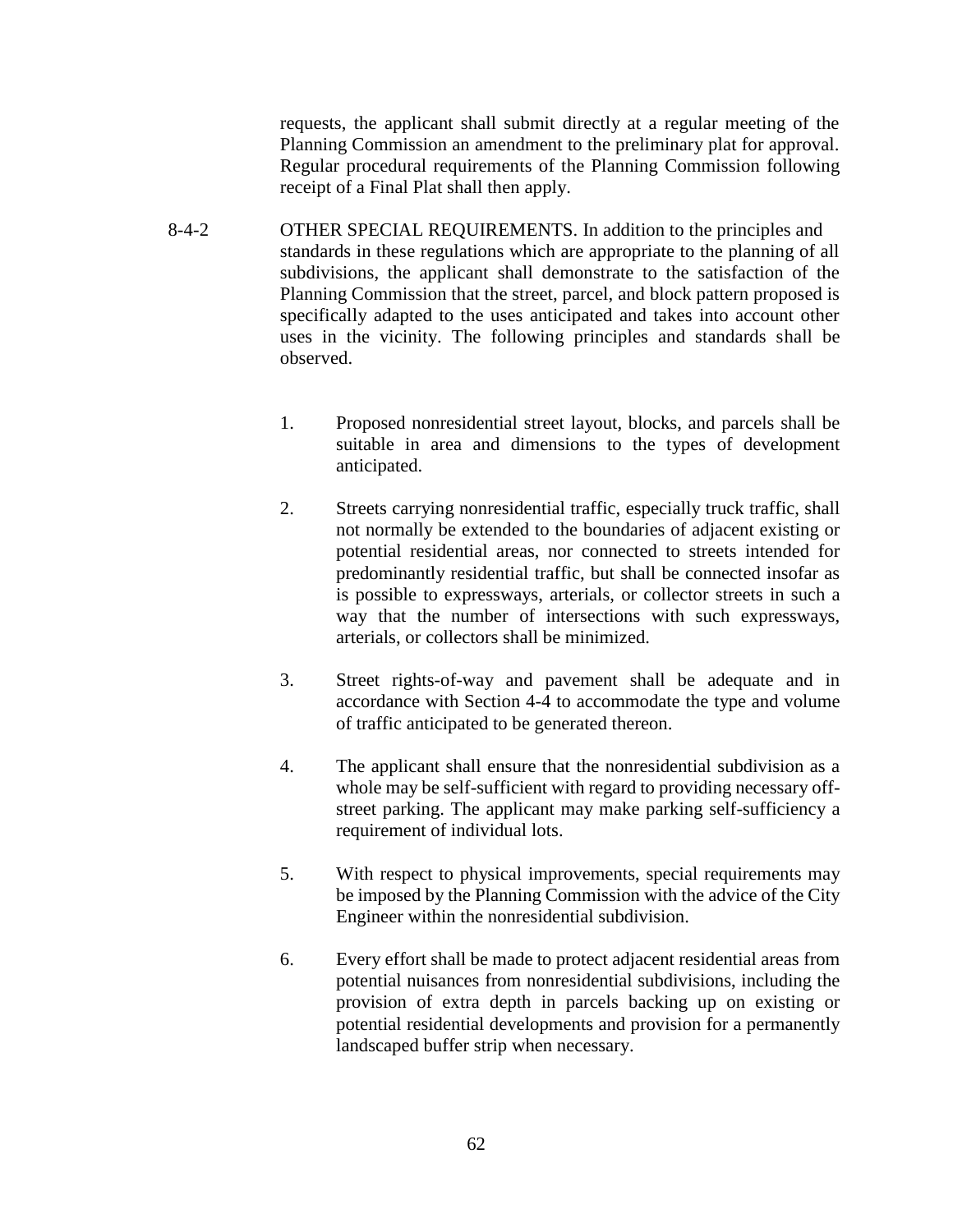requests, the applicant shall submit directly at a regular meeting of the Planning Commission an amendment to the preliminary plat for approval. Regular procedural requirements of the Planning Commission following receipt of a Final Plat shall then apply.

8-4-2 OTHER SPECIAL REQUIREMENTS. In addition to the principles and standards in these regulations which are appropriate to the planning of all subdivisions, the applicant shall demonstrate to the satisfaction of the Planning Commission that the street, parcel, and block pattern proposed is specifically adapted to the uses anticipated and takes into account other uses in the vicinity. The following principles and standards shall be observed.

1. Proposed nonresidential street layout, blocks, and parcels shall be suitable in area and dimensions to the types of development anticipated.

2. Streets carrying nonresidential traffic, especially truck traffic, shall not normally be extended to the boundaries of adjacent existing or potential residential areas, nor connected to streets intended for predominantly residential traffic, but shall be connected insofar as is possible to expressways, arterials, or collector streets in such a way that the number of intersections with such expressways, arterials, or collectors shall be minimized.

3. Street rights-of-way and pavement shall be adequate and in accordance with Section 4-4 to accommodate the type and volume of traffic anticipated to be generated thereon.

4. The applicant shall ensure that the nonresidential subdivision as a whole may be self-sufficient with regard to providing necessary off-street parking. The applicant may make parking self-sufficiency a requirement of individual lots.

5. With respect to physical improvements, special requirements may be imposed by the Planning Commission with the advice of the City Engineer within the nonresidential subdivision.

6. Every effort shall be made to protect adjacent residential areas from potential nuisances from nonresidential subdivisions, including the provision of extra depth in parcels backing up on existing or potential residential developments and provision for a permanently landscaped buffer strip when necessary.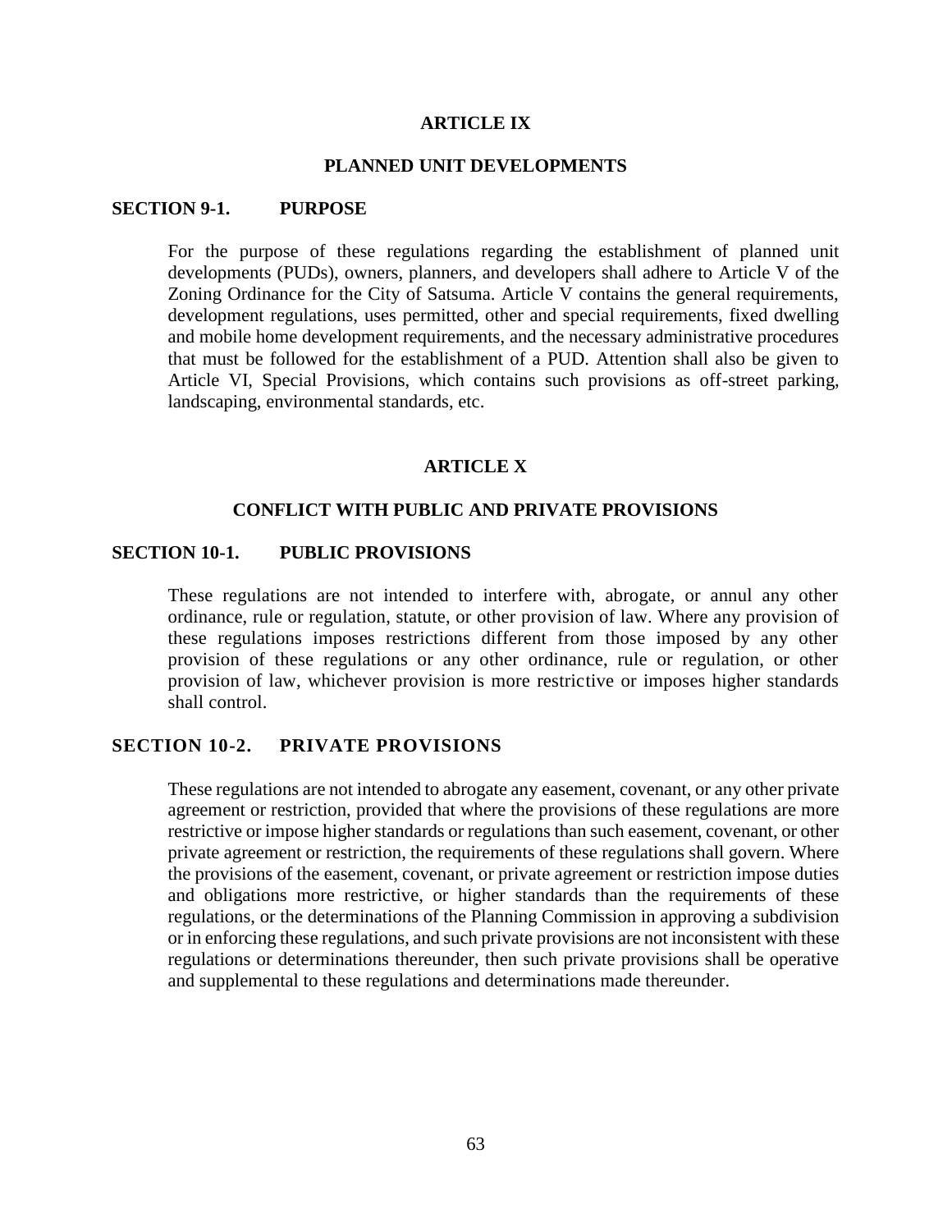# ARTICLE IX

## PLANNED UNIT DEVELOPMENTS

### SECTION 9-1. PURPOSE

For the purpose of these regulations regarding the establishment of planned unit developments (PUDs), owners, planners, and developers shall adhere to Article V of the Zoning Ordinance for the City of Satsuma. Article V contains the general requirements, development regulations, uses permitted, other and special requirements, fixed dwelling and mobile home development requirements, and the necessary administrative procedures that must be followed for the establishment of a PUD. Attention shall also be given to Article VI, Special Provisions, which contains such provisions as off-street parking, landscaping, environmental standards, etc.

# ARTICLE X

## CONFLICT WITH PUBLIC AND PRIVATE PROVISIONS

### SECTION 10-1. PUBLIC PROVISIONS

These regulations are not intended to interfere with, abrogate, or annul any other ordinance, rule or regulation, statute, or other provision of law. Where any provision of these regulations imposes restrictions different from those imposed by any other provision of these regulations or any other ordinance, rule or regulation, or other provision of law, whichever provision is more restrictive or imposes higher standards shall control.

### SECTION 10-2. PRIVATE PROVISIONS

These regulations are not intended to abrogate any easement, covenant, or any other private agreement or restriction, provided that where the provisions of these regulations are more restrictive or impose higher standards or regulations than such easement, covenant, or other private agreement or restriction, the requirements of these regulations shall govern. Where the provisions of the easement, covenant, or private agreement or restriction impose duties and obligations more restrictive, or higher standards than the requirements of these regulations, or the determinations of the Planning Commission in approving a subdivision or in enforcing these regulations, and such private provisions are not inconsistent with these regulations or determinations thereunder, then such private provisions shall be operative and supplemental to these regulations and determinations made thereunder.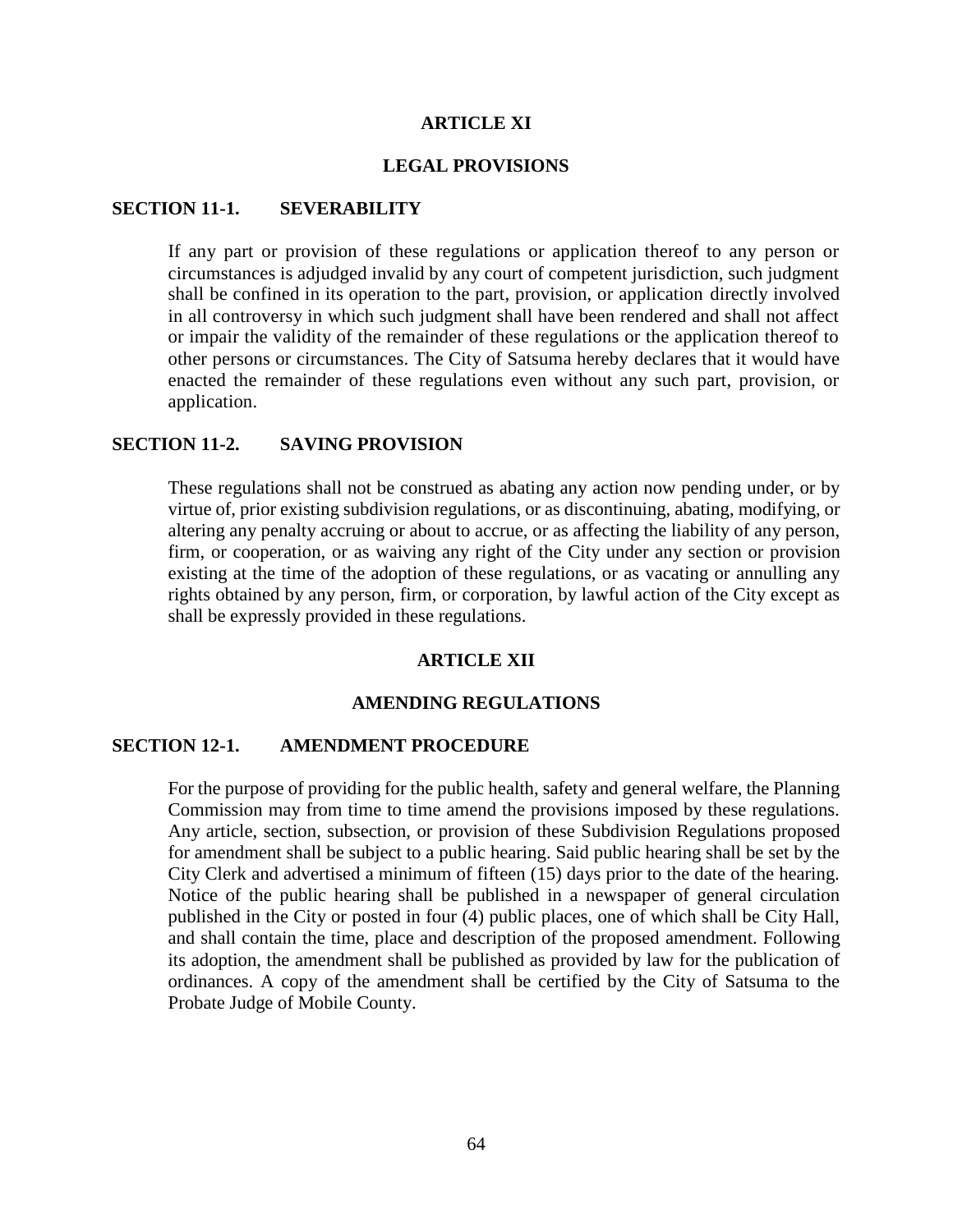## ARTICLE XI

## LEGAL PROVISIONS

### SECTION 11-1. SEVERABILITY

If any part or provision of these regulations or application thereof to any person or circumstances is adjudged invalid by any court of competent jurisdiction, such judgment shall be confined in its operation to the part, provision, or application directly involved in all controversy in which such judgment shall have been rendered and shall not affect or impair the validity of the remainder of these regulations or the application thereof to other persons or circumstances. The City of Satsuma hereby declares that it would have enacted the remainder of these regulations even without any such part, provision, or application.

### SECTION 11-2. SAVING PROVISION

These regulations shall not be construed as abating any action now pending under, or by virtue of, prior existing subdivision regulations, or as discontinuing, abating, modifying, or altering any penalty accruing or about to accrue, or as affecting the liability of any person, firm, or cooperation, or as waiving any right of the City under any section or provision existing at the time of the adoption of these regulations, or as vacating or annulling any rights obtained by any person, firm, or corporation, by lawful action of the City except as shall be expressly provided in these regulations.

## ARTICLE XII

## AMENDING REGULATIONS

### SECTION 12-1. AMENDMENT PROCEDURE

For the purpose of providing for the public health, safety and general welfare, the Planning Commission may from time to time amend the provisions imposed by these regulations. Any article, section, subsection, or provision of these Subdivision Regulations proposed for amendment shall be subject to a public hearing. Said public hearing shall be set by the City Clerk and advertised a minimum of fifteen (15) days prior to the date of the hearing. Notice of the public hearing shall be published in a newspaper of general circulation published in the City or posted in four (4) public places, one of which shall be City Hall, and shall contain the time, place and description of the proposed amendment. Following its adoption, the amendment shall be published as provided by law for the publication of ordinances. A copy of the amendment shall be certified by the City of Satsuma to the Probate Judge of Mobile County.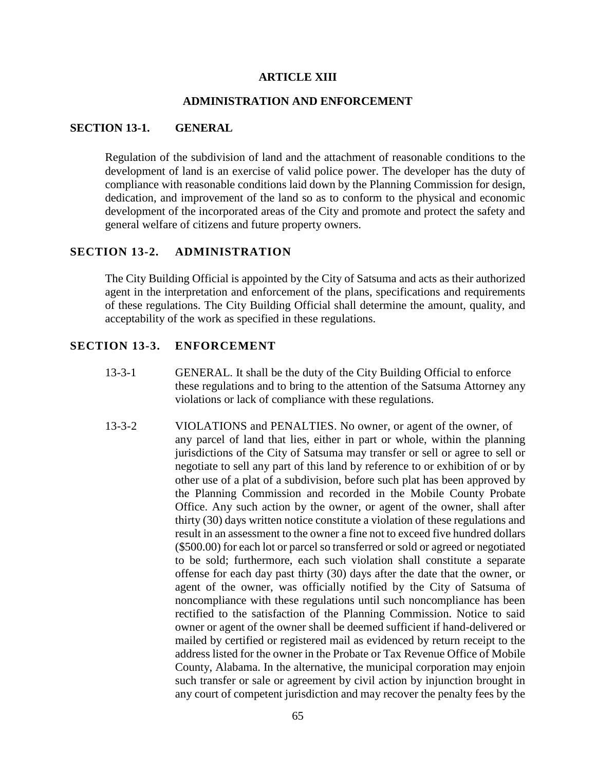# ARTICLE XIII

# ADMINISTRATION AND ENFORCEMENT

## SECTION 13-1. GENERAL

Regulation of the subdivision of land and the attachment of reasonable conditions to the development of land is an exercise of valid police power. The developer has the duty of compliance with reasonable conditions laid down by the Planning Commission for design, dedication, and improvement of the land so as to conform to the physical and economic development of the incorporated areas of the City and promote and protect the safety and general welfare of citizens and future property owners.

## SECTION 13-2. ADMINISTRATION

The City Building Official is appointed by the City of Satsuma and acts as their authorized agent in the interpretation and enforcement of the plans, specifications and requirements of these regulations. The City Building Official shall determine the amount, quality, and acceptability of the work as specified in these regulations.

## SECTION 13-3. ENFORCEMENT

13-3-1 GENERAL. It shall be the duty of the City Building Official to enforce these regulations and to bring to the attention of the Satsuma Attorney any violations or lack of compliance with these regulations.

13-3-2 VIOLATIONS and PENALTIES. No owner, or agent of the owner, of any parcel of land that lies, either in part or whole, within the planning jurisdictions of the City of Satsuma may transfer or sell or agree to sell or negotiate to sell any part of this land by reference to or exhibition of or by other use of a plat of a subdivision, before such plat has been approved by the Planning Commission and recorded in the Mobile County Probate Office. Any such action by the owner, or agent of the owner, shall after thirty (30) days written notice constitute a violation of these regulations and result in an assessment to the owner a fine not to exceed five hundred dollars ($500.00) for each lot or parcel so transferred or sold or agreed or negotiated to be sold; furthermore, each such violation shall constitute a separate offense for each day past thirty (30) days after the date that the owner, or agent of the owner, was officially notified by the City of Satsuma of noncompliance with these regulations until such noncompliance has been rectified to the satisfaction of the Planning Commission. Notice to said owner or agent of the owner shall be deemed sufficient if hand-delivered or mailed by certified or registered mail as evidenced by return receipt to the address listed for the owner in the Probate or Tax Revenue Office of Mobile County, Alabama. In the alternative, the municipal corporation may enjoin such transfer or sale or agreement by civil action by injunction brought in any court of competent jurisdiction and may recover the penalty fees by the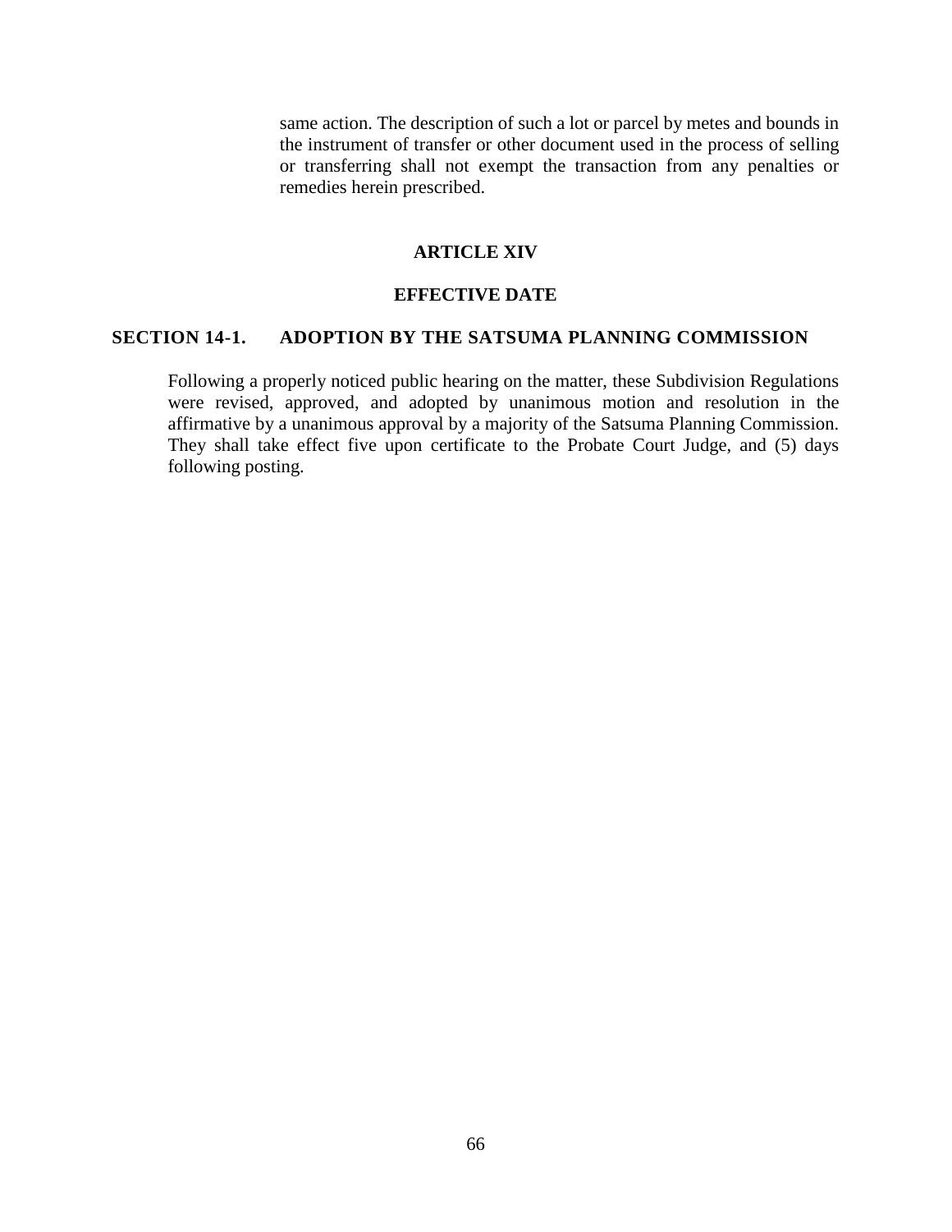same action. The description of such a lot or parcel by metes and bounds in the instrument of transfer or other document used in the process of selling or transferring shall not exempt the transaction from any penalties or remedies herein prescribed.

## ARTICLE XIV

## EFFECTIVE DATE

### SECTION 14-1. ADOPTION BY THE SATSUMA PLANNING COMMISSION

Following a properly noticed public hearing on the matter, these Subdivision Regulations were revised, approved, and adopted by unanimous motion and resolution in the affirmative by a unanimous approval by a majority of the Satsuma Planning Commission. They shall take effect five upon certificate to the Probate Court Judge, and (5) days following posting.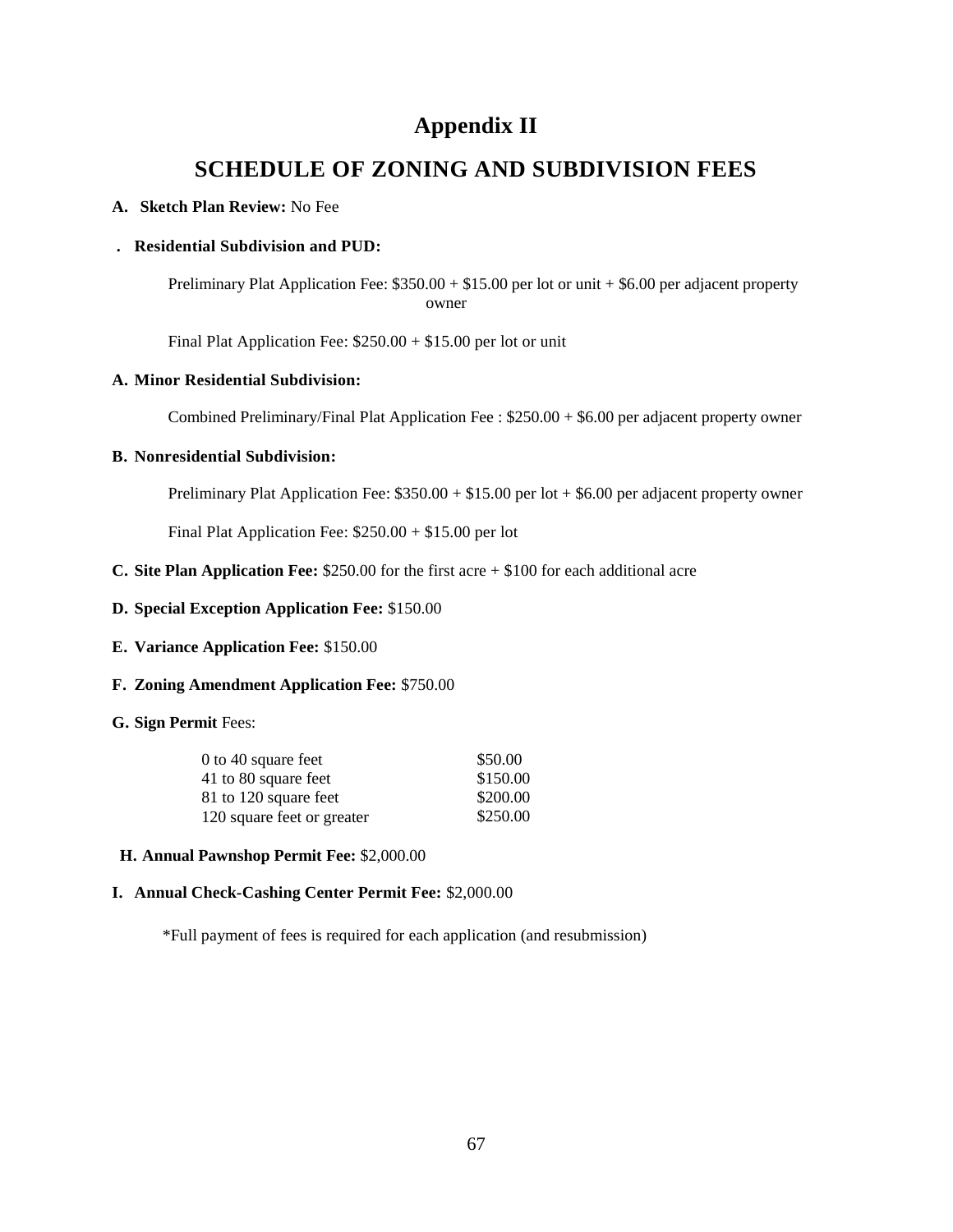# Appendix II

## SCHEDULE OF ZONING AND SUBDIVISION FEES

**A. Sketch Plan Review:** No Fee

**. Residential Subdivision and PUD:**

Preliminary Plat Application Fee: $350.00 + $15.00 per lot or unit + $6.00 per adjacent property owner

Final Plat Application Fee: $250.00 + $15.00 per lot or unit

**A. Minor Residential Subdivision:**

Combined Preliminary/Final Plat Application Fee : $250.00 + $6.00 per adjacent property owner

**B. Nonresidential Subdivision:**

Preliminary Plat Application Fee: $350.00 + $15.00 per lot + $6.00 per adjacent property owner

Final Plat Application Fee: $250.00 + $15.00 per lot

**C. Site Plan Application Fee:** $250.00 for the first acre + $100 for each additional acre

**D. Special Exception Application Fee:** $150.00

**E. Variance Application Fee:** $150.00

**F. Zoning Amendment Application Fee:** $750.00

**G. Sign Permit** Fees:

| | |
|---|---|
| 0 to 40 square feet | $50.00 |
| 41 to 80 square feet | $150.00 |
| 81 to 120 square feet | $200.00 |
| 120 square feet or greater | $250.00 |

**H. Annual Pawnshop Permit Fee:** $2,000.00

**I. Annual Check-Cashing Center Permit Fee:** $2,000.00

*Full payment of fees is required for each application (and resubmission)